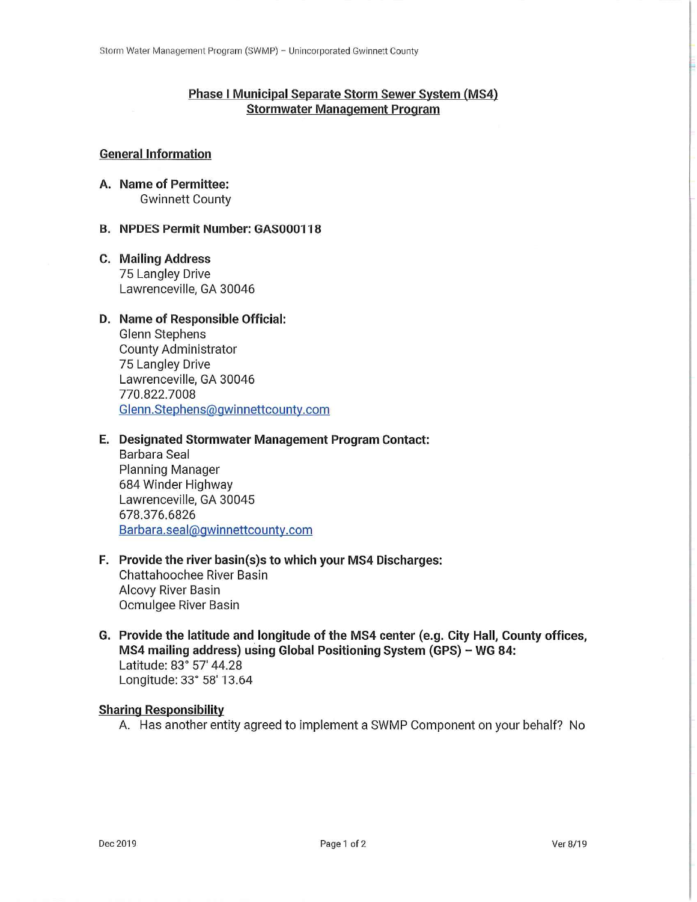# Phase I Municipal Separate Storm Sewer System (MS4) Stormwater Management Program

## General Information

**A. Name of Permittee:**
Gwinnett County

**B. NPDES Permit Number: GAS000118**

**C. Mailing Address**
75 Langley Drive
Lawrenceville, GA 30046

**D. Name of Responsible Official:**
Glenn Stephens
County Administrator
75 Langley Drive
Lawrenceville, GA 30046
770.822.7008
Glenn.Stephens@gwinnettcounty.com

**E. Designated Stormwater Management Program Contact:**
Barbara Seal
Planning Manager
684 Winder Highway
Lawrenceville, GA 30045
678.376.6826
Barbara.seal@gwinnettcounty.com

**F. Provide the river basin(s)s to which your MS4 Discharges:**
Chattahoochee River Basin
Alcovy River Basin
Ocmulgee River Basin

**G. Provide the latitude and longitude of the MS4 center (e.g. City Hall, County offices, MS4 mailing address) using Global Positioning System (GPS) – WG 84:**
Latitude: 83° 57' 44.28
Longitude: 33° 58' 13.64

## Sharing Responsibility

A. Has another entity agreed to implement a SWMP Component on your behalf? No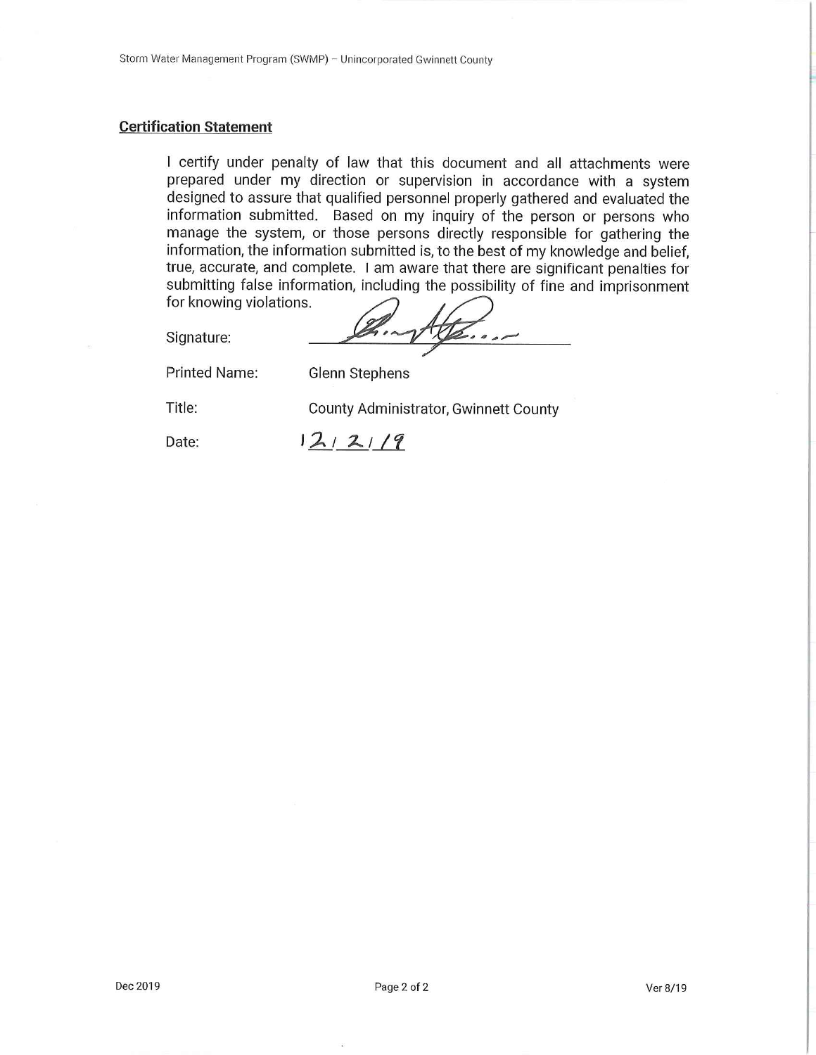## Certification Statement

I certify under penalty of law that this document and all attachments were prepared under my direction or supervision in accordance with a system designed to assure that qualified personnel properly gathered and evaluated the information submitted. Based on my inquiry of the person or persons who manage the system, or those persons directly responsible for gathering the information, the information submitted is, to the best of my knowledge and belief, true, accurate, and complete. I am aware that there are significant penalties for submitting false information, including the possibility of fine and imprisonment for knowing violations.

Signature: ______________________

Printed Name: Glenn Stephens

Title: County Administrator, Gwinnett County

Date: 12/2/19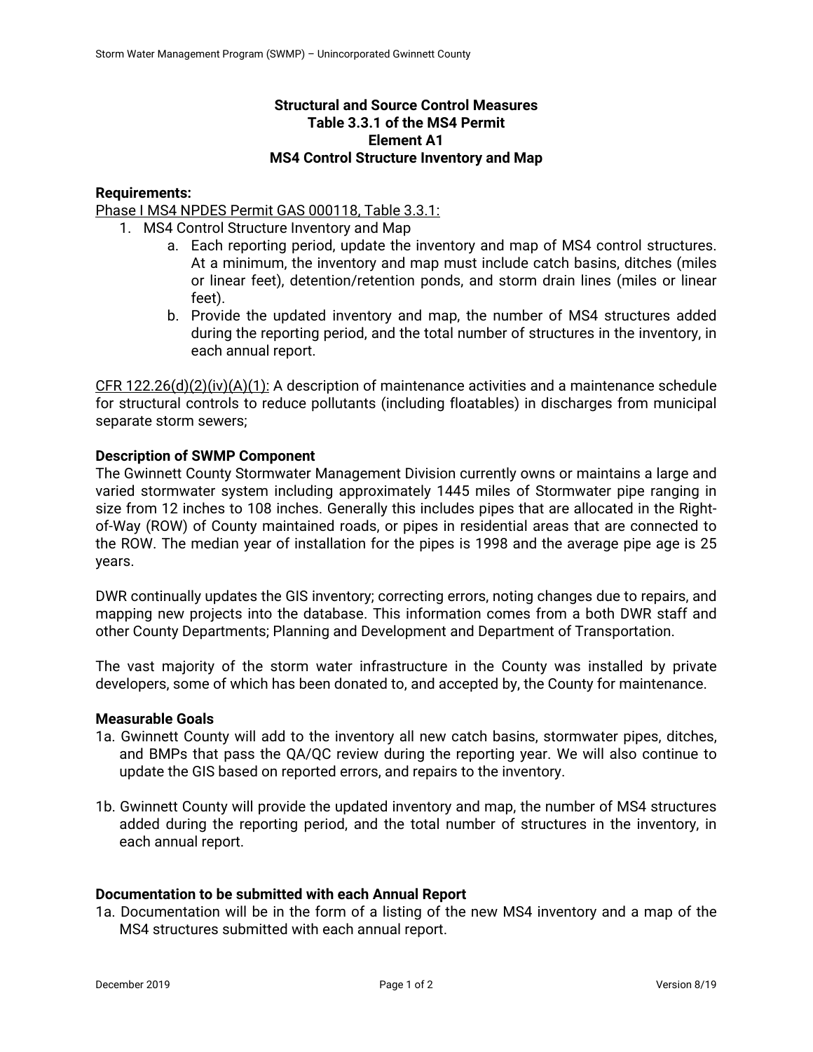**Structural and Source Control Measures**
**Table 3.3.1 of the MS4 Permit**
**Element A1**
**MS4 Control Structure Inventory and Map**

**Requirements:**

Phase I MS4 NPDES Permit GAS 000118, Table 3.3.1:

1. MS4 Control Structure Inventory and Map
   a. Each reporting period, update the inventory and map of MS4 control structures. At a minimum, the inventory and map must include catch basins, ditches (miles or linear feet), detention/retention ponds, and storm drain lines (miles or linear feet).
   b. Provide the updated inventory and map, the number of MS4 structures added during the reporting period, and the total number of structures in the inventory, in each annual report.

CFR 122.26(d)(2)(iv)(A)(1): A description of maintenance activities and a maintenance schedule for structural controls to reduce pollutants (including floatables) in discharges from municipal separate storm sewers;

**Description of SWMP Component**

The Gwinnett County Stormwater Management Division currently owns or maintains a large and varied stormwater system including approximately 1445 miles of Stormwater pipe ranging in size from 12 inches to 108 inches. Generally this includes pipes that are allocated in the Right-of-Way (ROW) of County maintained roads, or pipes in residential areas that are connected to the ROW. The median year of installation for the pipes is 1998 and the average pipe age is 25 years.

DWR continually updates the GIS inventory; correcting errors, noting changes due to repairs, and mapping new projects into the database. This information comes from a both DWR staff and other County Departments; Planning and Development and Department of Transportation.

The vast majority of the storm water infrastructure in the County was installed by private developers, some of which has been donated to, and accepted by, the County for maintenance.

**Measurable Goals**

1a. Gwinnett County will add to the inventory all new catch basins, stormwater pipes, ditches, and BMPs that pass the QA/QC review during the reporting year. We will also continue to update the GIS based on reported errors, and repairs to the inventory.

1b. Gwinnett County will provide the updated inventory and map, the number of MS4 structures added during the reporting period, and the total number of structures in the inventory, in each annual report.

**Documentation to be submitted with each Annual Report**

1a. Documentation will be in the form of a listing of the new MS4 inventory and a map of the MS4 structures submitted with each annual report.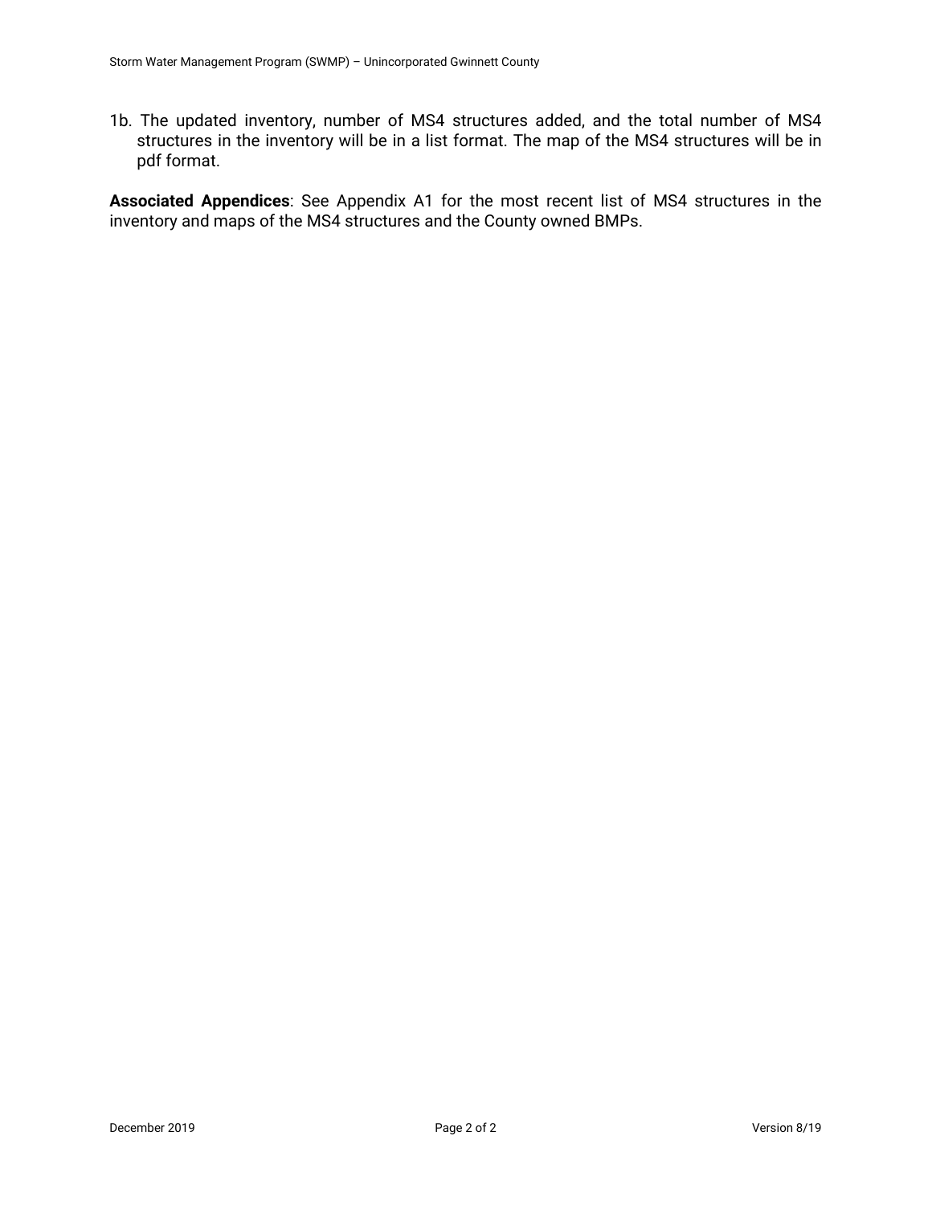1b. The updated inventory, number of MS4 structures added, and the total number of MS4 structures in the inventory will be in a list format. The map of the MS4 structures will be in pdf format.

**Associated Appendices**: See Appendix A1 for the most recent list of MS4 structures in the inventory and maps of the MS4 structures and the County owned BMPs.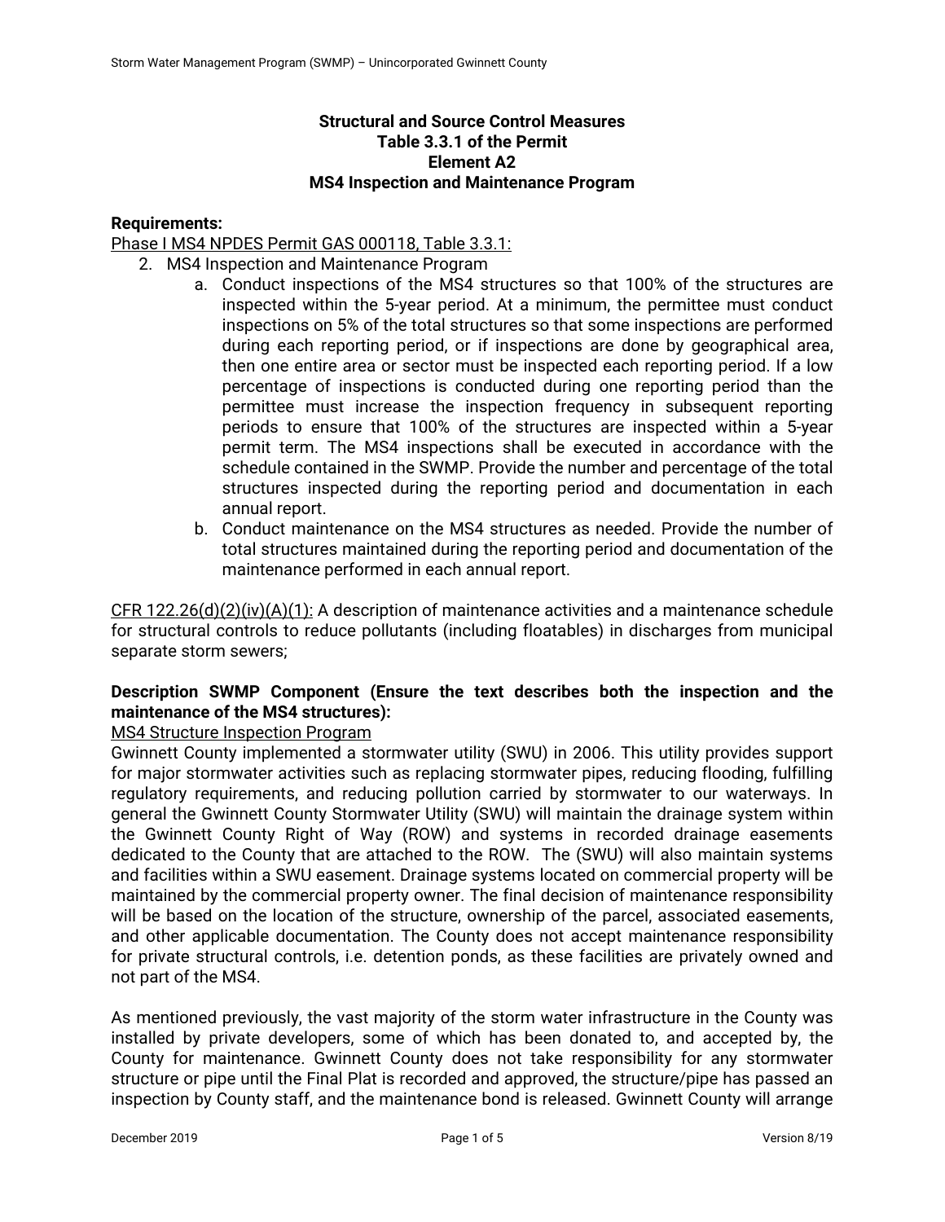**Structural and Source Control Measures**
**Table 3.3.1 of the Permit**
**Element A2**
**MS4 Inspection and Maintenance Program**

**Requirements:**

Phase I MS4 NPDES Permit GAS 000118, Table 3.3.1:

2. MS4 Inspection and Maintenance Program
    a. Conduct inspections of the MS4 structures so that 100% of the structures are inspected within the 5-year period. At a minimum, the permittee must conduct inspections on 5% of the total structures so that some inspections are performed during each reporting period, or if inspections are done by geographical area, then one entire area or sector must be inspected each reporting period. If a low percentage of inspections is conducted during one reporting period than the permittee must increase the inspection frequency in subsequent reporting periods to ensure that 100% of the structures are inspected within a 5-year permit term. The MS4 inspections shall be executed in accordance with the schedule contained in the SWMP. Provide the number and percentage of the total structures inspected during the reporting period and documentation in each annual report.
    b. Conduct maintenance on the MS4 structures as needed. Provide the number of total structures maintained during the reporting period and documentation of the maintenance performed in each annual report.

CFR 122.26(d)(2)(iv)(A)(1): A description of maintenance activities and a maintenance schedule for structural controls to reduce pollutants (including floatables) in discharges from municipal separate storm sewers;

**Description SWMP Component (Ensure the text describes both the inspection and the maintenance of the MS4 structures):**

MS4 Structure Inspection Program

Gwinnett County implemented a stormwater utility (SWU) in 2006. This utility provides support for major stormwater activities such as replacing stormwater pipes, reducing flooding, fulfilling regulatory requirements, and reducing pollution carried by stormwater to our waterways. In general the Gwinnett County Stormwater Utility (SWU) will maintain the drainage system within the Gwinnett County Right of Way (ROW) and systems in recorded drainage easements dedicated to the County that are attached to the ROW. The (SWU) will also maintain systems and facilities within a SWU easement. Drainage systems located on commercial property will be maintained by the commercial property owner. The final decision of maintenance responsibility will be based on the location of the structure, ownership of the parcel, associated easements, and other applicable documentation. The County does not accept maintenance responsibility for private structural controls, i.e. detention ponds, as these facilities are privately owned and not part of the MS4.

As mentioned previously, the vast majority of the storm water infrastructure in the County was installed by private developers, some of which has been donated to, and accepted by, the County for maintenance. Gwinnett County does not take responsibility for any stormwater structure or pipe until the Final Plat is recorded and approved, the structure/pipe has passed an inspection by County staff, and the maintenance bond is released. Gwinnett County will arrange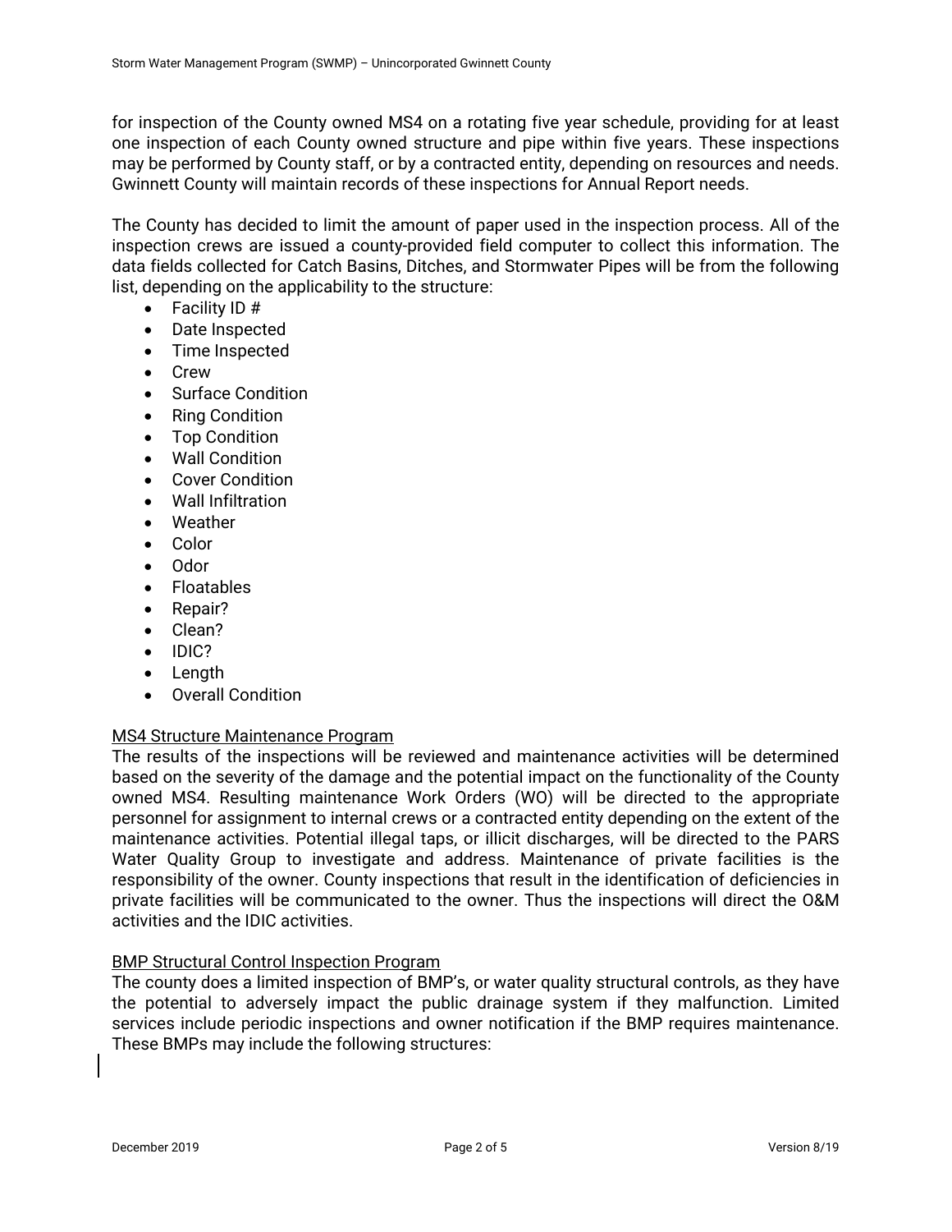for inspection of the County owned MS4 on a rotating five year schedule, providing for at least one inspection of each County owned structure and pipe within five years. These inspections may be performed by County staff, or by a contracted entity, depending on resources and needs. Gwinnett County will maintain records of these inspections for Annual Report needs.

The County has decided to limit the amount of paper used in the inspection process. All of the inspection crews are issued a county-provided field computer to collect this information. The data fields collected for Catch Basins, Ditches, and Stormwater Pipes will be from the following list, depending on the applicability to the structure:

- Facility ID #
- Date Inspected
- Time Inspected
- Crew
- Surface Condition
- Ring Condition
- Top Condition
- Wall Condition
- Cover Condition
- Wall Infiltration
- Weather
- Color
- Odor
- Floatables
- Repair?
- Clean?
- IDIC?
- Length
- Overall Condition

MS4 Structure Maintenance Program

The results of the inspections will be reviewed and maintenance activities will be determined based on the severity of the damage and the potential impact on the functionality of the County owned MS4. Resulting maintenance Work Orders (WO) will be directed to the appropriate personnel for assignment to internal crews or a contracted entity depending on the extent of the maintenance activities. Potential illegal taps, or illicit discharges, will be directed to the PARS Water Quality Group to investigate and address. Maintenance of private facilities is the responsibility of the owner. County inspections that result in the identification of deficiencies in private facilities will be communicated to the owner. Thus the inspections will direct the O&M activities and the IDIC activities.

BMP Structural Control Inspection Program

The county does a limited inspection of BMP's, or water quality structural controls, as they have the potential to adversely impact the public drainage system if they malfunction. Limited services include periodic inspections and owner notification if the BMP requires maintenance. These BMPs may include the following structures: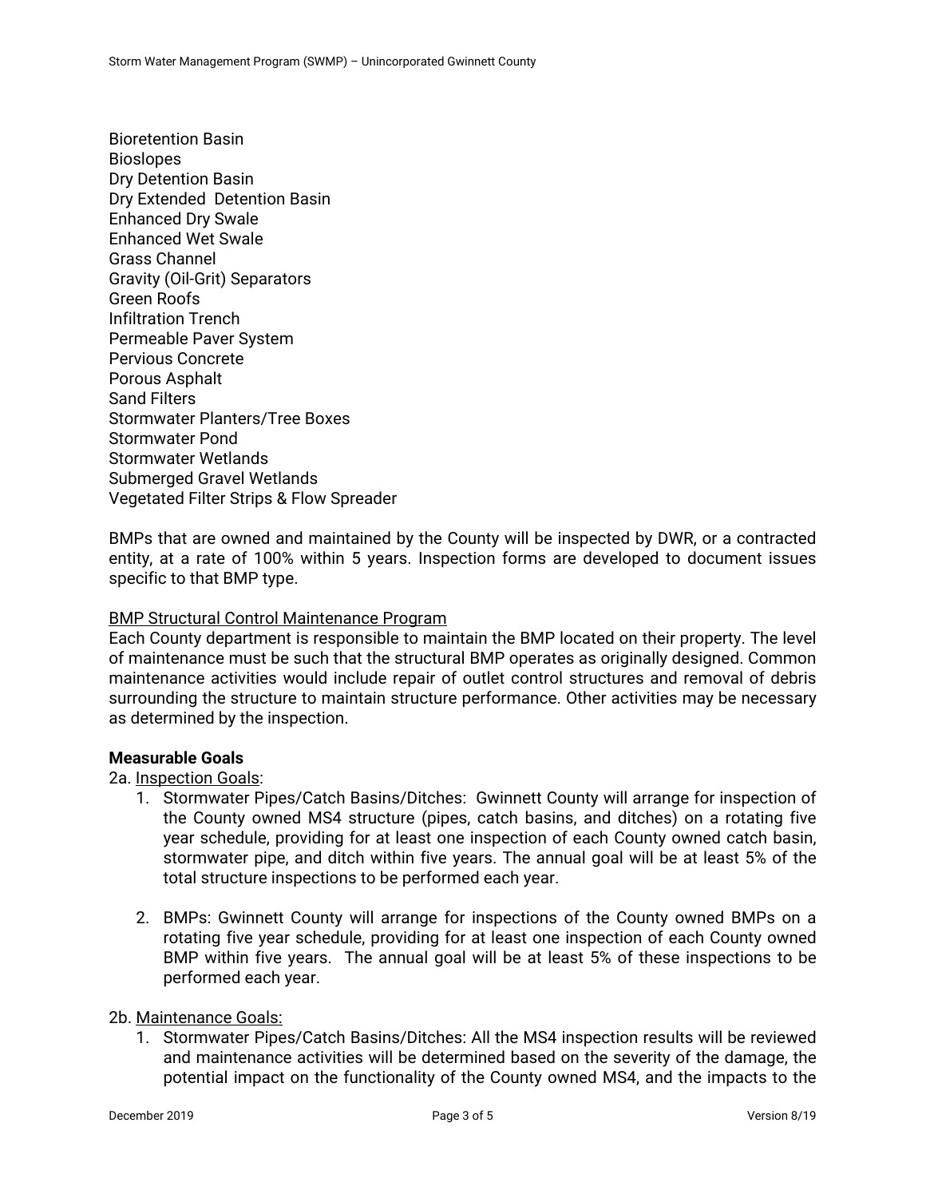Bioretention Basin
Bioslopes
Dry Detention Basin
Dry Extended Detention Basin
Enhanced Dry Swale
Enhanced Wet Swale
Grass Channel
Gravity (Oil-Grit) Separators
Green Roofs
Infiltration Trench
Permeable Paver System
Pervious Concrete
Porous Asphalt
Sand Filters
Stormwater Planters/Tree Boxes
Stormwater Pond
Stormwater Wetlands
Submerged Gravel Wetlands
Vegetated Filter Strips & Flow Spreader

BMPs that are owned and maintained by the County will be inspected by DWR, or a contracted entity, at a rate of 100% within 5 years. Inspection forms are developed to document issues specific to that BMP type.

<u>BMP Structural Control Maintenance Program</u>

Each County department is responsible to maintain the BMP located on their property. The level of maintenance must be such that the structural BMP operates as originally designed. Common maintenance activities would include repair of outlet control structures and removal of debris surrounding the structure to maintain structure performance. Other activities may be necessary as determined by the inspection.

**Measurable Goals**

2a. <u>Inspection Goals</u>:

1. Stormwater Pipes/Catch Basins/Ditches: Gwinnett County will arrange for inspection of the County owned MS4 structure (pipes, catch basins, and ditches) on a rotating five year schedule, providing for at least one inspection of each County owned catch basin, stormwater pipe, and ditch within five years. The annual goal will be at least 5% of the total structure inspections to be performed each year.

2. BMPs: Gwinnett County will arrange for inspections of the County owned BMPs on a rotating five year schedule, providing for at least one inspection of each County owned BMP within five years. The annual goal will be at least 5% of these inspections to be performed each year.

2b. <u>Maintenance Goals:</u>

1. Stormwater Pipes/Catch Basins/Ditches: All the MS4 inspection results will be reviewed and maintenance activities will be determined based on the severity of the damage, the potential impact on the functionality of the County owned MS4, and the impacts to the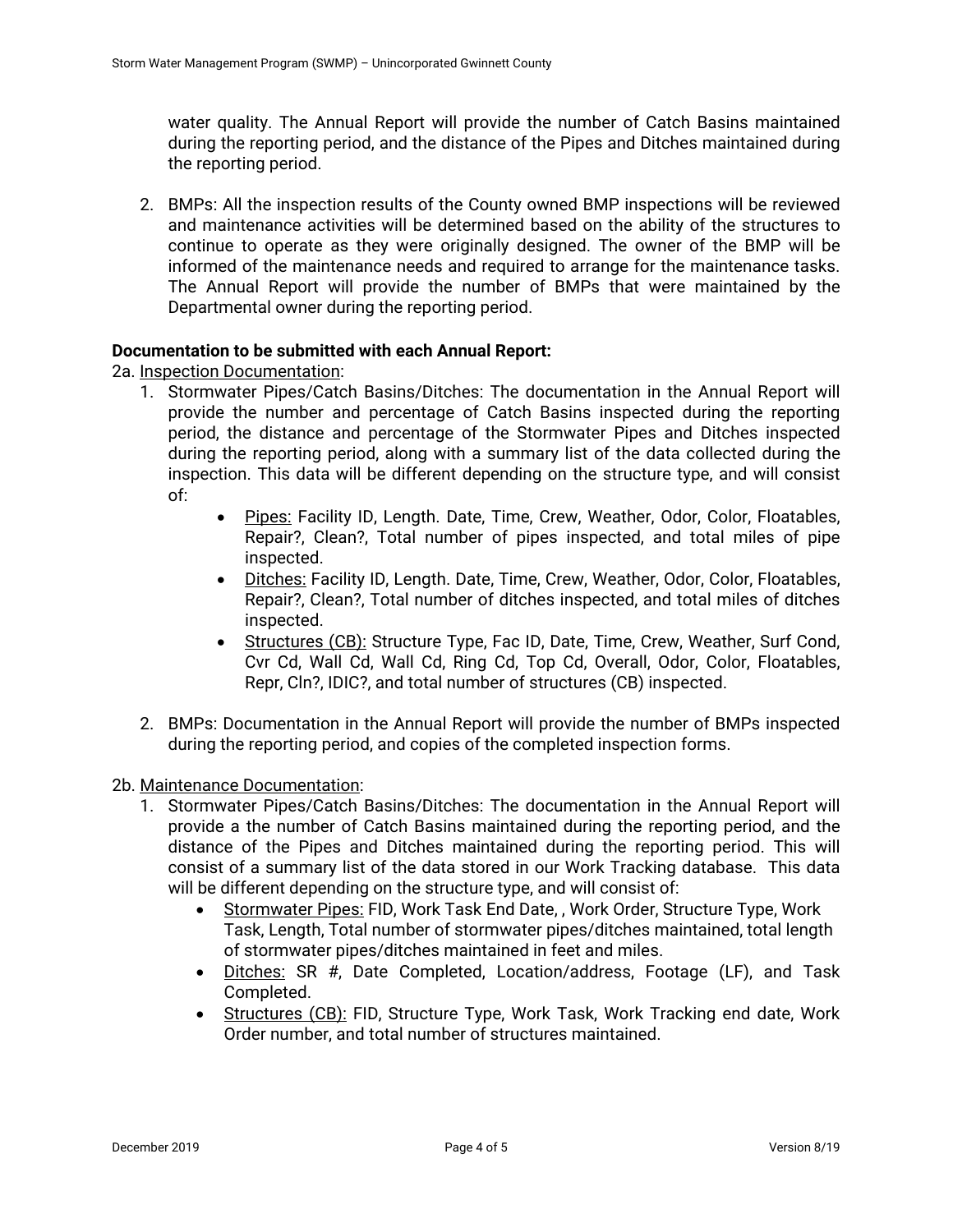water quality. The Annual Report will provide the number of Catch Basins maintained during the reporting period, and the distance of the Pipes and Ditches maintained during the reporting period.

2. BMPs: All the inspection results of the County owned BMP inspections will be reviewed and maintenance activities will be determined based on the ability of the structures to continue to operate as they were originally designed. The owner of the BMP will be informed of the maintenance needs and required to arrange for the maintenance tasks. The Annual Report will provide the number of BMPs that were maintained by the Departmental owner during the reporting period.

**Documentation to be submitted with each Annual Report:**

2a. Inspection Documentation:

1. Stormwater Pipes/Catch Basins/Ditches: The documentation in the Annual Report will provide the number and percentage of Catch Basins inspected during the reporting period, the distance and percentage of the Stormwater Pipes and Ditches inspected during the reporting period, along with a summary list of the data collected during the inspection. This data will be different depending on the structure type, and will consist of:
   - Pipes: Facility ID, Length. Date, Time, Crew, Weather, Odor, Color, Floatables, Repair?, Clean?, Total number of pipes inspected, and total miles of pipe inspected.
   - Ditches: Facility ID, Length. Date, Time, Crew, Weather, Odor, Color, Floatables, Repair?, Clean?, Total number of ditches inspected, and total miles of ditches inspected.
   - Structures (CB): Structure Type, Fac ID, Date, Time, Crew, Weather, Surf Cond, Cvr Cd, Wall Cd, Wall Cd, Ring Cd, Top Cd, Overall, Odor, Color, Floatables, Repr, Cln?, IDIC?, and total number of structures (CB) inspected.

2. BMPs: Documentation in the Annual Report will provide the number of BMPs inspected during the reporting period, and copies of the completed inspection forms.

2b. Maintenance Documentation:

1. Stormwater Pipes/Catch Basins/Ditches: The documentation in the Annual Report will provide a the number of Catch Basins maintained during the reporting period, and the distance of the Pipes and Ditches maintained during the reporting period. This will consist of a summary list of the data stored in our Work Tracking database. This data will be different depending on the structure type, and will consist of:
   - Stormwater Pipes: FID, Work Task End Date, , Work Order, Structure Type, Work Task, Length, Total number of stormwater pipes/ditches maintained, total length of stormwater pipes/ditches maintained in feet and miles.
   - Ditches: SR #, Date Completed, Location/address, Footage (LF), and Task Completed.
   - Structures (CB): FID, Structure Type, Work Task, Work Tracking end date, Work Order number, and total number of structures maintained.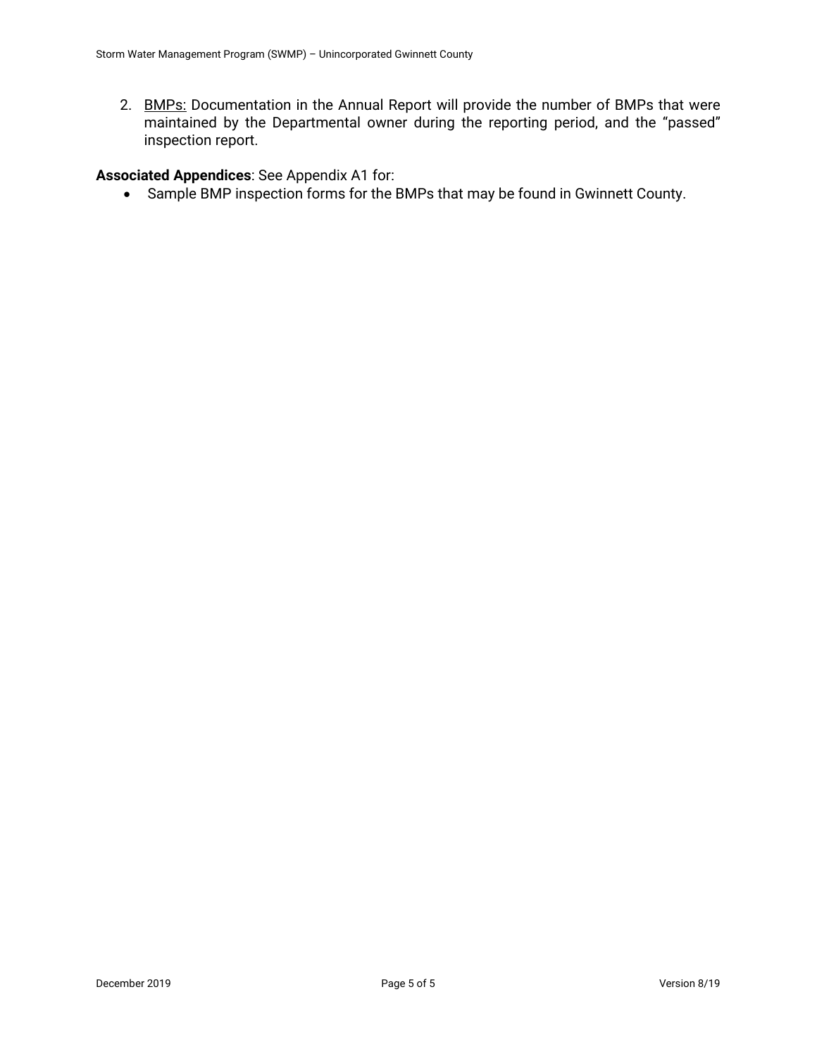2. <u>BMPs:</u> Documentation in the Annual Report will provide the number of BMPs that were maintained by the Departmental owner during the reporting period, and the "passed" inspection report.

**Associated Appendices**: See Appendix A1 for:

- Sample BMP inspection forms for the BMPs that may be found in Gwinnett County.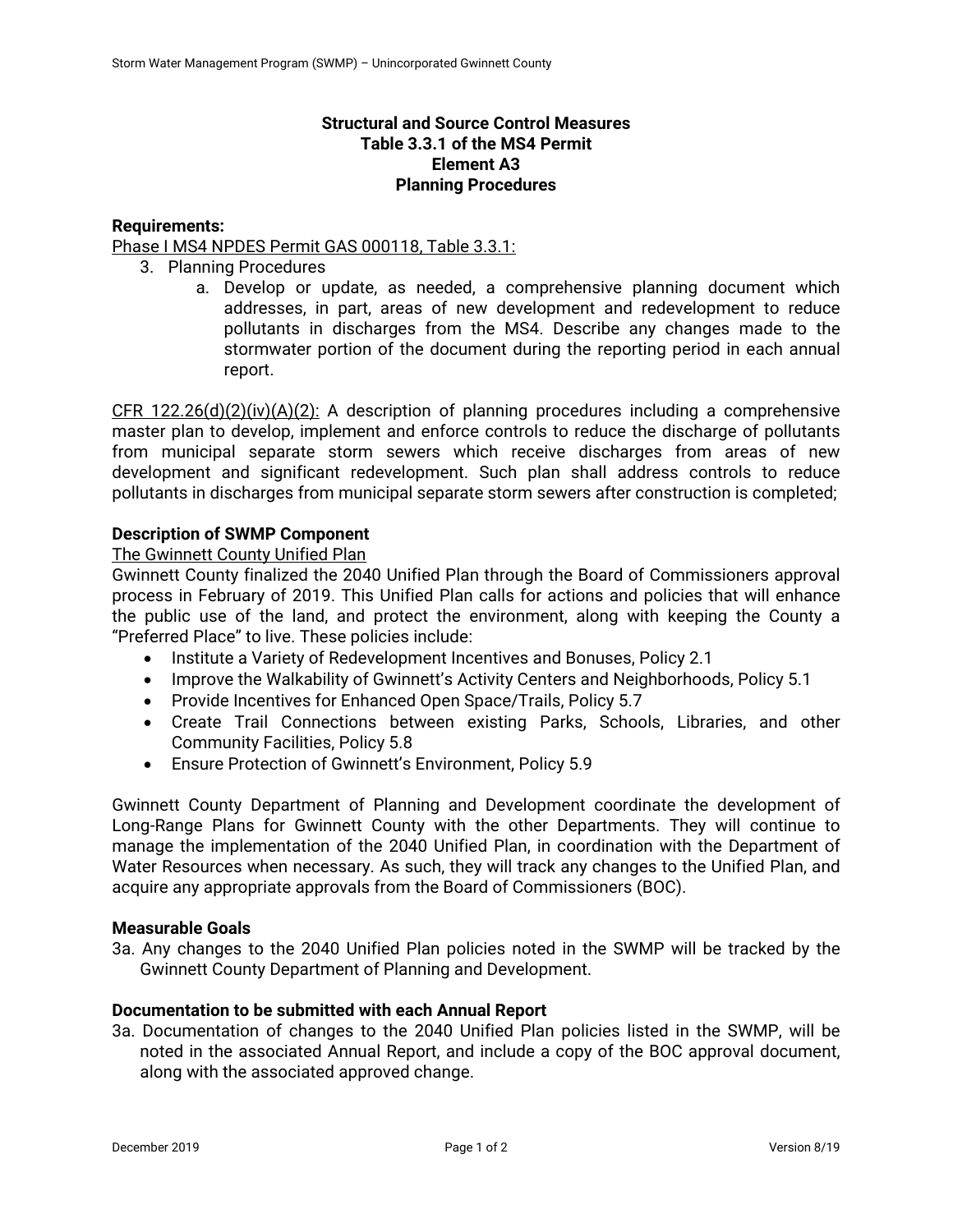**Structural and Source Control Measures**
**Table 3.3.1 of the MS4 Permit**
**Element A3**
**Planning Procedures**

**Requirements:**

Phase I MS4 NPDES Permit GAS 000118, Table 3.3.1:

3. Planning Procedures
   a. Develop or update, as needed, a comprehensive planning document which addresses, in part, areas of new development and redevelopment to reduce pollutants in discharges from the MS4. Describe any changes made to the stormwater portion of the document during the reporting period in each annual report.

CFR 122.26(d)(2)(iv)(A)(2): A description of planning procedures including a comprehensive master plan to develop, implement and enforce controls to reduce the discharge of pollutants from municipal separate storm sewers which receive discharges from areas of new development and significant redevelopment. Such plan shall address controls to reduce pollutants in discharges from municipal separate storm sewers after construction is completed;

**Description of SWMP Component**

The Gwinnett County Unified Plan

Gwinnett County finalized the 2040 Unified Plan through the Board of Commissioners approval process in February of 2019. This Unified Plan calls for actions and policies that will enhance the public use of the land, and protect the environment, along with keeping the County a "Preferred Place" to live. These policies include:

- Institute a Variety of Redevelopment Incentives and Bonuses, Policy 2.1
- Improve the Walkability of Gwinnett's Activity Centers and Neighborhoods, Policy 5.1
- Provide Incentives for Enhanced Open Space/Trails, Policy 5.7
- Create Trail Connections between existing Parks, Schools, Libraries, and other Community Facilities, Policy 5.8
- Ensure Protection of Gwinnett's Environment, Policy 5.9

Gwinnett County Department of Planning and Development coordinate the development of Long-Range Plans for Gwinnett County with the other Departments. They will continue to manage the implementation of the 2040 Unified Plan, in coordination with the Department of Water Resources when necessary. As such, they will track any changes to the Unified Plan, and acquire any appropriate approvals from the Board of Commissioners (BOC).

**Measurable Goals**

3a. Any changes to the 2040 Unified Plan policies noted in the SWMP will be tracked by the Gwinnett County Department of Planning and Development.

**Documentation to be submitted with each Annual Report**

3a. Documentation of changes to the 2040 Unified Plan policies listed in the SWMP, will be noted in the associated Annual Report, and include a copy of the BOC approval document, along with the associated approved change.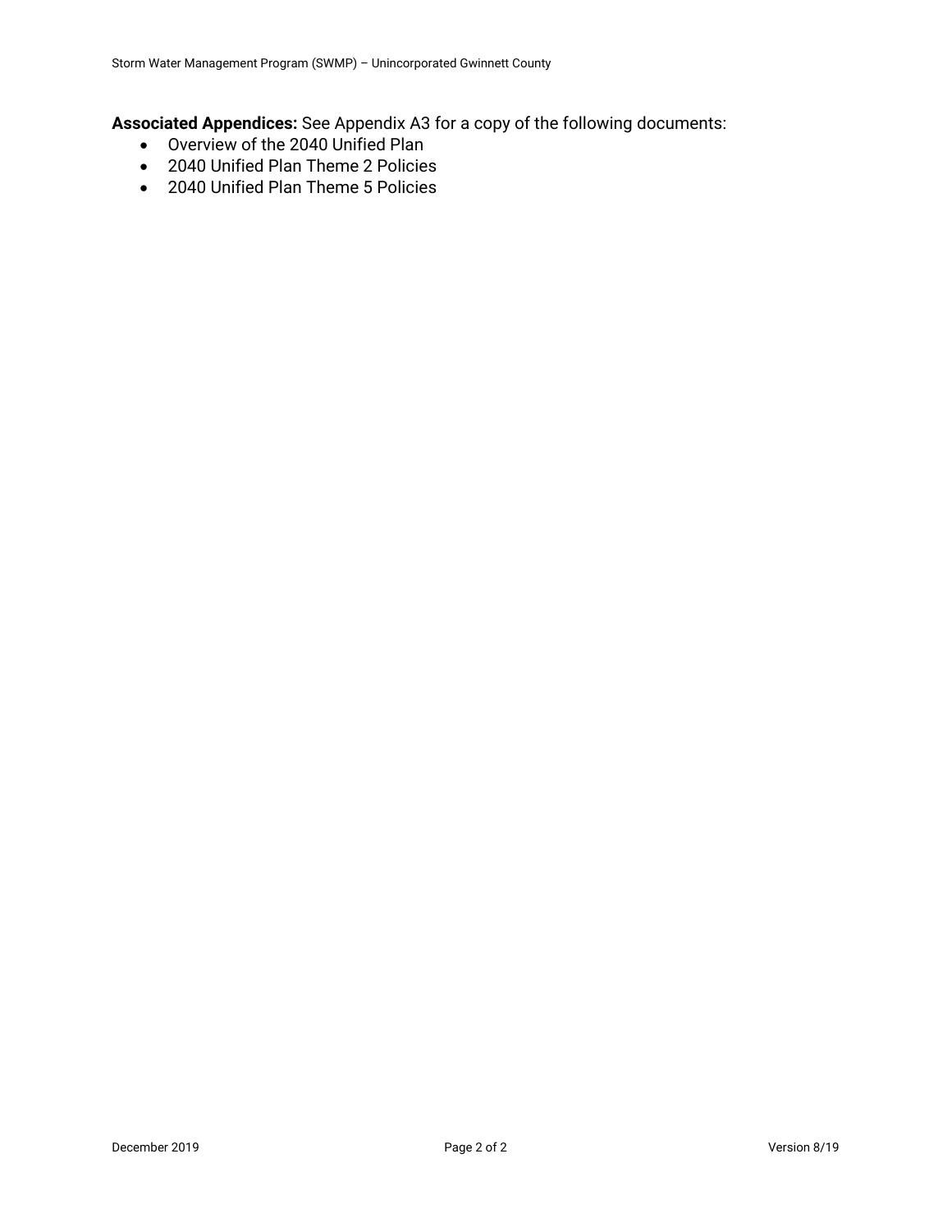**Associated Appendices:** See Appendix A3 for a copy of the following documents:

- Overview of the 2040 Unified Plan
- 2040 Unified Plan Theme 2 Policies
- 2040 Unified Plan Theme 5 Policies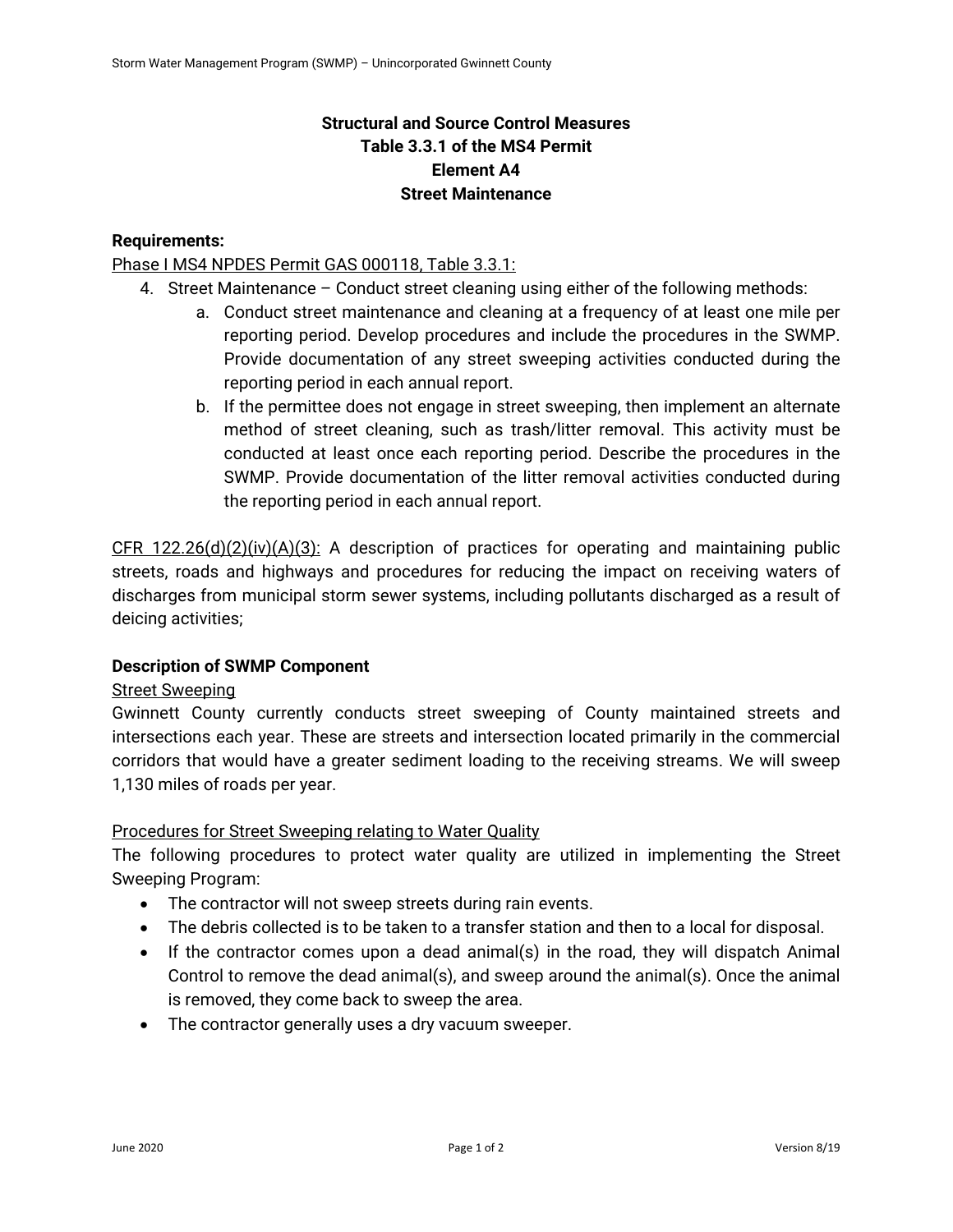**Structural and Source Control Measures**
**Table 3.3.1 of the MS4 Permit**
**Element A4**
**Street Maintenance**

**Requirements:**

Phase I MS4 NPDES Permit GAS 000118, Table 3.3.1:

4. Street Maintenance – Conduct street cleaning using either of the following methods:
   a. Conduct street maintenance and cleaning at a frequency of at least one mile per reporting period. Develop procedures and include the procedures in the SWMP. Provide documentation of any street sweeping activities conducted during the reporting period in each annual report.
   b. If the permittee does not engage in street sweeping, then implement an alternate method of street cleaning, such as trash/litter removal. This activity must be conducted at least once each reporting period. Describe the procedures in the SWMP. Provide documentation of the litter removal activities conducted during the reporting period in each annual report.

CFR 122.26(d)(2)(iv)(A)(3): A description of practices for operating and maintaining public streets, roads and highways and procedures for reducing the impact on receiving waters of discharges from municipal storm sewer systems, including pollutants discharged as a result of deicing activities;

**Description of SWMP Component**

Street Sweeping

Gwinnett County currently conducts street sweeping of County maintained streets and intersections each year. These are streets and intersection located primarily in the commercial corridors that would have a greater sediment loading to the receiving streams. We will sweep 1,130 miles of roads per year.

Procedures for Street Sweeping relating to Water Quality

The following procedures to protect water quality are utilized in implementing the Street Sweeping Program:

- The contractor will not sweep streets during rain events.
- The debris collected is to be taken to a transfer station and then to a local for disposal.
- If the contractor comes upon a dead animal(s) in the road, they will dispatch Animal Control to remove the dead animal(s), and sweep around the animal(s). Once the animal is removed, they come back to sweep the area.
- The contractor generally uses a dry vacuum sweeper.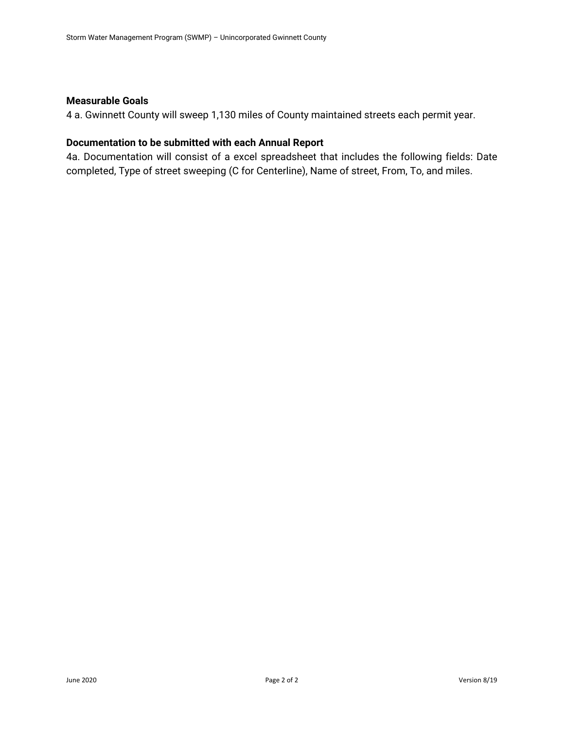**Measurable Goals**

4 a. Gwinnett County will sweep 1,130 miles of County maintained streets each permit year.

**Documentation to be submitted with each Annual Report**

4a. Documentation will consist of a excel spreadsheet that includes the following fields: Date completed, Type of street sweeping (C for Centerline), Name of street, From, To, and miles.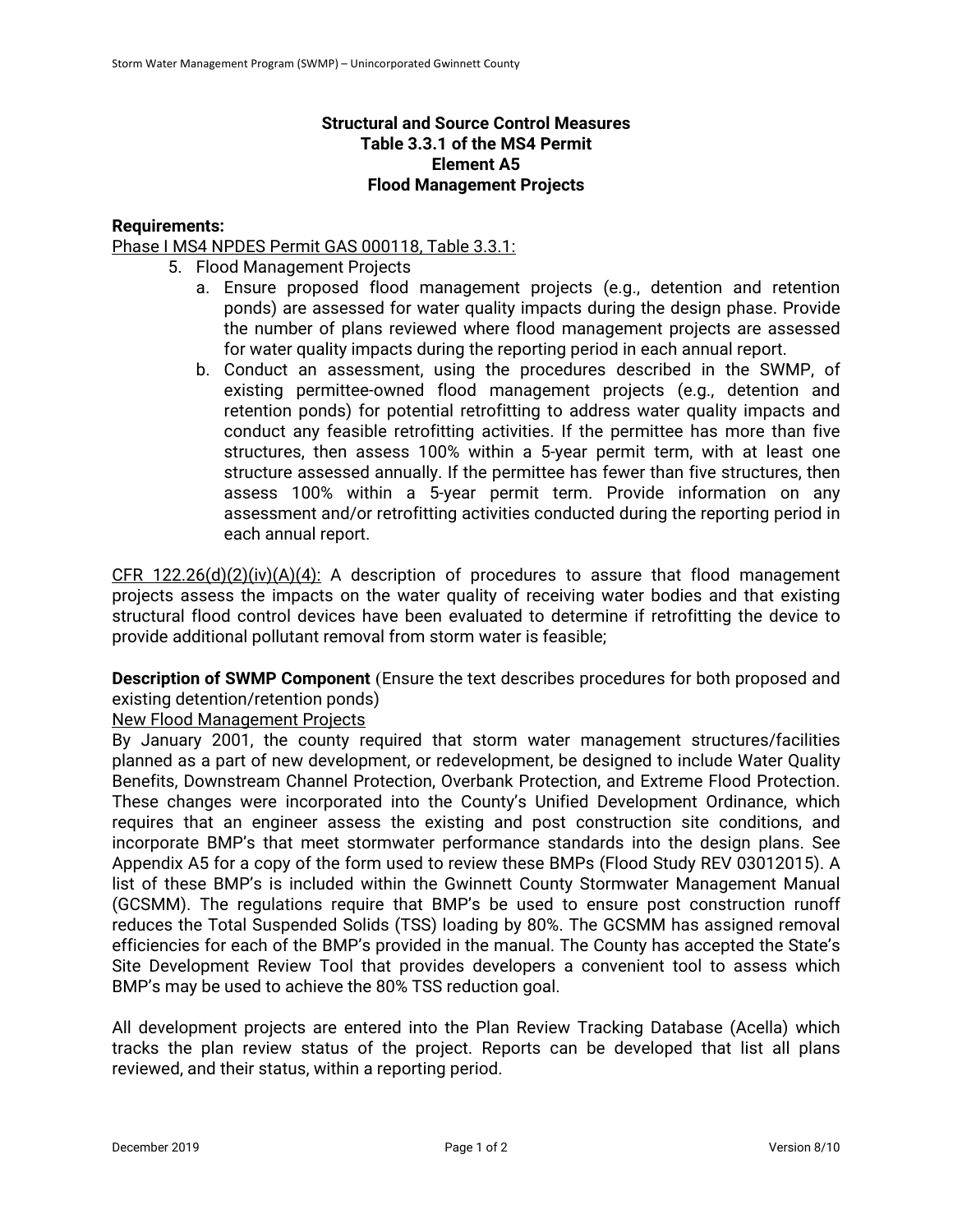## Structural and Source Control Measures
## Table 3.3.1 of the MS4 Permit
## Element A5
## Flood Management Projects

**Requirements:**

Phase I MS4 NPDES Permit GAS 000118, Table 3.3.1:

5. Flood Management Projects
   a. Ensure proposed flood management projects (e.g., detention and retention ponds) are assessed for water quality impacts during the design phase. Provide the number of plans reviewed where flood management projects are assessed for water quality impacts during the reporting period in each annual report.
   b. Conduct an assessment, using the procedures described in the SWMP, of existing permittee-owned flood management projects (e.g., detention and retention ponds) for potential retrofitting to address water quality impacts and conduct any feasible retrofitting activities. If the permittee has more than five structures, then assess 100% within a 5-year permit term, with at least one structure assessed annually. If the permittee has fewer than five structures, then assess 100% within a 5-year permit term. Provide information on any assessment and/or retrofitting activities conducted during the reporting period in each annual report.

CFR 122.26(d)(2)(iv)(A)(4): A description of procedures to assure that flood management projects assess the impacts on the water quality of receiving water bodies and that existing structural flood control devices have been evaluated to determine if retrofitting the device to provide additional pollutant removal from storm water is feasible;

**Description of SWMP Component** (Ensure the text describes procedures for both proposed and existing detention/retention ponds)

New Flood Management Projects

By January 2001, the county required that storm water management structures/facilities planned as a part of new development, or redevelopment, be designed to include Water Quality Benefits, Downstream Channel Protection, Overbank Protection, and Extreme Flood Protection. These changes were incorporated into the County's Unified Development Ordinance, which requires that an engineer assess the existing and post construction site conditions, and incorporate BMP's that meet stormwater performance standards into the design plans. See Appendix A5 for a copy of the form used to review these BMPs (Flood Study REV 03012015). A list of these BMP's is included within the Gwinnett County Stormwater Management Manual (GCSMM). The regulations require that BMP's be used to ensure post construction runoff reduces the Total Suspended Solids (TSS) loading by 80%. The GCSMM has assigned removal efficiencies for each of the BMP's provided in the manual. The County has accepted the State's Site Development Review Tool that provides developers a convenient tool to assess which BMP's may be used to achieve the 80% TSS reduction goal.

All development projects are entered into the Plan Review Tracking Database (Acella) which tracks the plan review status of the project. Reports can be developed that list all plans reviewed, and their status, within a reporting period.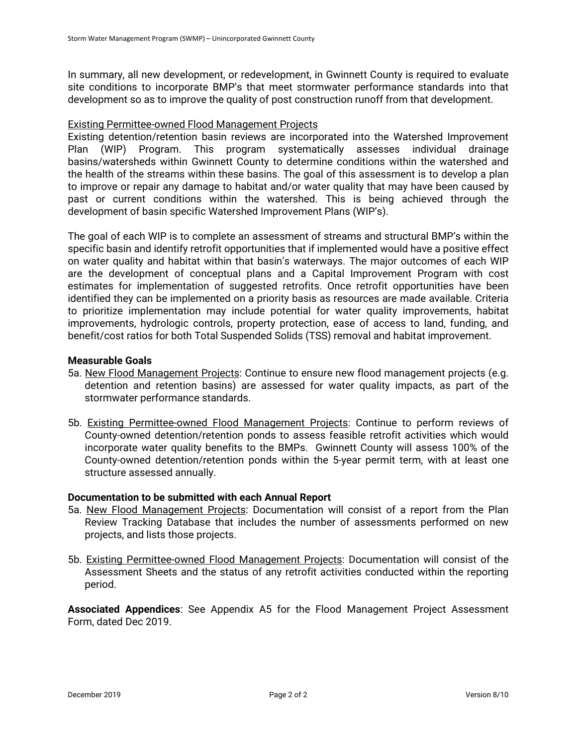In summary, all new development, or redevelopment, in Gwinnett County is required to evaluate site conditions to incorporate BMP's that meet stormwater performance standards into that development so as to improve the quality of post construction runoff from that development.

<u>Existing Permittee-owned Flood Management Projects</u>

Existing detention/retention basin reviews are incorporated into the Watershed Improvement Plan (WIP) Program. This program systematically assesses individual drainage basins/watersheds within Gwinnett County to determine conditions within the watershed and the health of the streams within these basins. The goal of this assessment is to develop a plan to improve or repair any damage to habitat and/or water quality that may have been caused by past or current conditions within the watershed. This is being achieved through the development of basin specific Watershed Improvement Plans (WIP's).

The goal of each WIP is to complete an assessment of streams and structural BMP's within the specific basin and identify retrofit opportunities that if implemented would have a positive effect on water quality and habitat within that basin's waterways. The major outcomes of each WIP are the development of conceptual plans and a Capital Improvement Program with cost estimates for implementation of suggested retrofits. Once retrofit opportunities have been identified they can be implemented on a priority basis as resources are made available. Criteria to prioritize implementation may include potential for water quality improvements, habitat improvements, hydrologic controls, property protection, ease of access to land, funding, and benefit/cost ratios for both Total Suspended Solids (TSS) removal and habitat improvement.

**Measurable Goals**

5a. <u>New Flood Management Projects</u>: Continue to ensure new flood management projects (e.g. detention and retention basins) are assessed for water quality impacts, as part of the stormwater performance standards.

5b. <u>Existing Permittee-owned Flood Management Projects</u>: Continue to perform reviews of County-owned detention/retention ponds to assess feasible retrofit activities which would incorporate water quality benefits to the BMPs. Gwinnett County will assess 100% of the County-owned detention/retention ponds within the 5-year permit term, with at least one structure assessed annually.

**Documentation to be submitted with each Annual Report**

5a. <u>New Flood Management Projects</u>: Documentation will consist of a report from the Plan Review Tracking Database that includes the number of assessments performed on new projects, and lists those projects.

5b. <u>Existing Permittee-owned Flood Management Projects</u>: Documentation will consist of the Assessment Sheets and the status of any retrofit activities conducted within the reporting period.

**Associated Appendices**: See Appendix A5 for the Flood Management Project Assessment Form, dated Dec 2019.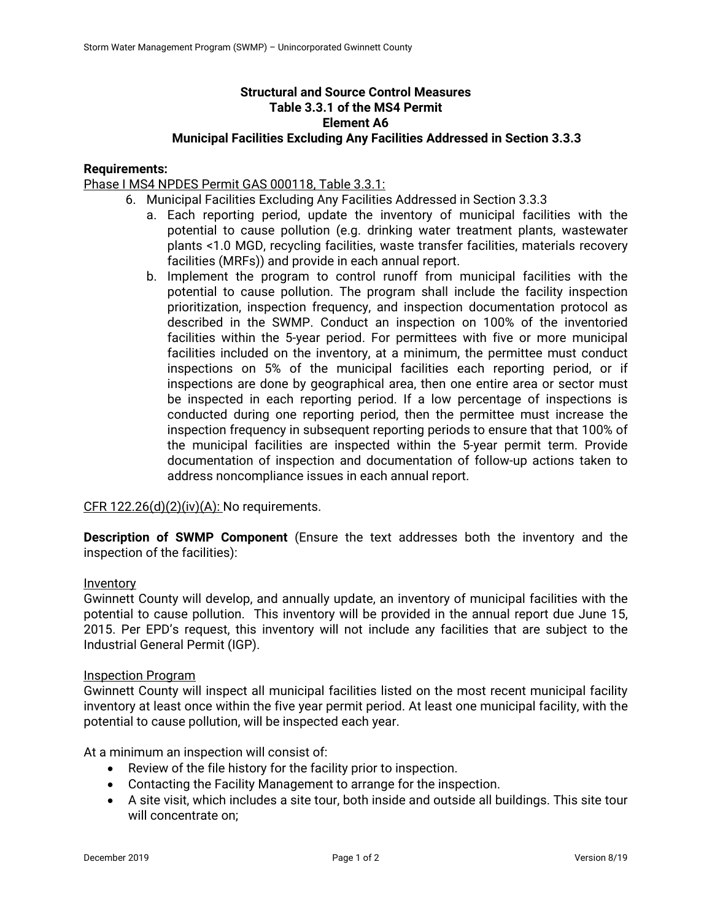### Structural and Source Control Measures
### Table 3.3.1 of the MS4 Permit
### Element A6
### Municipal Facilities Excluding Any Facilities Addressed in Section 3.3.3

**Requirements:**

Phase I MS4 NPDES Permit GAS 000118, Table 3.3.1:

6. Municipal Facilities Excluding Any Facilities Addressed in Section 3.3.3
   a. Each reporting period, update the inventory of municipal facilities with the potential to cause pollution (e.g. drinking water treatment plants, wastewater plants <1.0 MGD, recycling facilities, waste transfer facilities, materials recovery facilities (MRFs)) and provide in each annual report.
   b. Implement the program to control runoff from municipal facilities with the potential to cause pollution. The program shall include the facility inspection prioritization, inspection frequency, and inspection documentation protocol as described in the SWMP. Conduct an inspection on 100% of the inventoried facilities within the 5-year period. For permittees with five or more municipal facilities included on the inventory, at a minimum, the permittee must conduct inspections on 5% of the municipal facilities each reporting period, or if inspections are done by geographical area, then one entire area or sector must be inspected in each reporting period. If a low percentage of inspections is conducted during one reporting period, then the permittee must increase the inspection frequency in subsequent reporting periods to ensure that that 100% of the municipal facilities are inspected within the 5-year permit term. Provide documentation of inspection and documentation of follow-up actions taken to address noncompliance issues in each annual report.

CFR 122.26(d)(2)(iv)(A): No requirements.

**Description of SWMP Component** (Ensure the text addresses both the inventory and the inspection of the facilities):

Inventory

Gwinnett County will develop, and annually update, an inventory of municipal facilities with the potential to cause pollution. This inventory will be provided in the annual report due June 15, 2015. Per EPD's request, this inventory will not include any facilities that are subject to the Industrial General Permit (IGP).

Inspection Program

Gwinnett County will inspect all municipal facilities listed on the most recent municipal facility inventory at least once within the five year permit period. At least one municipal facility, with the potential to cause pollution, will be inspected each year.

At a minimum an inspection will consist of:

- Review of the file history for the facility prior to inspection.
- Contacting the Facility Management to arrange for the inspection.
- A site visit, which includes a site tour, both inside and outside all buildings. This site tour will concentrate on;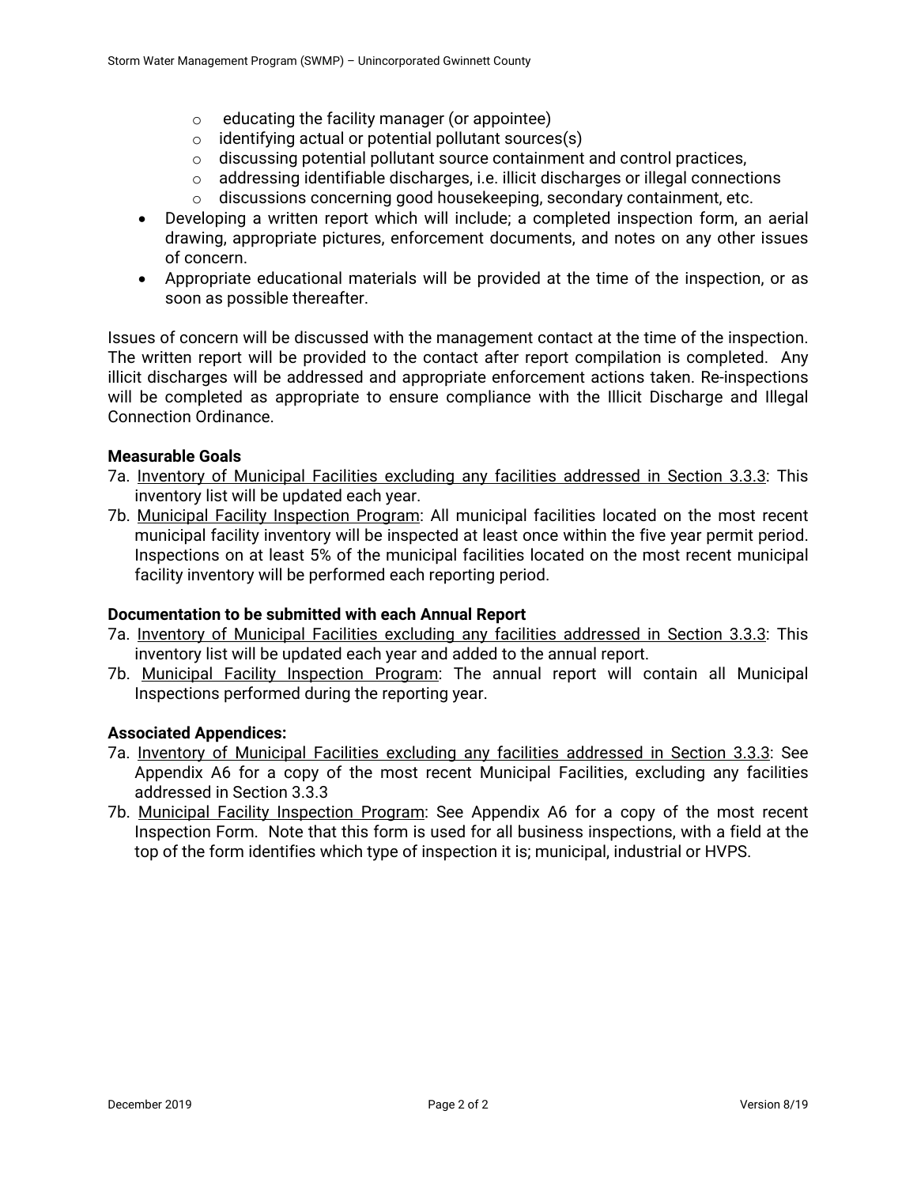- educating the facility manager (or appointee)
  - identifying actual or potential pollutant sources(s)
  - discussing potential pollutant source containment and control practices,
  - addressing identifiable discharges, i.e. illicit discharges or illegal connections
  - discussions concerning good housekeeping, secondary containment, etc.
- Developing a written report which will include; a completed inspection form, an aerial drawing, appropriate pictures, enforcement documents, and notes on any other issues of concern.
- Appropriate educational materials will be provided at the time of the inspection, or as soon as possible thereafter.

Issues of concern will be discussed with the management contact at the time of the inspection. The written report will be provided to the contact after report compilation is completed. Any illicit discharges will be addressed and appropriate enforcement actions taken. Re-inspections will be completed as appropriate to ensure compliance with the Illicit Discharge and Illegal Connection Ordinance.

**Measurable Goals**

7a. Inventory of Municipal Facilities excluding any facilities addressed in Section 3.3.3: This inventory list will be updated each year.

7b. Municipal Facility Inspection Program: All municipal facilities located on the most recent municipal facility inventory will be inspected at least once within the five year permit period. Inspections on at least 5% of the municipal facilities located on the most recent municipal facility inventory will be performed each reporting period.

**Documentation to be submitted with each Annual Report**

7a. Inventory of Municipal Facilities excluding any facilities addressed in Section 3.3.3: This inventory list will be updated each year and added to the annual report.

7b. Municipal Facility Inspection Program: The annual report will contain all Municipal Inspections performed during the reporting year.

**Associated Appendices:**

7a. Inventory of Municipal Facilities excluding any facilities addressed in Section 3.3.3: See Appendix A6 for a copy of the most recent Municipal Facilities, excluding any facilities addressed in Section 3.3.3

7b. Municipal Facility Inspection Program: See Appendix A6 for a copy of the most recent Inspection Form. Note that this form is used for all business inspections, with a field at the top of the form identifies which type of inspection it is; municipal, industrial or HVPS.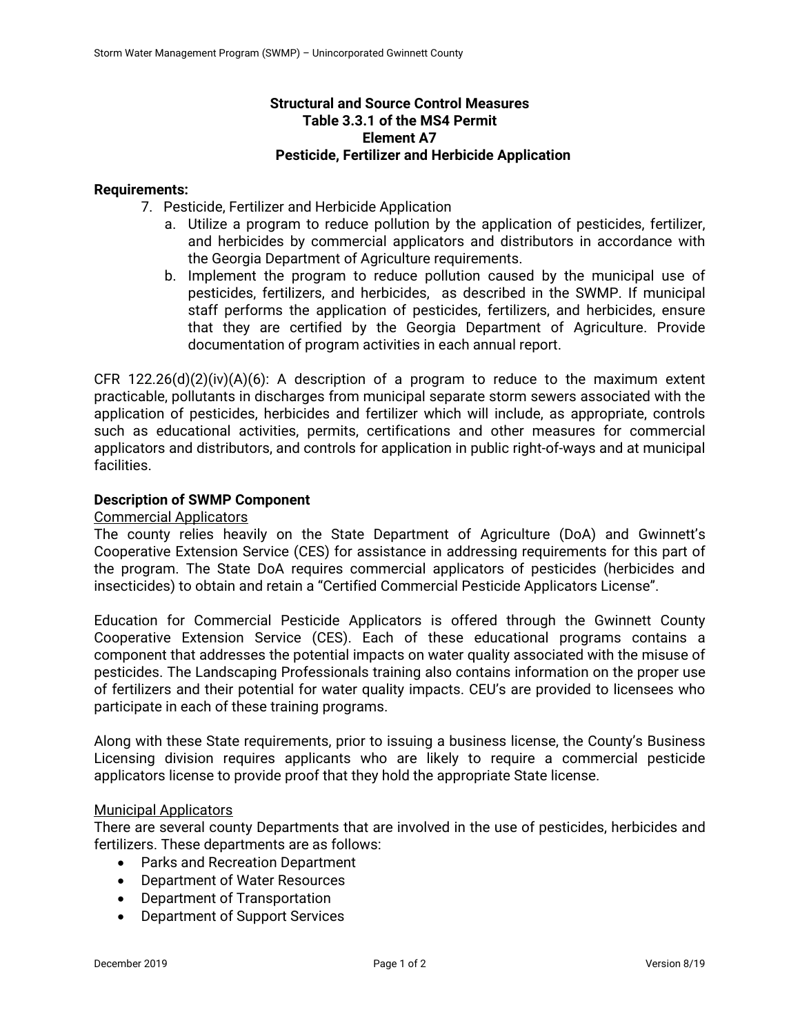**Structural and Source Control Measures**
**Table 3.3.1 of the MS4 Permit**
**Element A7**
**Pesticide, Fertilizer and Herbicide Application**

**Requirements:**

7. Pesticide, Fertilizer and Herbicide Application
   a. Utilize a program to reduce pollution by the application of pesticides, fertilizer, and herbicides by commercial applicators and distributors in accordance with the Georgia Department of Agriculture requirements.
   b. Implement the program to reduce pollution caused by the municipal use of pesticides, fertilizers, and herbicides, as described in the SWMP. If municipal staff performs the application of pesticides, fertilizers, and herbicides, ensure that they are certified by the Georgia Department of Agriculture. Provide documentation of program activities in each annual report.

CFR 122.26(d)(2)(iv)(A)(6): A description of a program to reduce to the maximum extent practicable, pollutants in discharges from municipal separate storm sewers associated with the application of pesticides, herbicides and fertilizer which will include, as appropriate, controls such as educational activities, permits, certifications and other measures for commercial applicators and distributors, and controls for application in public right-of-ways and at municipal facilities.

**Description of SWMP Component**

Commercial Applicators

The county relies heavily on the State Department of Agriculture (DoA) and Gwinnett's Cooperative Extension Service (CES) for assistance in addressing requirements for this part of the program. The State DoA requires commercial applicators of pesticides (herbicides and insecticides) to obtain and retain a "Certified Commercial Pesticide Applicators License".

Education for Commercial Pesticide Applicators is offered through the Gwinnett County Cooperative Extension Service (CES). Each of these educational programs contains a component that addresses the potential impacts on water quality associated with the misuse of pesticides. The Landscaping Professionals training also contains information on the proper use of fertilizers and their potential for water quality impacts. CEU's are provided to licensees who participate in each of these training programs.

Along with these State requirements, prior to issuing a business license, the County's Business Licensing division requires applicants who are likely to require a commercial pesticide applicators license to provide proof that they hold the appropriate State license.

Municipal Applicators

There are several county Departments that are involved in the use of pesticides, herbicides and fertilizers. These departments are as follows:

- Parks and Recreation Department
- Department of Water Resources
- Department of Transportation
- Department of Support Services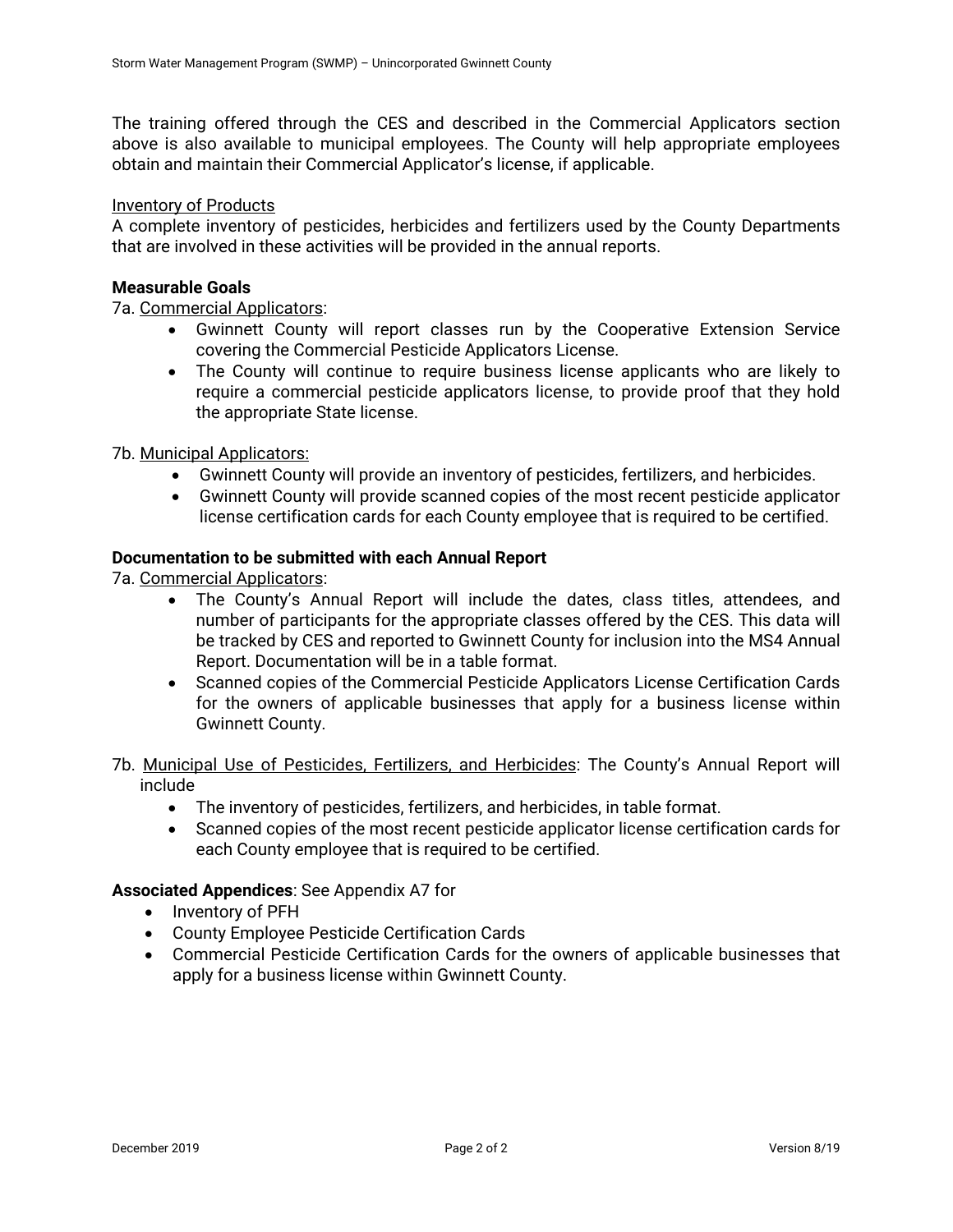The training offered through the CES and described in the Commercial Applicators section above is also available to municipal employees. The County will help appropriate employees obtain and maintain their Commercial Applicator's license, if applicable.

<u>Inventory of Products</u>
A complete inventory of pesticides, herbicides and fertilizers used by the County Departments that are involved in these activities will be provided in the annual reports.

**Measurable Goals**

7a. <u>Commercial Applicators</u>:

- Gwinnett County will report classes run by the Cooperative Extension Service covering the Commercial Pesticide Applicators License.
- The County will continue to require business license applicants who are likely to require a commercial pesticide applicators license, to provide proof that they hold the appropriate State license.

7b. <u>Municipal Applicators:</u>

- Gwinnett County will provide an inventory of pesticides, fertilizers, and herbicides.
- Gwinnett County will provide scanned copies of the most recent pesticide applicator license certification cards for each County employee that is required to be certified.

**Documentation to be submitted with each Annual Report**

7a. <u>Commercial Applicators</u>:

- The County's Annual Report will include the dates, class titles, attendees, and number of participants for the appropriate classes offered by the CES. This data will be tracked by CES and reported to Gwinnett County for inclusion into the MS4 Annual Report. Documentation will be in a table format.
- Scanned copies of the Commercial Pesticide Applicators License Certification Cards for the owners of applicable businesses that apply for a business license within Gwinnett County.

7b. <u>Municipal Use of Pesticides, Fertilizers, and Herbicides</u>: The County's Annual Report will include

- The inventory of pesticides, fertilizers, and herbicides, in table format.
- Scanned copies of the most recent pesticide applicator license certification cards for each County employee that is required to be certified.

**Associated Appendices**: See Appendix A7 for

- Inventory of PFH
- County Employee Pesticide Certification Cards
- Commercial Pesticide Certification Cards for the owners of applicable businesses that apply for a business license within Gwinnett County.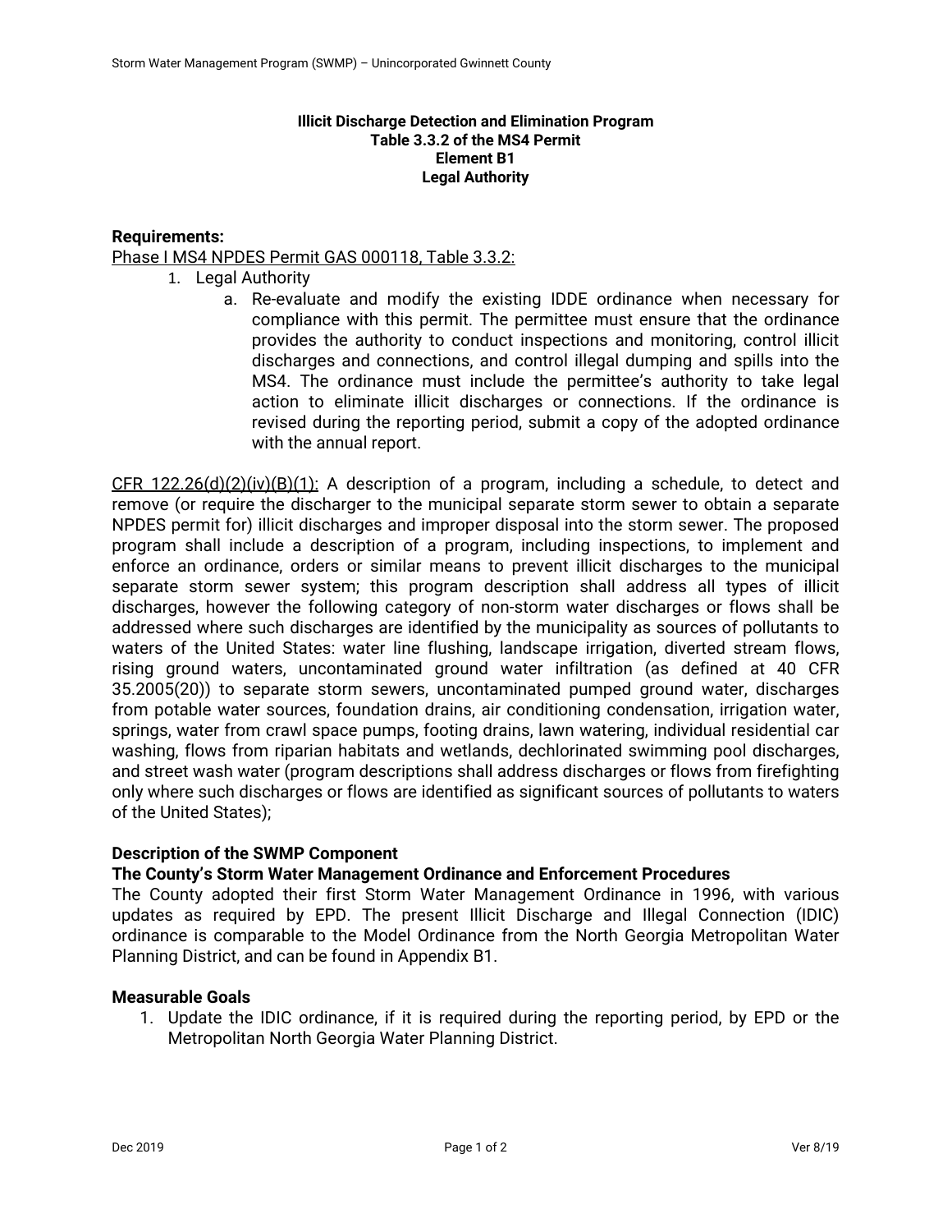**Illicit Discharge Detection and Elimination Program**
**Table 3.3.2 of the MS4 Permit**
**Element B1**
**Legal Authority**

**Requirements:**

Phase I MS4 NPDES Permit GAS 000118, Table 3.3.2:

1. Legal Authority
   a. Re-evaluate and modify the existing IDDE ordinance when necessary for compliance with this permit. The permittee must ensure that the ordinance provides the authority to conduct inspections and monitoring, control illicit discharges and connections, and control illegal dumping and spills into the MS4. The ordinance must include the permittee's authority to take legal action to eliminate illicit discharges or connections. If the ordinance is revised during the reporting period, submit a copy of the adopted ordinance with the annual report.

CFR 122.26(d)(2)(iv)(B)(1): A description of a program, including a schedule, to detect and remove (or require the discharger to the municipal separate storm sewer to obtain a separate NPDES permit for) illicit discharges and improper disposal into the storm sewer. The proposed program shall include a description of a program, including inspections, to implement and enforce an ordinance, orders or similar means to prevent illicit discharges to the municipal separate storm sewer system; this program description shall address all types of illicit discharges, however the following category of non-storm water discharges or flows shall be addressed where such discharges are identified by the municipality as sources of pollutants to waters of the United States: water line flushing, landscape irrigation, diverted stream flows, rising ground waters, uncontaminated ground water infiltration (as defined at 40 CFR 35.2005(20)) to separate storm sewers, uncontaminated pumped ground water, discharges from potable water sources, foundation drains, air conditioning condensation, irrigation water, springs, water from crawl space pumps, footing drains, lawn watering, individual residential car washing, flows from riparian habitats and wetlands, dechlorinated swimming pool discharges, and street wash water (program descriptions shall address discharges or flows from firefighting only where such discharges or flows are identified as significant sources of pollutants to waters of the United States);

**Description of the SWMP Component**

**The County's Storm Water Management Ordinance and Enforcement Procedures**

The County adopted their first Storm Water Management Ordinance in 1996, with various updates as required by EPD. The present Illicit Discharge and Illegal Connection (IDIC) ordinance is comparable to the Model Ordinance from the North Georgia Metropolitan Water Planning District, and can be found in Appendix B1.

**Measurable Goals**

1. Update the IDIC ordinance, if it is required during the reporting period, by EPD or the Metropolitan North Georgia Water Planning District.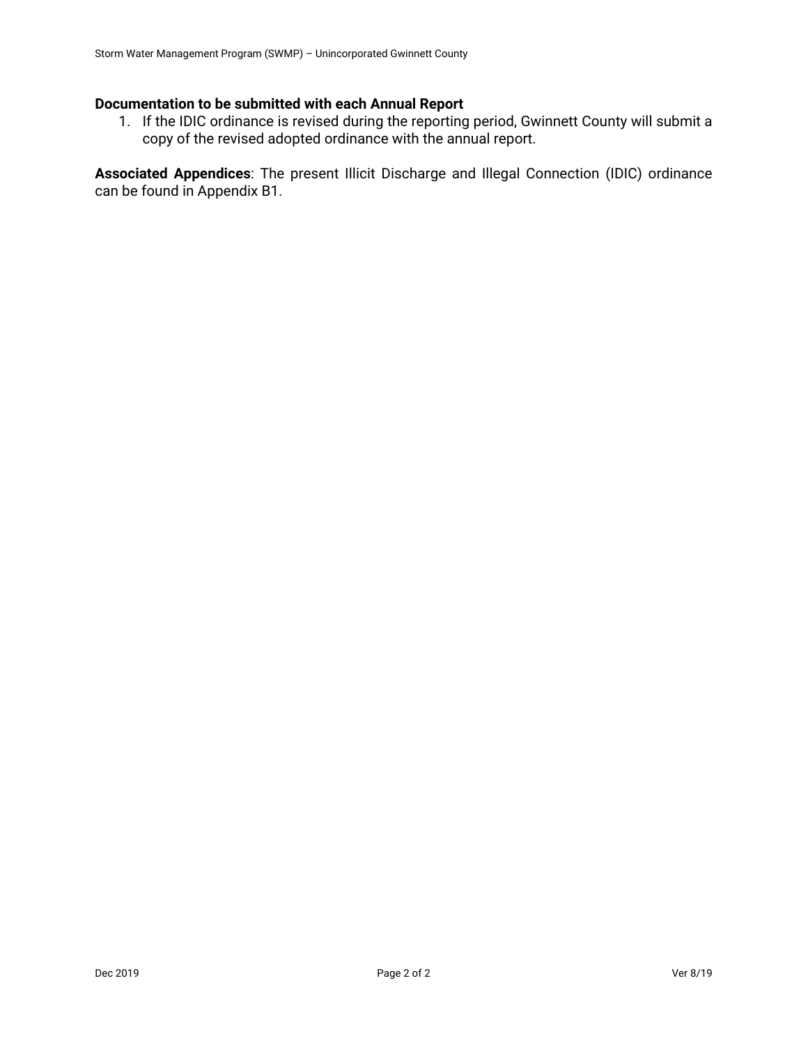**Documentation to be submitted with each Annual Report**

1. If the IDIC ordinance is revised during the reporting period, Gwinnett County will submit a copy of the revised adopted ordinance with the annual report.

**Associated Appendices**: The present Illicit Discharge and Illegal Connection (IDIC) ordinance can be found in Appendix B1.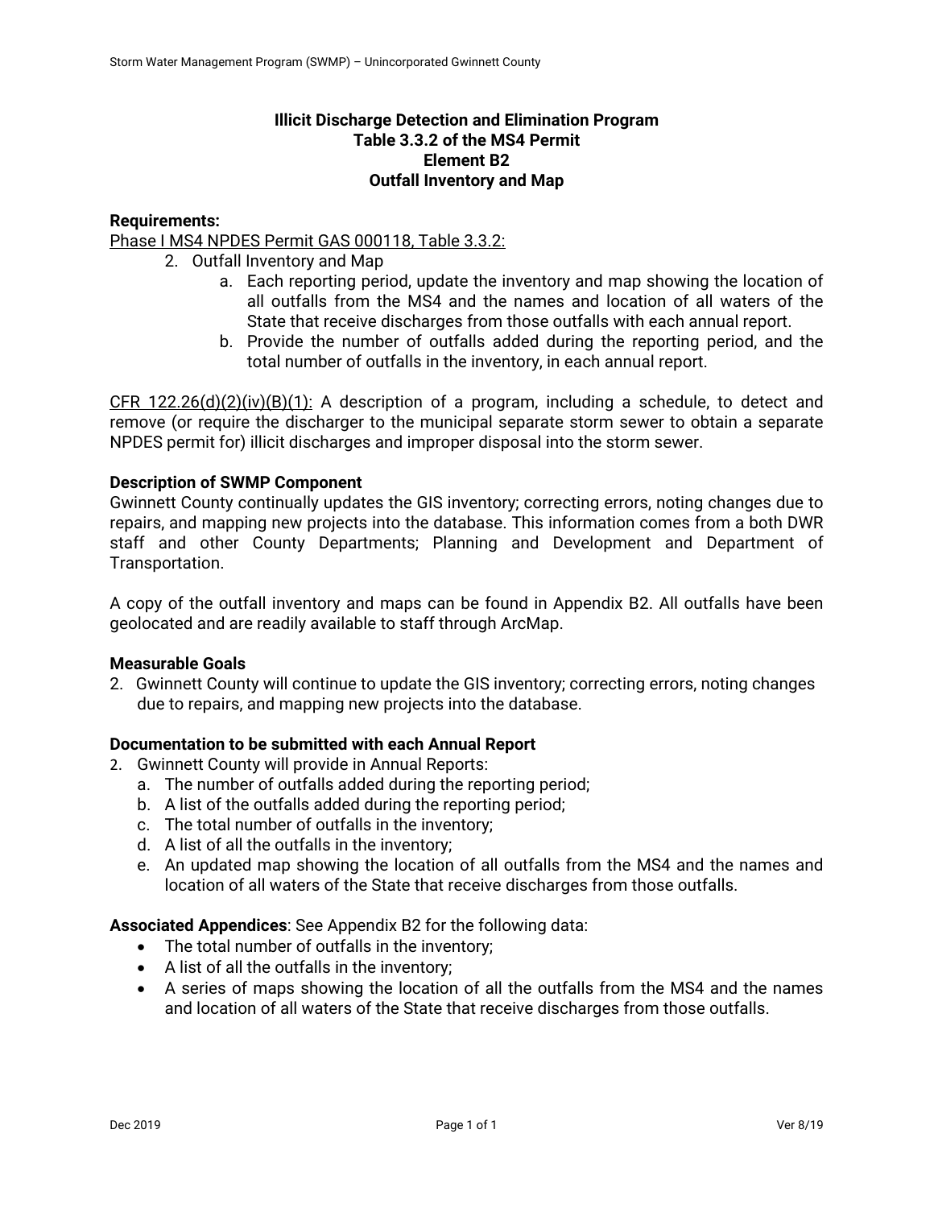# Illicit Discharge Detection and Elimination Program
# Table 3.3.2 of the MS4 Permit
# Element B2
# Outfall Inventory and Map

**Requirements:**

Phase I MS4 NPDES Permit GAS 000118, Table 3.3.2:

2. Outfall Inventory and Map
   a. Each reporting period, update the inventory and map showing the location of all outfalls from the MS4 and the names and location of all waters of the State that receive discharges from those outfalls with each annual report.
   b. Provide the number of outfalls added during the reporting period, and the total number of outfalls in the inventory, in each annual report.

CFR 122.26(d)(2)(iv)(B)(1): A description of a program, including a schedule, to detect and remove (or require the discharger to the municipal separate storm sewer to obtain a separate NPDES permit for) illicit discharges and improper disposal into the storm sewer.

**Description of SWMP Component**

Gwinnett County continually updates the GIS inventory; correcting errors, noting changes due to repairs, and mapping new projects into the database. This information comes from a both DWR staff and other County Departments; Planning and Development and Department of Transportation.

A copy of the outfall inventory and maps can be found in Appendix B2. All outfalls have been geolocated and are readily available to staff through ArcMap.

**Measurable Goals**

2. Gwinnett County will continue to update the GIS inventory; correcting errors, noting changes due to repairs, and mapping new projects into the database.

**Documentation to be submitted with each Annual Report**

2. Gwinnett County will provide in Annual Reports:
   a. The number of outfalls added during the reporting period;
   b. A list of the outfalls added during the reporting period;
   c. The total number of outfalls in the inventory;
   d. A list of all the outfalls in the inventory;
   e. An updated map showing the location of all outfalls from the MS4 and the names and location of all waters of the State that receive discharges from those outfalls.

**Associated Appendices**: See Appendix B2 for the following data:

- The total number of outfalls in the inventory;
- A list of all the outfalls in the inventory;
- A series of maps showing the location of all the outfalls from the MS4 and the names and location of all waters of the State that receive discharges from those outfalls.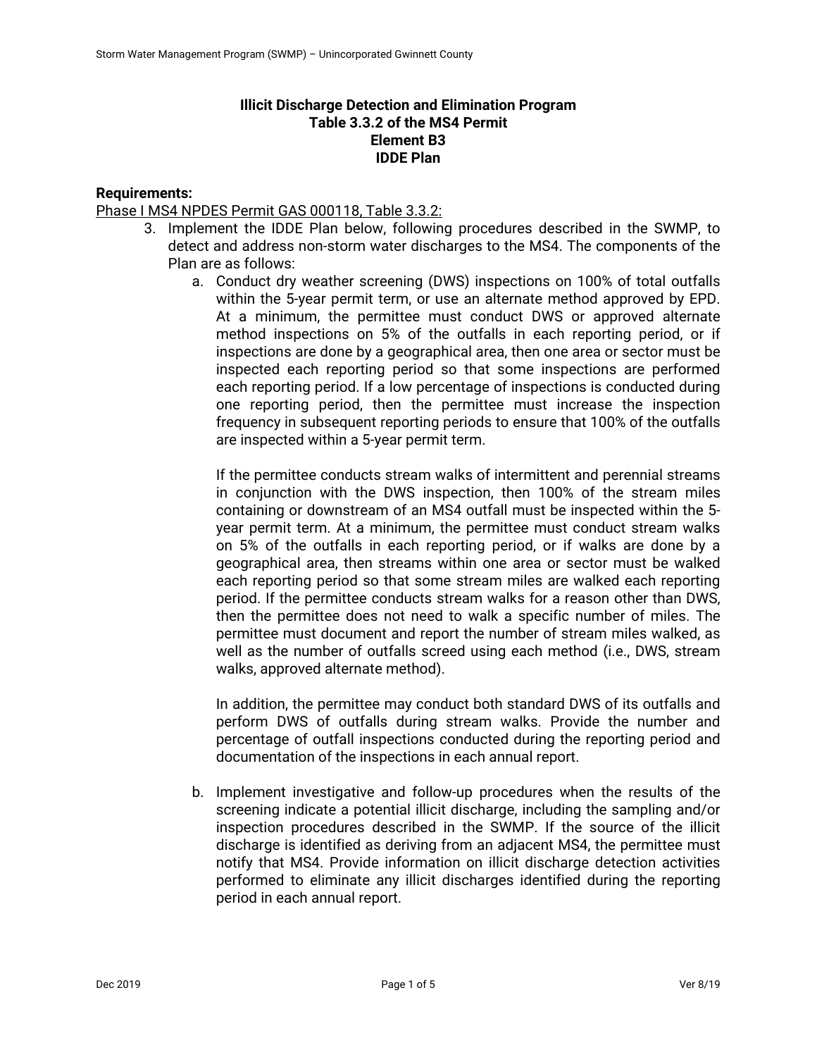## Illicit Discharge Detection and Elimination Program
## Table 3.3.2 of the MS4 Permit
## Element B3
## IDDE Plan

**Requirements:**

Phase I MS4 NPDES Permit GAS 000118, Table 3.3.2:

3. Implement the IDDE Plan below, following procedures described in the SWMP, to detect and address non-storm water discharges to the MS4. The components of the Plan are as follows:

   a. Conduct dry weather screening (DWS) inspections on 100% of total outfalls within the 5-year permit term, or use an alternate method approved by EPD. At a minimum, the permittee must conduct DWS or approved alternate method inspections on 5% of the outfalls in each reporting period, or if inspections are done by a geographical area, then one area or sector must be inspected each reporting period so that some inspections are performed each reporting period. If a low percentage of inspections is conducted during one reporting period, then the permittee must increase the inspection frequency in subsequent reporting periods to ensure that 100% of the outfalls are inspected within a 5-year permit term.

      If the permittee conducts stream walks of intermittent and perennial streams in conjunction with the DWS inspection, then 100% of the stream miles containing or downstream of an MS4 outfall must be inspected within the 5-year permit term. At a minimum, the permittee must conduct stream walks on 5% of the outfalls in each reporting period, or if walks are done by a geographical area, then streams within one area or sector must be walked each reporting period so that some stream miles are walked each reporting period. If the permittee conducts stream walks for a reason other than DWS, then the permittee does not need to walk a specific number of miles. The permittee must document and report the number of stream miles walked, as well as the number of outfalls screed using each method (i.e., DWS, stream walks, approved alternate method).

      In addition, the permittee may conduct both standard DWS of its outfalls and perform DWS of outfalls during stream walks. Provide the number and percentage of outfall inspections conducted during the reporting period and documentation of the inspections in each annual report.

   b. Implement investigative and follow-up procedures when the results of the screening indicate a potential illicit discharge, including the sampling and/or inspection procedures described in the SWMP. If the source of the illicit discharge is identified as deriving from an adjacent MS4, the permittee must notify that MS4. Provide information on illicit discharge detection activities performed to eliminate any illicit discharges identified during the reporting period in each annual report.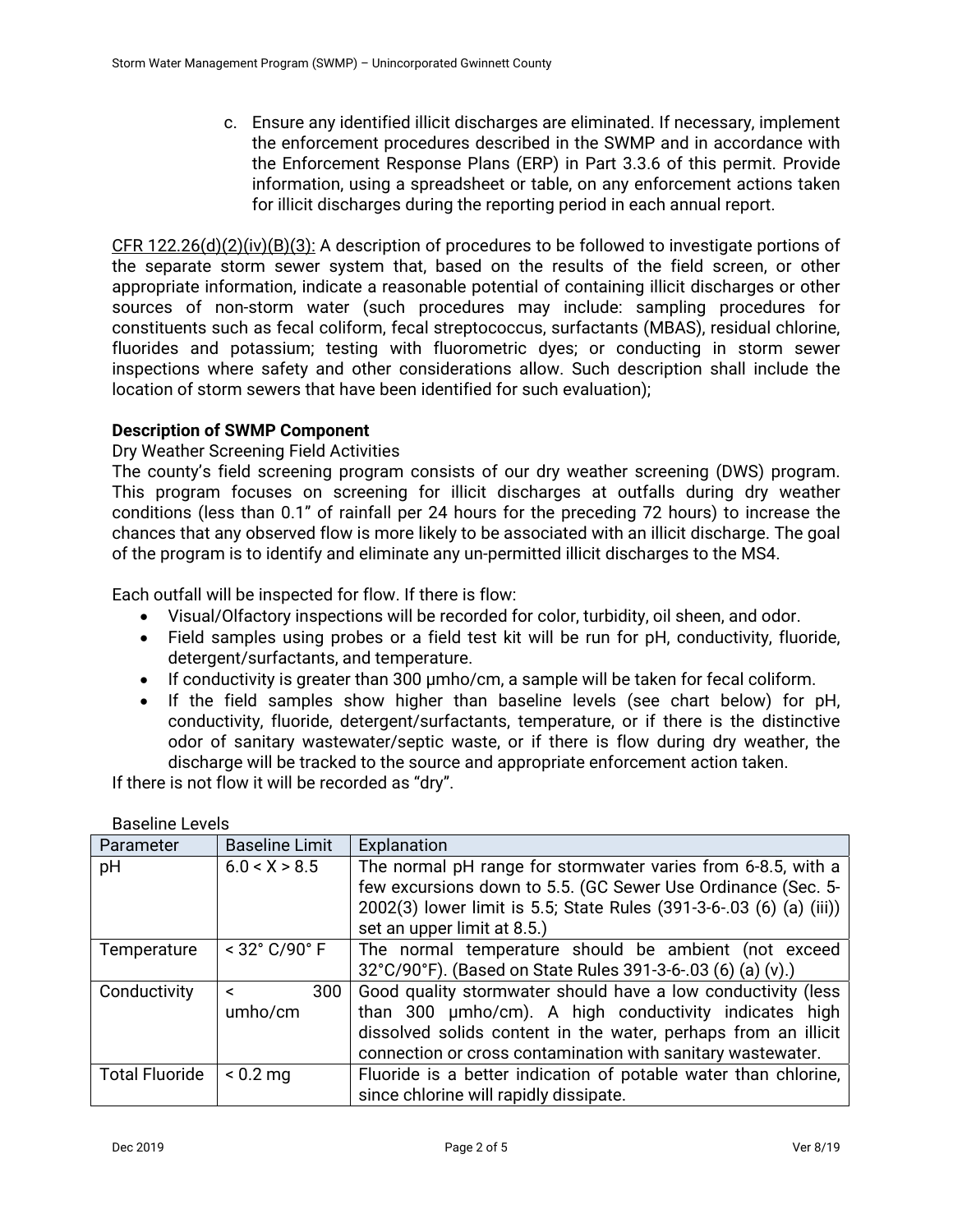c. Ensure any identified illicit discharges are eliminated. If necessary, implement the enforcement procedures described in the SWMP and in accordance with the Enforcement Response Plans (ERP) in Part 3.3.6 of this permit. Provide information, using a spreadsheet or table, on any enforcement actions taken for illicit discharges during the reporting period in each annual report.

CFR 122.26(d)(2)(iv)(B)(3): A description of procedures to be followed to investigate portions of the separate storm sewer system that, based on the results of the field screen, or other appropriate information, indicate a reasonable potential of containing illicit discharges or other sources of non-storm water (such procedures may include: sampling procedures for constituents such as fecal coliform, fecal streptococcus, surfactants (MBAS), residual chlorine, fluorides and potassium; testing with fluorometric dyes; or conducting in storm sewer inspections where safety and other considerations allow. Such description shall include the location of storm sewers that have been identified for such evaluation);

**Description of SWMP Component**

Dry Weather Screening Field Activities

The county's field screening program consists of our dry weather screening (DWS) program. This program focuses on screening for illicit discharges at outfalls during dry weather conditions (less than 0.1" of rainfall per 24 hours for the preceding 72 hours) to increase the chances that any observed flow is more likely to be associated with an illicit discharge. The goal of the program is to identify and eliminate any un-permitted illicit discharges to the MS4.

Each outfall will be inspected for flow. If there is flow:

- Visual/Olfactory inspections will be recorded for color, turbidity, oil sheen, and odor.
- Field samples using probes or a field test kit will be run for pH, conductivity, fluoride, detergent/surfactants, and temperature.
- If conductivity is greater than 300 μmho/cm, a sample will be taken for fecal coliform.
- If the field samples show higher than baseline levels (see chart below) for pH, conductivity, fluoride, detergent/surfactants, temperature, or if there is the distinctive odor of sanitary wastewater/septic waste, or if there is flow during dry weather, the discharge will be tracked to the source and appropriate enforcement action taken.

If there is not flow it will be recorded as "dry".

Baseline Levels

| Parameter | Baseline Limit | Explanation |
|---|---|---|
| pH | 6.0 < X > 8.5 | The normal pH range for stormwater varies from 6-8.5, with a few excursions down to 5.5. (GC Sewer Use Ordinance (Sec. 5-2002(3) lower limit is 5.5; State Rules (391-3-6-.03 (6) (a) (iii)) set an upper limit at 8.5.) |
| Temperature | < 32° C/90° F | The normal temperature should be ambient (not exceed 32°C/90°F). (Based on State Rules 391-3-6-.03 (6) (a) (v).) |
| Conductivity | < 300 umho/cm | Good quality stormwater should have a low conductivity (less than 300 μmho/cm). A high conductivity indicates high dissolved solids content in the water, perhaps from an illicit connection or cross contamination with sanitary wastewater. |
| Total Fluoride | < 0.2 mg | Fluoride is a better indication of potable water than chlorine, since chlorine will rapidly dissipate. |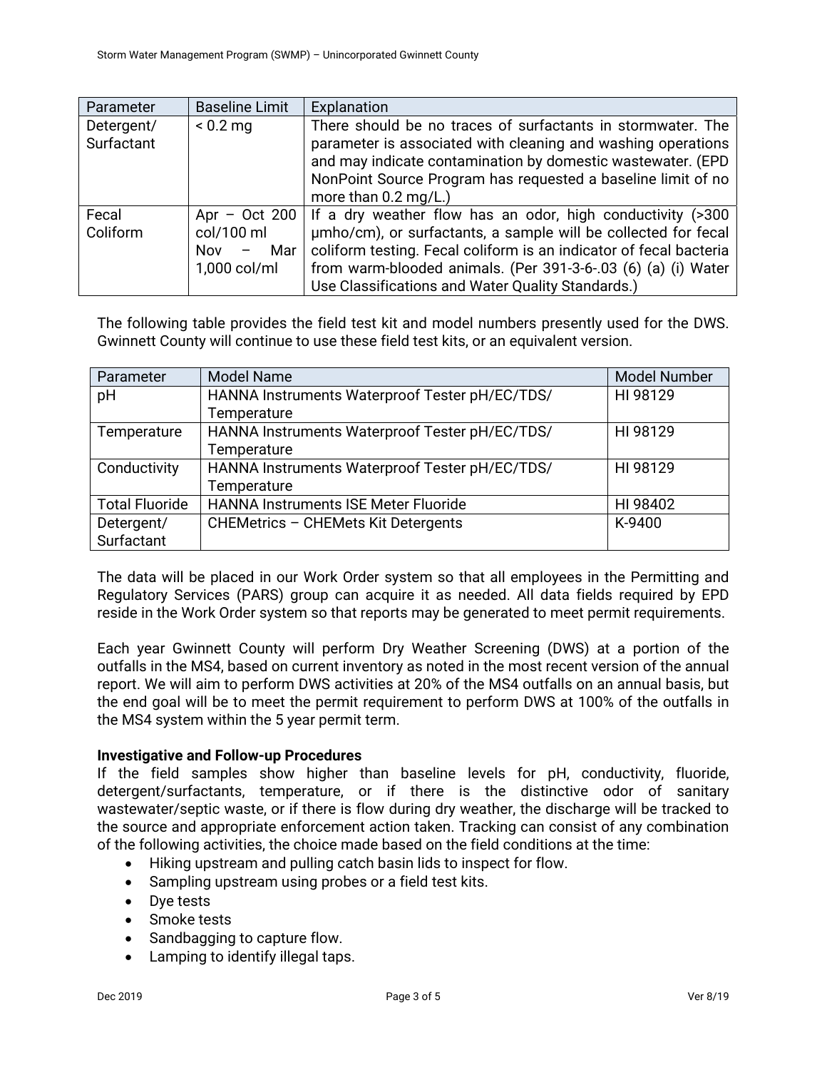| Parameter | Baseline Limit | Explanation |
| --- | --- | --- |
| Detergent/ Surfactant | < 0.2 mg | There should be no traces of surfactants in stormwater. The parameter is associated with cleaning and washing operations and may indicate contamination by domestic wastewater. (EPD NonPoint Source Program has requested a baseline limit of no more than 0.2 mg/L.) |
| Fecal Coliform | Apr – Oct 200 col/100 ml Nov – Mar 1,000 col/ml | If a dry weather flow has an odor, high conductivity (>300 μmho/cm), or surfactants, a sample will be collected for fecal coliform testing. Fecal coliform is an indicator of fecal bacteria from warm-blooded animals. (Per 391-3-6-.03 (6) (a) (i) Water Use Classifications and Water Quality Standards.) |

The following table provides the field test kit and model numbers presently used for the DWS. Gwinnett County will continue to use these field test kits, or an equivalent version.

| Parameter | Model Name | Model Number |
| --- | --- | --- |
| pH | HANNA Instruments Waterproof Tester pH/EC/TDS/ Temperature | HI 98129 |
| Temperature | HANNA Instruments Waterproof Tester pH/EC/TDS/ Temperature | HI 98129 |
| Conductivity | HANNA Instruments Waterproof Tester pH/EC/TDS/ Temperature | HI 98129 |
| Total Fluoride | HANNA Instruments ISE Meter Fluoride | HI 98402 |
| Detergent/ Surfactant | CHEMetrics – CHEMets Kit Detergents | K-9400 |

The data will be placed in our Work Order system so that all employees in the Permitting and Regulatory Services (PARS) group can acquire it as needed. All data fields required by EPD reside in the Work Order system so that reports may be generated to meet permit requirements.

Each year Gwinnett County will perform Dry Weather Screening (DWS) at a portion of the outfalls in the MS4, based on current inventory as noted in the most recent version of the annual report. We will aim to perform DWS activities at 20% of the MS4 outfalls on an annual basis, but the end goal will be to meet the permit requirement to perform DWS at 100% of the outfalls in the MS4 system within the 5 year permit term.

**Investigative and Follow-up Procedures**

If the field samples show higher than baseline levels for pH, conductivity, fluoride, detergent/surfactants, temperature, or if there is the distinctive odor of sanitary wastewater/septic waste, or if there is flow during dry weather, the discharge will be tracked to the source and appropriate enforcement action taken. Tracking can consist of any combination of the following activities, the choice made based on the field conditions at the time:

- Hiking upstream and pulling catch basin lids to inspect for flow.
- Sampling upstream using probes or a field test kits.
- Dye tests
- Smoke tests
- Sandbagging to capture flow.
- Lamping to identify illegal taps.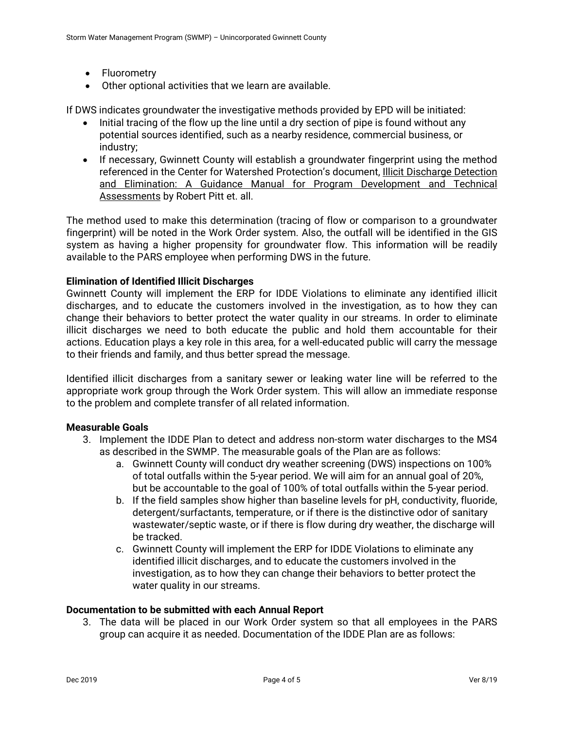- Fluorometry
- Other optional activities that we learn are available.

If DWS indicates groundwater the investigative methods provided by EPD will be initiated:

- Initial tracing of the flow up the line until a dry section of pipe is found without any potential sources identified, such as a nearby residence, commercial business, or industry;
- If necessary, Gwinnett County will establish a groundwater fingerprint using the method referenced in the Center for Watershed Protection's document, Illicit Discharge Detection and Elimination: A Guidance Manual for Program Development and Technical Assessments by Robert Pitt et. all.

The method used to make this determination (tracing of flow or comparison to a groundwater fingerprint) will be noted in the Work Order system. Also, the outfall will be identified in the GIS system as having a higher propensity for groundwater flow. This information will be readily available to the PARS employee when performing DWS in the future.

**Elimination of Identified Illicit Discharges**

Gwinnett County will implement the ERP for IDDE Violations to eliminate any identified illicit discharges, and to educate the customers involved in the investigation, as to how they can change their behaviors to better protect the water quality in our streams. In order to eliminate illicit discharges we need to both educate the public and hold them accountable for their actions. Education plays a key role in this area, for a well-educated public will carry the message to their friends and family, and thus better spread the message.

Identified illicit discharges from a sanitary sewer or leaking water line will be referred to the appropriate work group through the Work Order system. This will allow an immediate response to the problem and complete transfer of all related information.

**Measurable Goals**

3. Implement the IDDE Plan to detect and address non-storm water discharges to the MS4 as described in the SWMP. The measurable goals of the Plan are as follows:
   a. Gwinnett County will conduct dry weather screening (DWS) inspections on 100% of total outfalls within the 5-year period. We will aim for an annual goal of 20%, but be accountable to the goal of 100% of total outfalls within the 5-year period.
   b. If the field samples show higher than baseline levels for pH, conductivity, fluoride, detergent/surfactants, temperature, or if there is the distinctive odor of sanitary wastewater/septic waste, or if there is flow during dry weather, the discharge will be tracked.
   c. Gwinnett County will implement the ERP for IDDE Violations to eliminate any identified illicit discharges, and to educate the customers involved in the investigation, as to how they can change their behaviors to better protect the water quality in our streams.

**Documentation to be submitted with each Annual Report**

3. The data will be placed in our Work Order system so that all employees in the PARS group can acquire it as needed. Documentation of the IDDE Plan are as follows: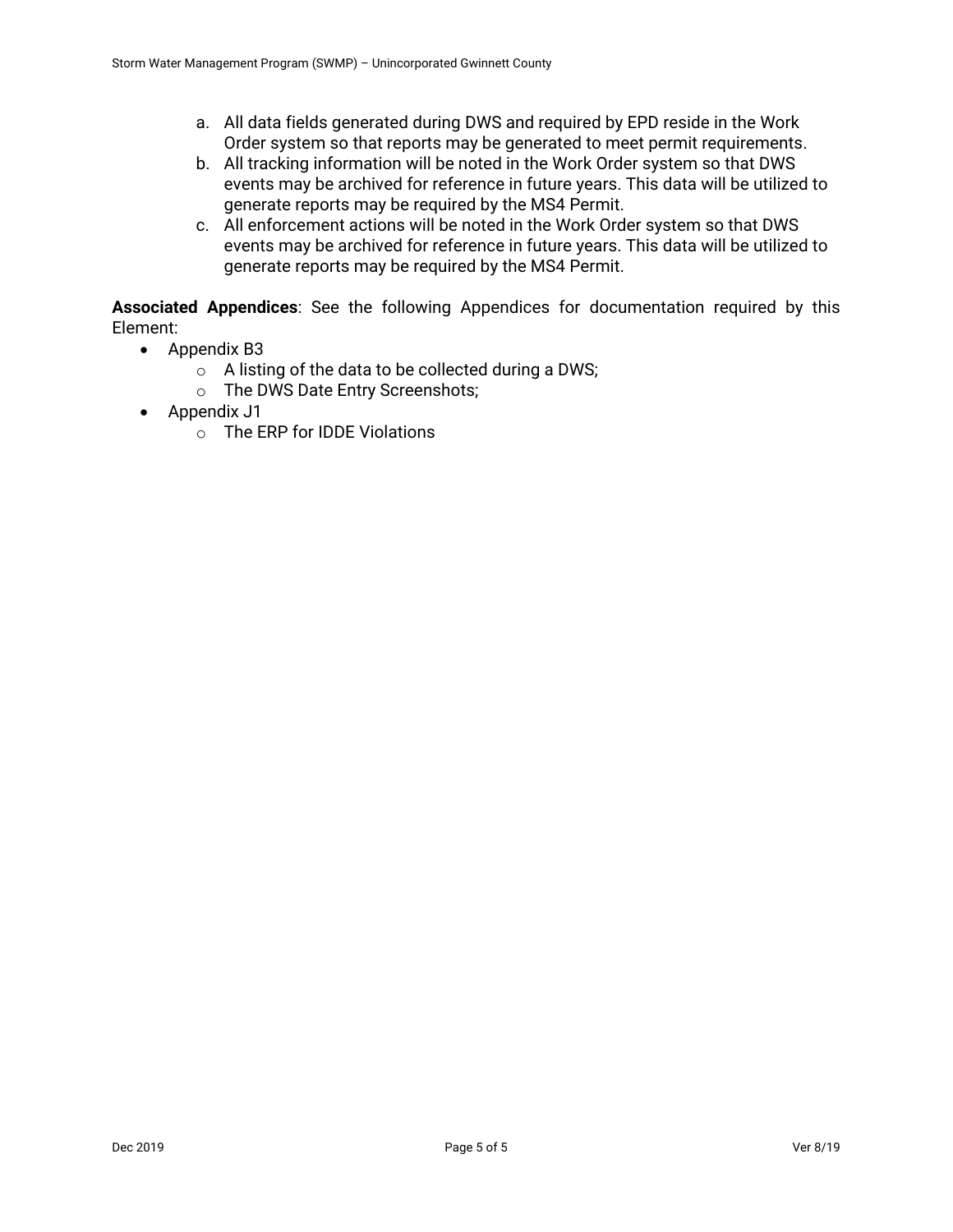a. All data fields generated during DWS and required by EPD reside in the Work Order system so that reports may be generated to meet permit requirements.
b. All tracking information will be noted in the Work Order system so that DWS events may be archived for reference in future years. This data will be utilized to generate reports may be required by the MS4 Permit.
c. All enforcement actions will be noted in the Work Order system so that DWS events may be archived for reference in future years. This data will be utilized to generate reports may be required by the MS4 Permit.

**Associated Appendices**: See the following Appendices for documentation required by this Element:

- Appendix B3
  - A listing of the data to be collected during a DWS;
  - The DWS Date Entry Screenshots;
- Appendix J1
  - The ERP for IDDE Violations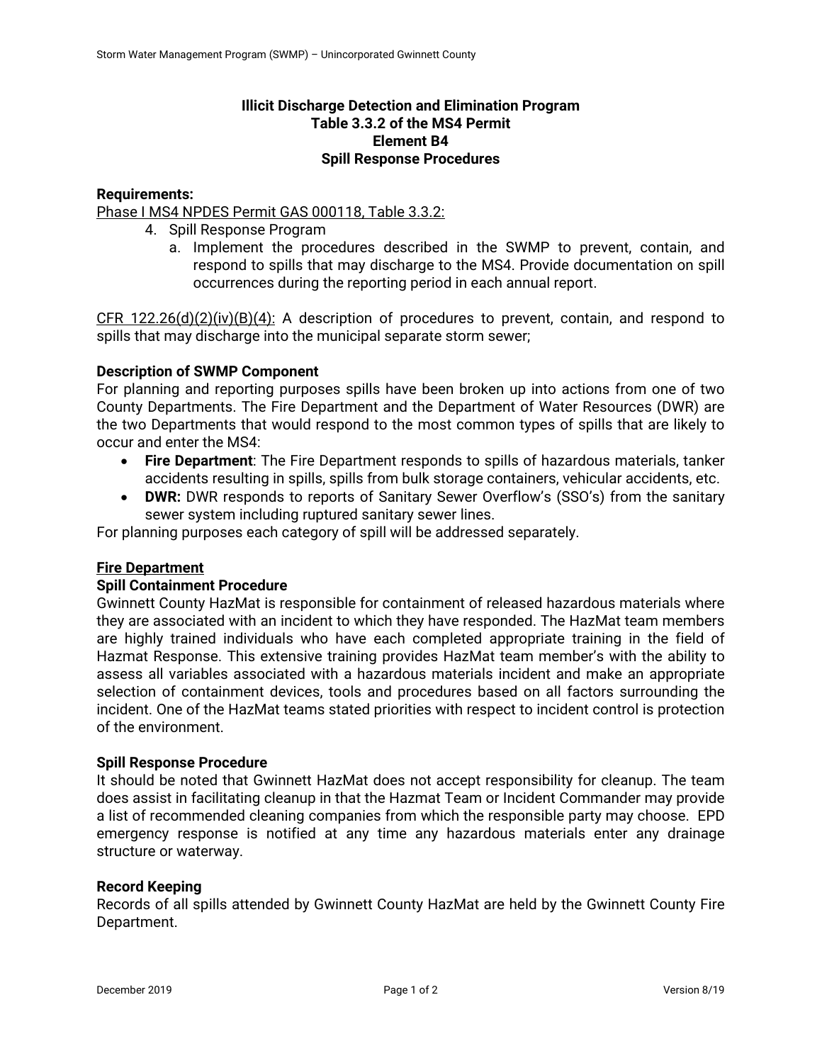**Illicit Discharge Detection and Elimination Program**
**Table 3.3.2 of the MS4 Permit**
**Element B4**
**Spill Response Procedures**

**Requirements:**

Phase I MS4 NPDES Permit GAS 000118, Table 3.3.2:

4. Spill Response Program
   a. Implement the procedures described in the SWMP to prevent, contain, and respond to spills that may discharge to the MS4. Provide documentation on spill occurrences during the reporting period in each annual report.

CFR 122.26(d)(2)(iv)(B)(4): A description of procedures to prevent, contain, and respond to spills that may discharge into the municipal separate storm sewer;

**Description of SWMP Component**

For planning and reporting purposes spills have been broken up into actions from one of two County Departments. The Fire Department and the Department of Water Resources (DWR) are the two Departments that would respond to the most common types of spills that are likely to occur and enter the MS4:

- **Fire Department**: The Fire Department responds to spills of hazardous materials, tanker accidents resulting in spills, spills from bulk storage containers, vehicular accidents, etc.
- **DWR:** DWR responds to reports of Sanitary Sewer Overflow's (SSO's) from the sanitary sewer system including ruptured sanitary sewer lines.

For planning purposes each category of spill will be addressed separately.

**Fire Department**

**Spill Containment Procedure**

Gwinnett County HazMat is responsible for containment of released hazardous materials where they are associated with an incident to which they have responded. The HazMat team members are highly trained individuals who have each completed appropriate training in the field of Hazmat Response. This extensive training provides HazMat team member's with the ability to assess all variables associated with a hazardous materials incident and make an appropriate selection of containment devices, tools and procedures based on all factors surrounding the incident. One of the HazMat teams stated priorities with respect to incident control is protection of the environment.

**Spill Response Procedure**

It should be noted that Gwinnett HazMat does not accept responsibility for cleanup. The team does assist in facilitating cleanup in that the Hazmat Team or Incident Commander may provide a list of recommended cleaning companies from which the responsible party may choose. EPD emergency response is notified at any time any hazardous materials enter any drainage structure or waterway.

**Record Keeping**

Records of all spills attended by Gwinnett County HazMat are held by the Gwinnett County Fire Department.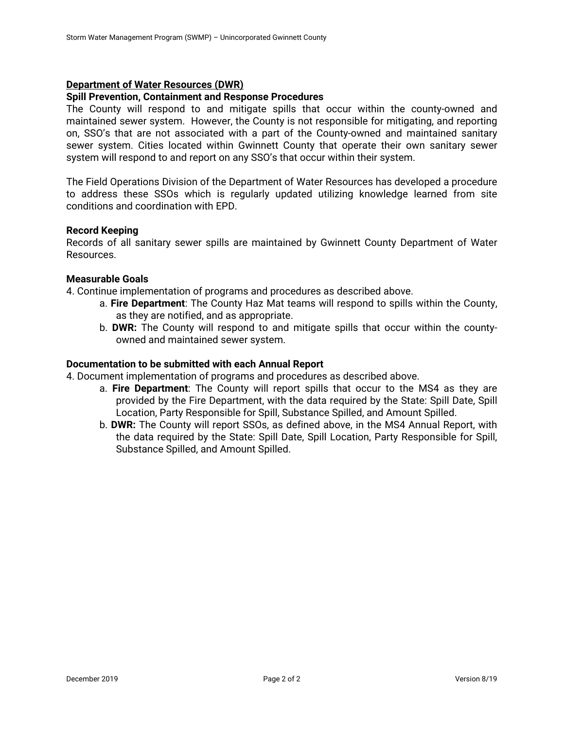**Department of Water Resources (DWR)**

**Spill Prevention, Containment and Response Procedures**

The County will respond to and mitigate spills that occur within the county-owned and maintained sewer system. However, the County is not responsible for mitigating, and reporting on, SSO's that are not associated with a part of the County-owned and maintained sanitary sewer system. Cities located within Gwinnett County that operate their own sanitary sewer system will respond to and report on any SSO's that occur within their system.

The Field Operations Division of the Department of Water Resources has developed a procedure to address these SSOs which is regularly updated utilizing knowledge learned from site conditions and coordination with EPD.

**Record Keeping**

Records of all sanitary sewer spills are maintained by Gwinnett County Department of Water Resources.

**Measurable Goals**

4. Continue implementation of programs and procedures as described above.
    a. **Fire Department**: The County Haz Mat teams will respond to spills within the County, as they are notified, and as appropriate.
    b. **DWR:** The County will respond to and mitigate spills that occur within the county-owned and maintained sewer system.

**Documentation to be submitted with each Annual Report**

4. Document implementation of programs and procedures as described above.
    a. **Fire Department**: The County will report spills that occur to the MS4 as they are provided by the Fire Department, with the data required by the State: Spill Date, Spill Location, Party Responsible for Spill, Substance Spilled, and Amount Spilled.
    b. **DWR:** The County will report SSOs, as defined above, in the MS4 Annual Report, with the data required by the State: Spill Date, Spill Location, Party Responsible for Spill, Substance Spilled, and Amount Spilled.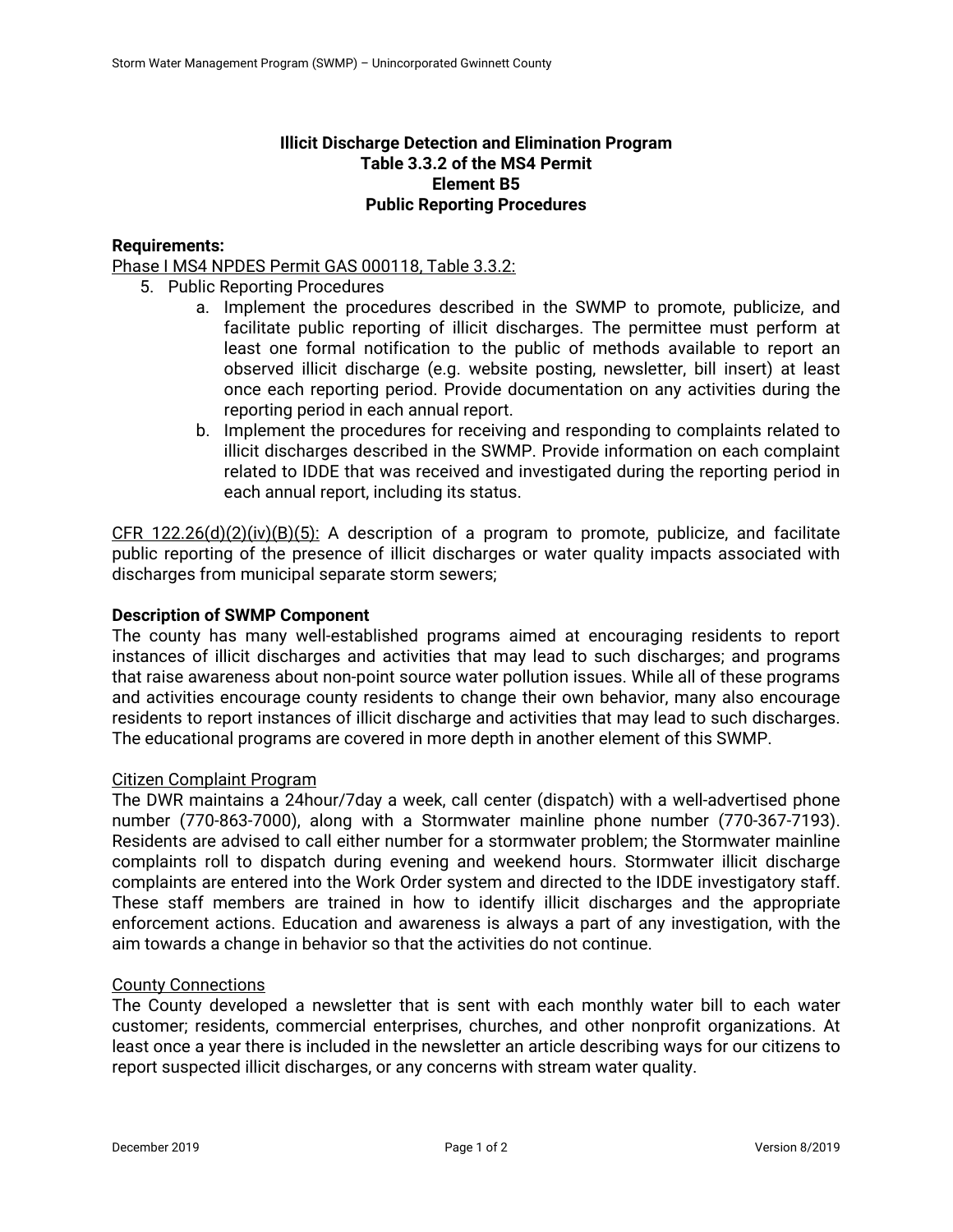## Illicit Discharge Detection and Elimination Program
## Table 3.3.2 of the MS4 Permit
## Element B5
## Public Reporting Procedures

**Requirements:**

Phase I MS4 NPDES Permit GAS 000118, Table 3.3.2:

5. Public Reporting Procedures
   a. Implement the procedures described in the SWMP to promote, publicize, and facilitate public reporting of illicit discharges. The permittee must perform at least one formal notification to the public of methods available to report an observed illicit discharge (e.g. website posting, newsletter, bill insert) at least once each reporting period. Provide documentation on any activities during the reporting period in each annual report.
   b. Implement the procedures for receiving and responding to complaints related to illicit discharges described in the SWMP. Provide information on each complaint related to IDDE that was received and investigated during the reporting period in each annual report, including its status.

CFR 122.26(d)(2)(iv)(B)(5): A description of a program to promote, publicize, and facilitate public reporting of the presence of illicit discharges or water quality impacts associated with discharges from municipal separate storm sewers;

**Description of SWMP Component**

The county has many well-established programs aimed at encouraging residents to report instances of illicit discharges and activities that may lead to such discharges; and programs that raise awareness about non-point source water pollution issues. While all of these programs and activities encourage county residents to change their own behavior, many also encourage residents to report instances of illicit discharge and activities that may lead to such discharges. The educational programs are covered in more depth in another element of this SWMP.

Citizen Complaint Program

The DWR maintains a 24hour/7day a week, call center (dispatch) with a well-advertised phone number (770-863-7000), along with a Stormwater mainline phone number (770-367-7193). Residents are advised to call either number for a stormwater problem; the Stormwater mainline complaints roll to dispatch during evening and weekend hours. Stormwater illicit discharge complaints are entered into the Work Order system and directed to the IDDE investigatory staff. These staff members are trained in how to identify illicit discharges and the appropriate enforcement actions. Education and awareness is always a part of any investigation, with the aim towards a change in behavior so that the activities do not continue.

County Connections

The County developed a newsletter that is sent with each monthly water bill to each water customer; residents, commercial enterprises, churches, and other nonprofit organizations. At least once a year there is included in the newsletter an article describing ways for our citizens to report suspected illicit discharges, or any concerns with stream water quality.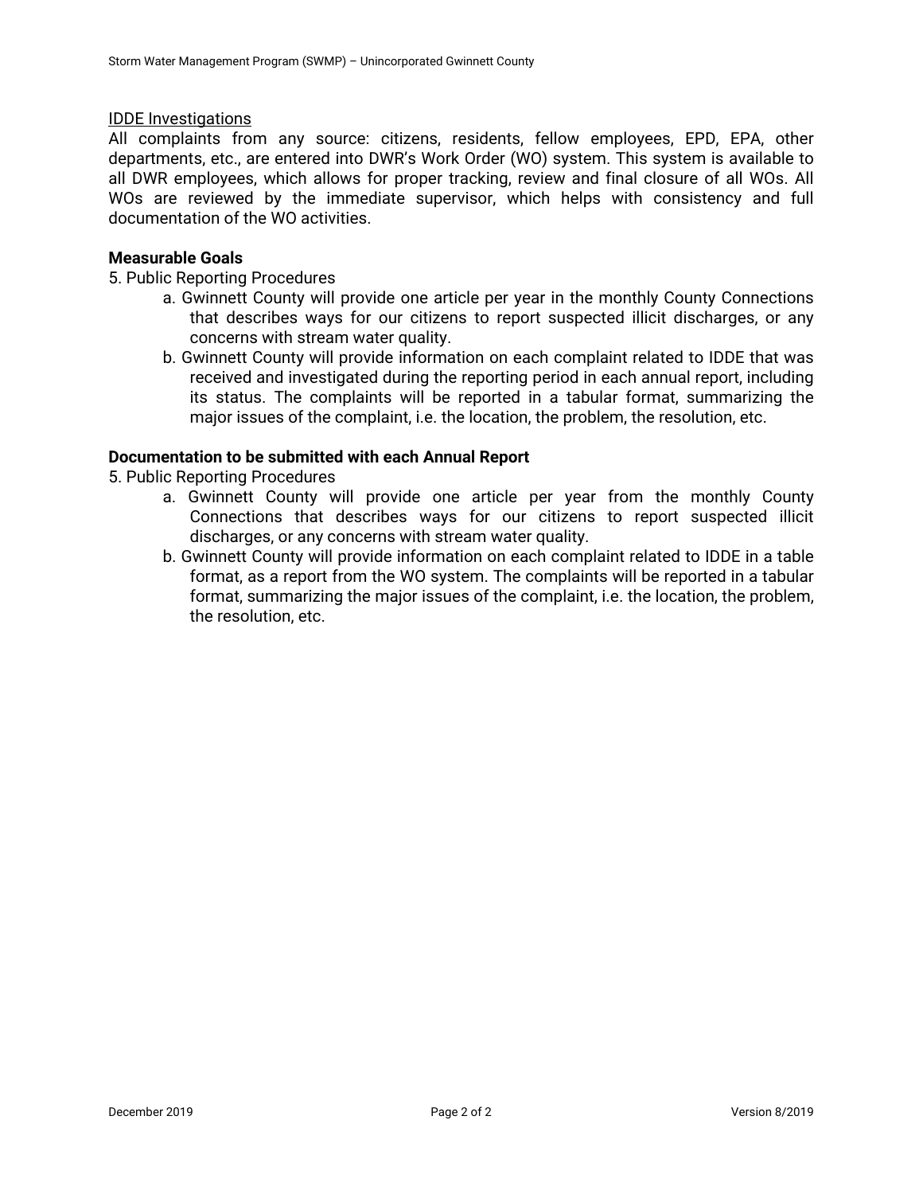<u>IDDE Investigations</u>

All complaints from any source: citizens, residents, fellow employees, EPD, EPA, other departments, etc., are entered into DWR's Work Order (WO) system. This system is available to all DWR employees, which allows for proper tracking, review and final closure of all WOs. All WOs are reviewed by the immediate supervisor, which helps with consistency and full documentation of the WO activities.

**Measurable Goals**

5. Public Reporting Procedures
   a. Gwinnett County will provide one article per year in the monthly County Connections that describes ways for our citizens to report suspected illicit discharges, or any concerns with stream water quality.
   b. Gwinnett County will provide information on each complaint related to IDDE that was received and investigated during the reporting period in each annual report, including its status. The complaints will be reported in a tabular format, summarizing the major issues of the complaint, i.e. the location, the problem, the resolution, etc.

**Documentation to be submitted with each Annual Report**

5. Public Reporting Procedures
   a. Gwinnett County will provide one article per year from the monthly County Connections that describes ways for our citizens to report suspected illicit discharges, or any concerns with stream water quality.
   b. Gwinnett County will provide information on each complaint related to IDDE in a table format, as a report from the WO system. The complaints will be reported in a tabular format, summarizing the major issues of the complaint, i.e. the location, the problem, the resolution, etc.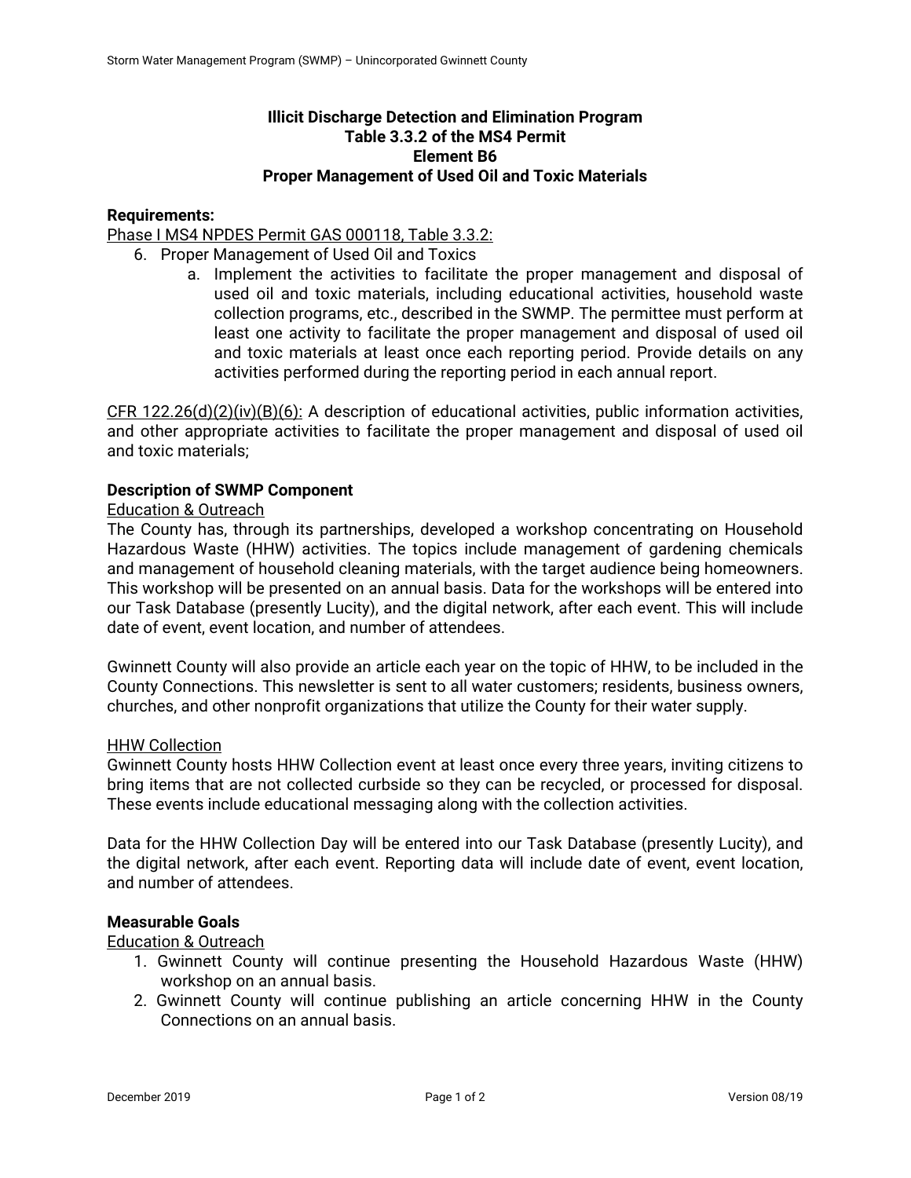**Illicit Discharge Detection and Elimination Program**
**Table 3.3.2 of the MS4 Permit**
**Element B6**
**Proper Management of Used Oil and Toxic Materials**

**Requirements:**

Phase I MS4 NPDES Permit GAS 000118, Table 3.3.2:

6. Proper Management of Used Oil and Toxics
    a. Implement the activities to facilitate the proper management and disposal of used oil and toxic materials, including educational activities, household waste collection programs, etc., described in the SWMP. The permittee must perform at least one activity to facilitate the proper management and disposal of used oil and toxic materials at least once each reporting period. Provide details on any activities performed during the reporting period in each annual report.

CFR 122.26(d)(2)(iv)(B)(6): A description of educational activities, public information activities, and other appropriate activities to facilitate the proper management and disposal of used oil and toxic materials;

**Description of SWMP Component**

Education & Outreach

The County has, through its partnerships, developed a workshop concentrating on Household Hazardous Waste (HHW) activities. The topics include management of gardening chemicals and management of household cleaning materials, with the target audience being homeowners. This workshop will be presented on an annual basis. Data for the workshops will be entered into our Task Database (presently Lucity), and the digital network, after each event. This will include date of event, event location, and number of attendees.

Gwinnett County will also provide an article each year on the topic of HHW, to be included in the County Connections. This newsletter is sent to all water customers; residents, business owners, churches, and other nonprofit organizations that utilize the County for their water supply.

HHW Collection

Gwinnett County hosts HHW Collection event at least once every three years, inviting citizens to bring items that are not collected curbside so they can be recycled, or processed for disposal. These events include educational messaging along with the collection activities.

Data for the HHW Collection Day will be entered into our Task Database (presently Lucity), and the digital network, after each event. Reporting data will include date of event, event location, and number of attendees.

**Measurable Goals**

Education & Outreach

1. Gwinnett County will continue presenting the Household Hazardous Waste (HHW) workshop on an annual basis.
2. Gwinnett County will continue publishing an article concerning HHW in the County Connections on an annual basis.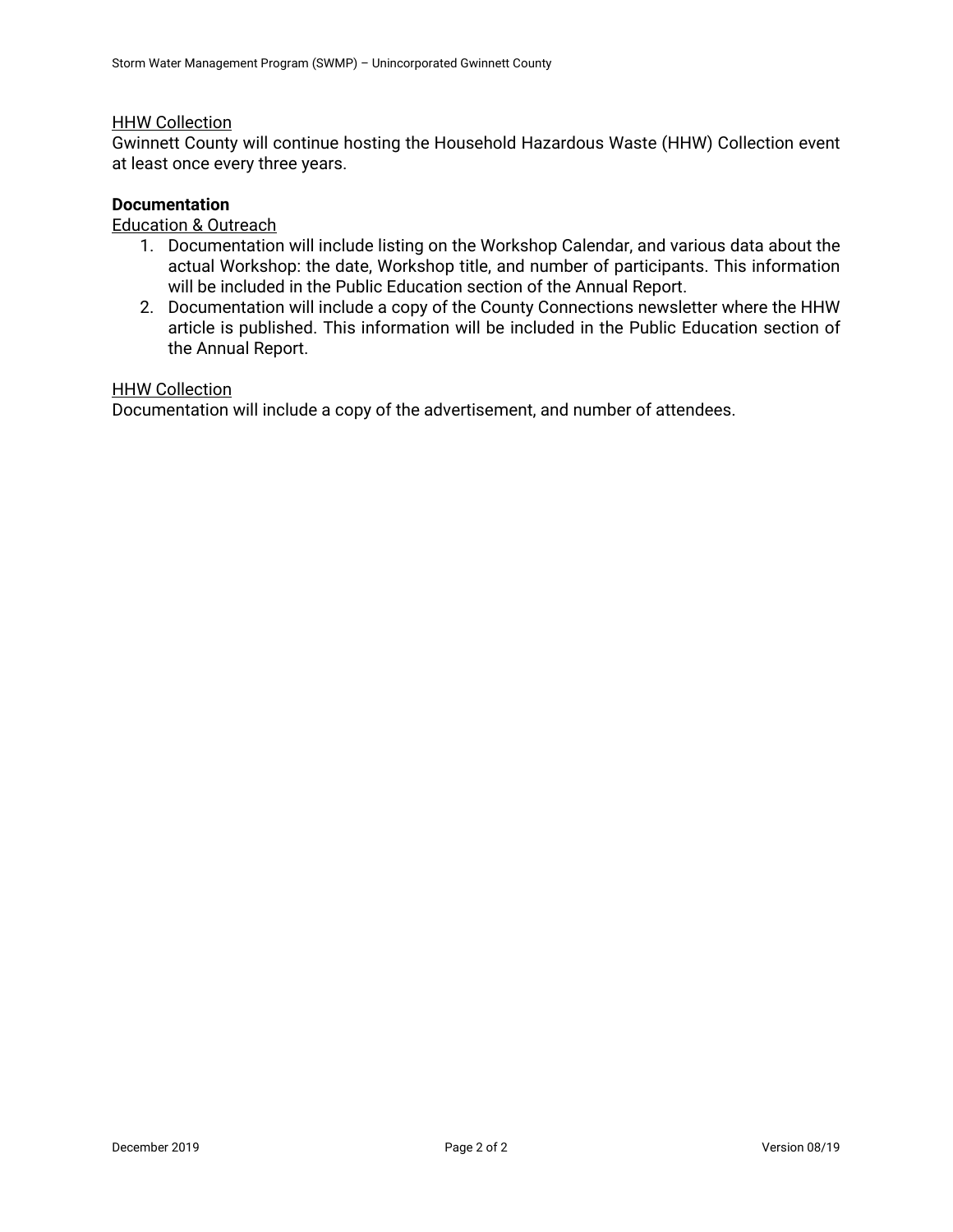HHW Collection

Gwinnett County will continue hosting the Household Hazardous Waste (HHW) Collection event at least once every three years.

**Documentation**

Education & Outreach

1. Documentation will include listing on the Workshop Calendar, and various data about the actual Workshop: the date, Workshop title, and number of participants. This information will be included in the Public Education section of the Annual Report.
2. Documentation will include a copy of the County Connections newsletter where the HHW article is published. This information will be included in the Public Education section of the Annual Report.

HHW Collection

Documentation will include a copy of the advertisement, and number of attendees.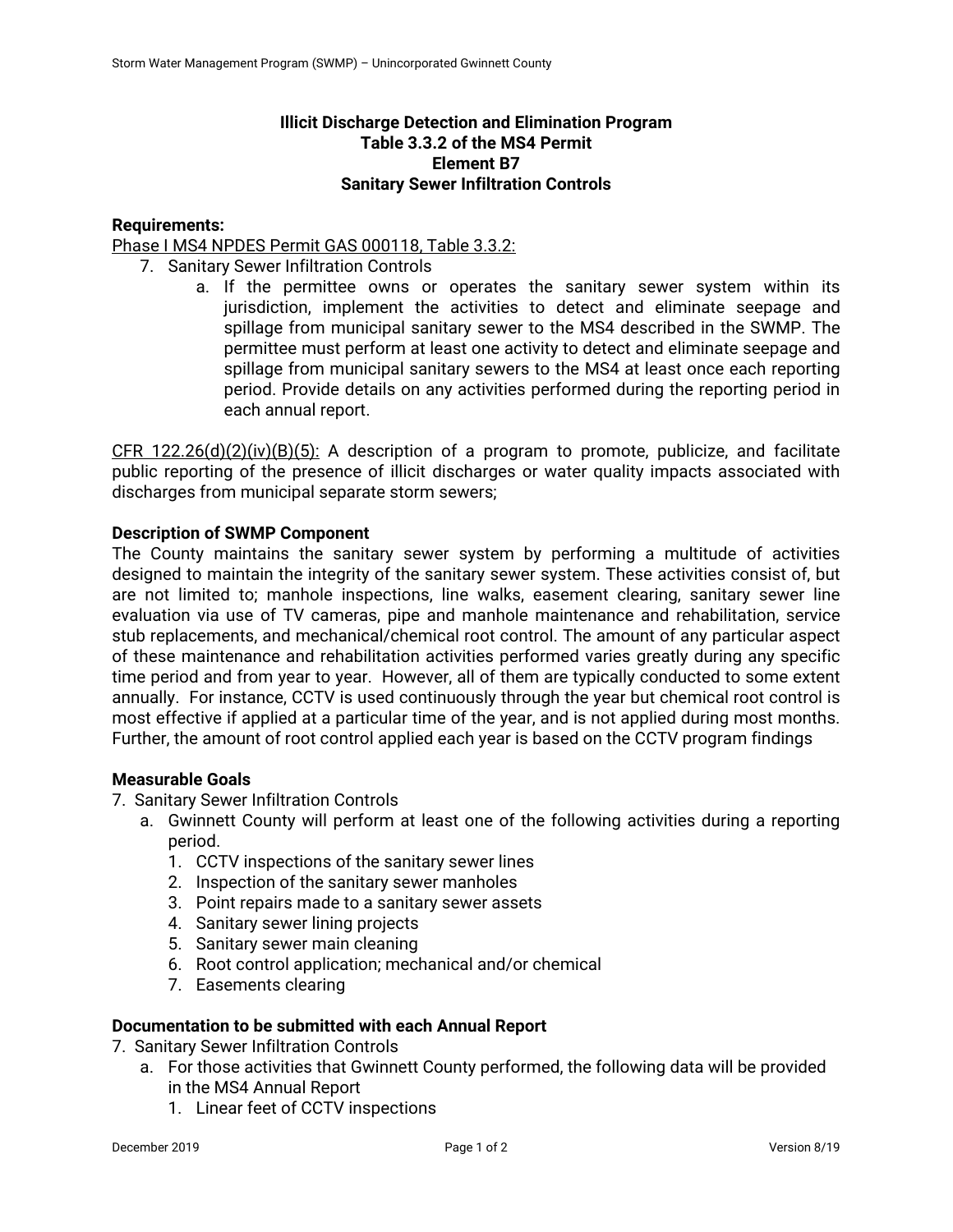**Illicit Discharge Detection and Elimination Program**
**Table 3.3.2 of the MS4 Permit**
**Element B7**
**Sanitary Sewer Infiltration Controls**

**Requirements:**

Phase I MS4 NPDES Permit GAS 000118, Table 3.3.2:

7. Sanitary Sewer Infiltration Controls
    a. If the permittee owns or operates the sanitary sewer system within its jurisdiction, implement the activities to detect and eliminate seepage and spillage from municipal sanitary sewer to the MS4 described in the SWMP. The permittee must perform at least one activity to detect and eliminate seepage and spillage from municipal sanitary sewers to the MS4 at least once each reporting period. Provide details on any activities performed during the reporting period in each annual report.

CFR 122.26(d)(2)(iv)(B)(5): A description of a program to promote, publicize, and facilitate public reporting of the presence of illicit discharges or water quality impacts associated with discharges from municipal separate storm sewers;

**Description of SWMP Component**

The County maintains the sanitary sewer system by performing a multitude of activities designed to maintain the integrity of the sanitary sewer system. These activities consist of, but are not limited to; manhole inspections, line walks, easement clearing, sanitary sewer line evaluation via use of TV cameras, pipe and manhole maintenance and rehabilitation, service stub replacements, and mechanical/chemical root control. The amount of any particular aspect of these maintenance and rehabilitation activities performed varies greatly during any specific time period and from year to year. However, all of them are typically conducted to some extent annually. For instance, CCTV is used continuously through the year but chemical root control is most effective if applied at a particular time of the year, and is not applied during most months. Further, the amount of root control applied each year is based on the CCTV program findings

**Measurable Goals**

7. Sanitary Sewer Infiltration Controls
    a. Gwinnett County will perform at least one of the following activities during a reporting period.
        1. CCTV inspections of the sanitary sewer lines
        2. Inspection of the sanitary sewer manholes
        3. Point repairs made to a sanitary sewer assets
        4. Sanitary sewer lining projects
        5. Sanitary sewer main cleaning
        6. Root control application; mechanical and/or chemical
        7. Easements clearing

**Documentation to be submitted with each Annual Report**

7. Sanitary Sewer Infiltration Controls
    a. For those activities that Gwinnett County performed, the following data will be provided in the MS4 Annual Report
        1. Linear feet of CCTV inspections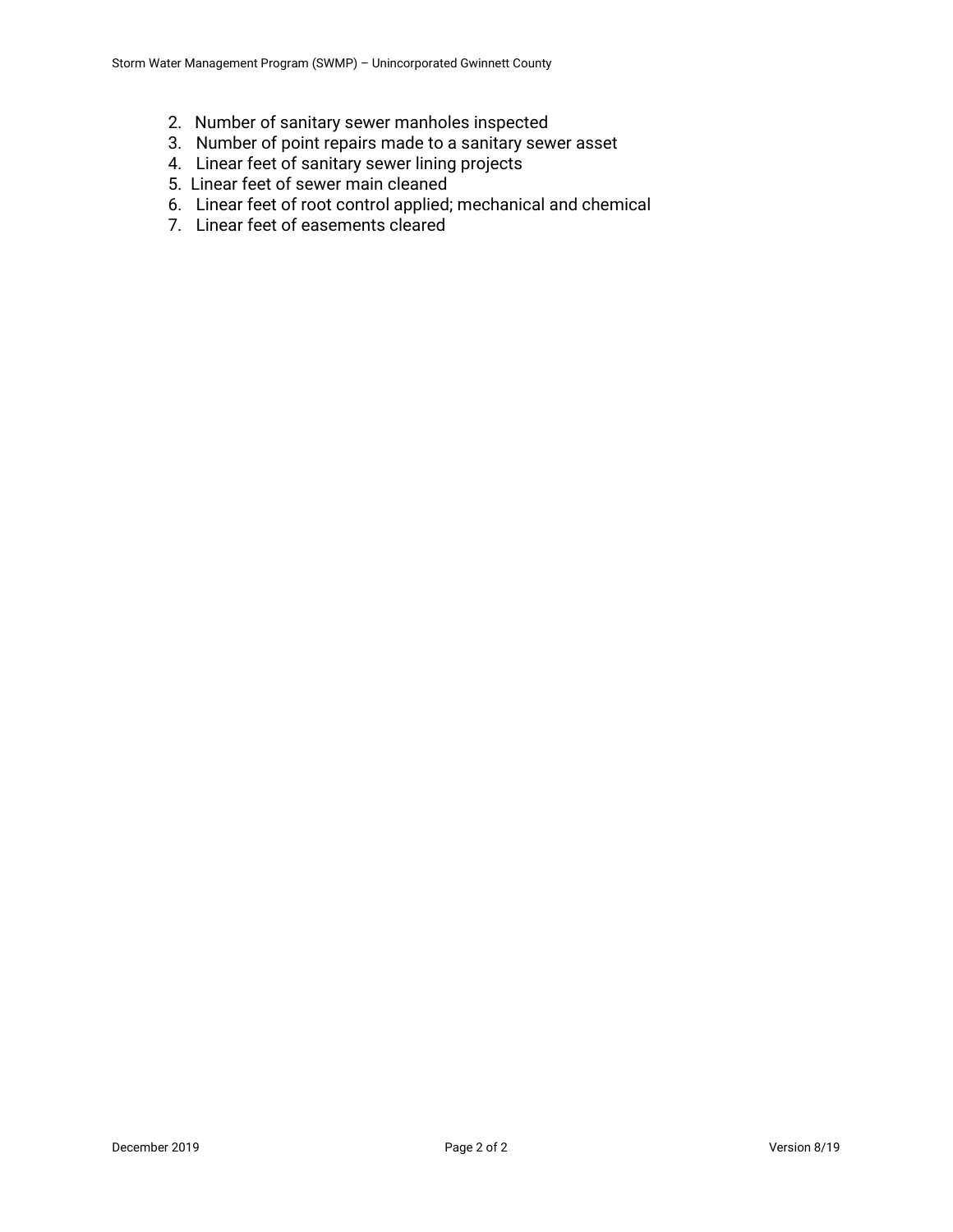2. Number of sanitary sewer manholes inspected
3. Number of point repairs made to a sanitary sewer asset
4. Linear feet of sanitary sewer lining projects
5. Linear feet of sewer main cleaned
6. Linear feet of root control applied; mechanical and chemical
7. Linear feet of easements cleared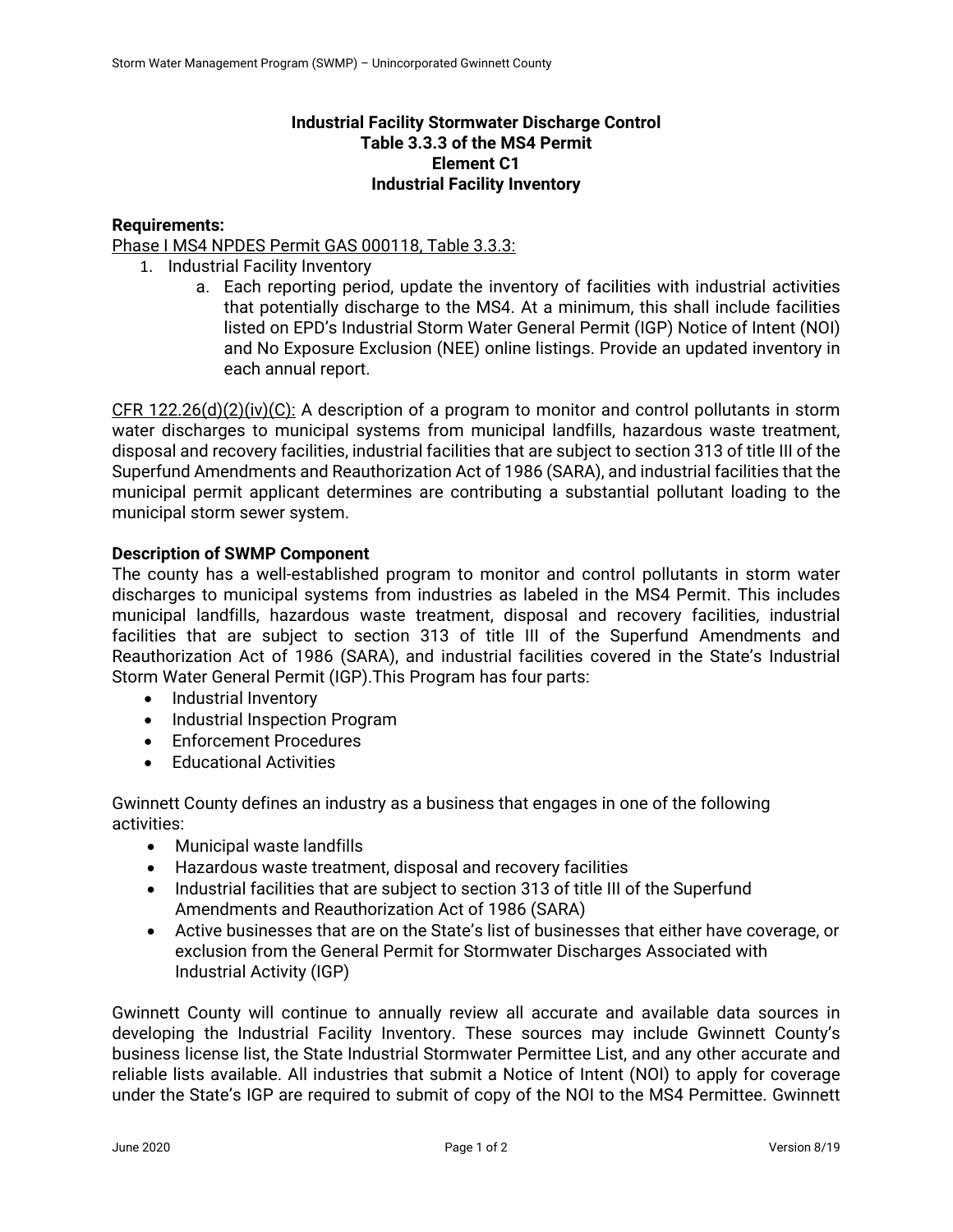**Industrial Facility Stormwater Discharge Control**
**Table 3.3.3 of the MS4 Permit**
**Element C1**
**Industrial Facility Inventory**

**Requirements:**

Phase I MS4 NPDES Permit GAS 000118, Table 3.3.3:

1. Industrial Facility Inventory
    a. Each reporting period, update the inventory of facilities with industrial activities that potentially discharge to the MS4. At a minimum, this shall include facilities listed on EPD's Industrial Storm Water General Permit (IGP) Notice of Intent (NOI) and No Exposure Exclusion (NEE) online listings. Provide an updated inventory in each annual report.

CFR 122.26(d)(2)(iv)(C): A description of a program to monitor and control pollutants in storm water discharges to municipal systems from municipal landfills, hazardous waste treatment, disposal and recovery facilities, industrial facilities that are subject to section 313 of title III of the Superfund Amendments and Reauthorization Act of 1986 (SARA), and industrial facilities that the municipal permit applicant determines are contributing a substantial pollutant loading to the municipal storm sewer system.

**Description of SWMP Component**

The county has a well-established program to monitor and control pollutants in storm water discharges to municipal systems from industries as labeled in the MS4 Permit. This includes municipal landfills, hazardous waste treatment, disposal and recovery facilities, industrial facilities that are subject to section 313 of title III of the Superfund Amendments and Reauthorization Act of 1986 (SARA), and industrial facilities covered in the State's Industrial Storm Water General Permit (IGP).This Program has four parts:

- Industrial Inventory
- Industrial Inspection Program
- Enforcement Procedures
- Educational Activities

Gwinnett County defines an industry as a business that engages in one of the following activities:

- Municipal waste landfills
- Hazardous waste treatment, disposal and recovery facilities
- Industrial facilities that are subject to section 313 of title III of the Superfund Amendments and Reauthorization Act of 1986 (SARA)
- Active businesses that are on the State's list of businesses that either have coverage, or exclusion from the General Permit for Stormwater Discharges Associated with Industrial Activity (IGP)

Gwinnett County will continue to annually review all accurate and available data sources in developing the Industrial Facility Inventory. These sources may include Gwinnett County's business license list, the State Industrial Stormwater Permittee List, and any other accurate and reliable lists available. All industries that submit a Notice of Intent (NOI) to apply for coverage under the State's IGP are required to submit of copy of the NOI to the MS4 Permittee. Gwinnett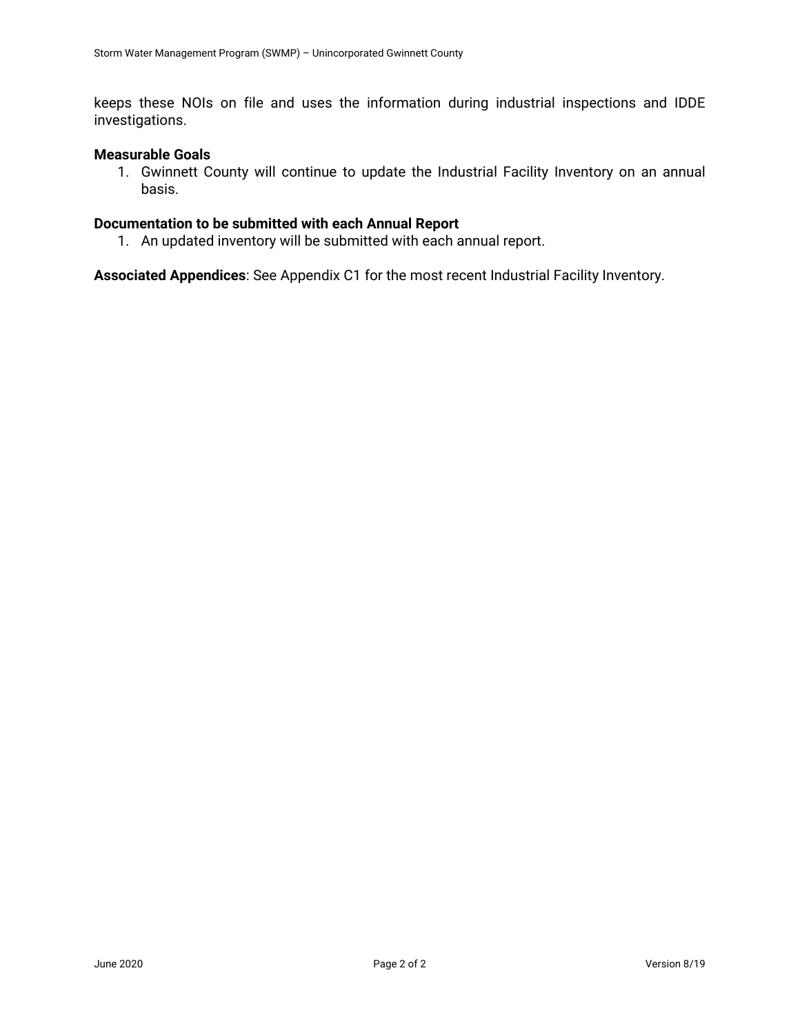keeps these NOIs on file and uses the information during industrial inspections and IDDE investigations.

**Measurable Goals**

1. Gwinnett County will continue to update the Industrial Facility Inventory on an annual basis.

**Documentation to be submitted with each Annual Report**

1. An updated inventory will be submitted with each annual report.

**Associated Appendices**: See Appendix C1 for the most recent Industrial Facility Inventory.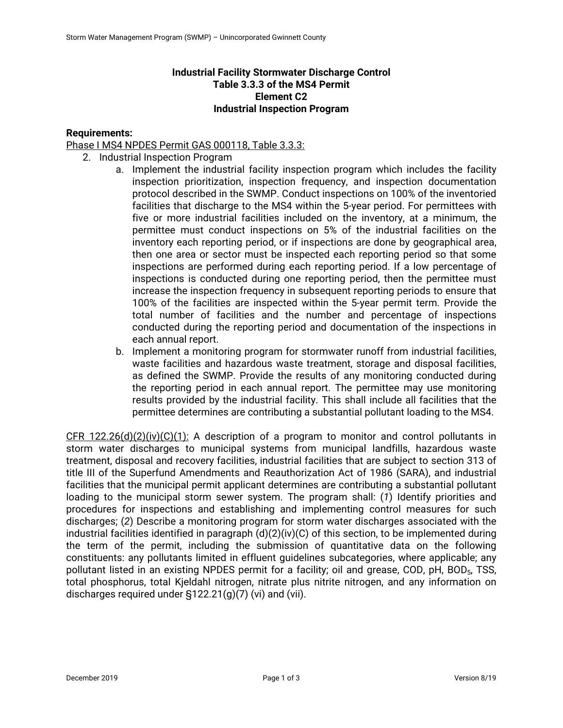**Industrial Facility Stormwater Discharge Control**
**Table 3.3.3 of the MS4 Permit**
**Element C2**
**Industrial Inspection Program**

**Requirements:**

Phase I MS4 NPDES Permit GAS 000118, Table 3.3.3:

2. Industrial Inspection Program
   a. Implement the industrial facility inspection program which includes the facility inspection prioritization, inspection frequency, and inspection documentation protocol described in the SWMP. Conduct inspections on 100% of the inventoried facilities that discharge to the MS4 within the 5-year period. For permittees with five or more industrial facilities included on the inventory, at a minimum, the permittee must conduct inspections on 5% of the industrial facilities on the inventory each reporting period, or if inspections are done by geographical area, then one area or sector must be inspected each reporting period so that some inspections are performed during each reporting period. If a low percentage of inspections is conducted during one reporting period, then the permittee must increase the inspection frequency in subsequent reporting periods to ensure that 100% of the facilities are inspected within the 5-year permit term. Provide the total number of facilities and the number and percentage of inspections conducted during the reporting period and documentation of the inspections in each annual report.
   b. Implement a monitoring program for stormwater runoff from industrial facilities, waste facilities and hazardous waste treatment, storage and disposal facilities, as defined the SWMP. Provide the results of any monitoring conducted during the reporting period in each annual report. The permittee may use monitoring results provided by the industrial facility. This shall include all facilities that the permittee determines are contributing a substantial pollutant loading to the MS4.

CFR 122.26(d)(2)(iv)(C)(1): A description of a program to monitor and control pollutants in storm water discharges to municipal systems from municipal landfills, hazardous waste treatment, disposal and recovery facilities, industrial facilities that are subject to section 313 of title III of the Superfund Amendments and Reauthorization Act of 1986 (SARA), and industrial facilities that the municipal permit applicant determines are contributing a substantial pollutant loading to the municipal storm sewer system. The program shall: (*1*) Identify priorities and procedures for inspections and establishing and implementing control measures for such discharges; (*2*) Describe a monitoring program for storm water discharges associated with the industrial facilities identified in paragraph (d)(2)(iv)(C) of this section, to be implemented during the term of the permit, including the submission of quantitative data on the following constituents: any pollutants limited in effluent guidelines subcategories, where applicable; any pollutant listed in an existing NPDES permit for a facility; oil and grease, COD, pH, $BOD_5$, TSS, total phosphorus, total Kjeldahl nitrogen, nitrate plus nitrite nitrogen, and any information on discharges required under §122.21(g)(7) (vi) and (vii).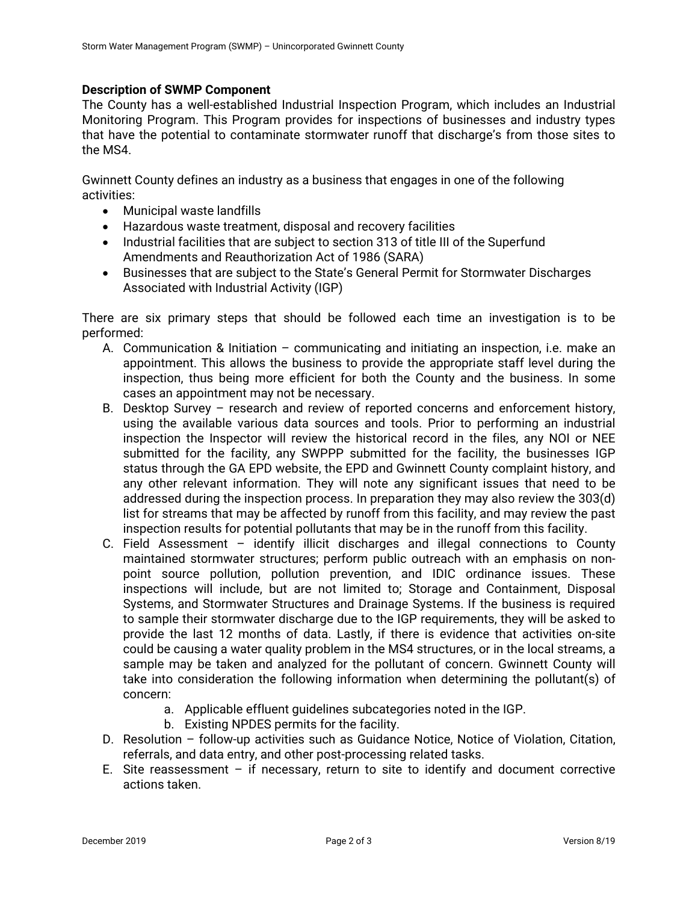**Description of SWMP Component**

The County has a well-established Industrial Inspection Program, which includes an Industrial Monitoring Program. This Program provides for inspections of businesses and industry types that have the potential to contaminate stormwater runoff that discharge's from those sites to the MS4.

Gwinnett County defines an industry as a business that engages in one of the following activities:

- Municipal waste landfills
- Hazardous waste treatment, disposal and recovery facilities
- Industrial facilities that are subject to section 313 of title III of the Superfund Amendments and Reauthorization Act of 1986 (SARA)
- Businesses that are subject to the State's General Permit for Stormwater Discharges Associated with Industrial Activity (IGP)

There are six primary steps that should be followed each time an investigation is to be performed:

A. Communication & Initiation – communicating and initiating an inspection, i.e. make an appointment. This allows the business to provide the appropriate staff level during the inspection, thus being more efficient for both the County and the business. In some cases an appointment may not be necessary.
B. Desktop Survey – research and review of reported concerns and enforcement history, using the available various data sources and tools. Prior to performing an industrial inspection the Inspector will review the historical record in the files, any NOI or NEE submitted for the facility, any SWPPP submitted for the facility, the businesses IGP status through the GA EPD website, the EPD and Gwinnett County complaint history, and any other relevant information. They will note any significant issues that need to be addressed during the inspection process. In preparation they may also review the 303(d) list for streams that may be affected by runoff from this facility, and may review the past inspection results for potential pollutants that may be in the runoff from this facility.
C. Field Assessment – identify illicit discharges and illegal connections to County maintained stormwater structures; perform public outreach with an emphasis on non-point source pollution, pollution prevention, and IDIC ordinance issues. These inspections will include, but are not limited to; Storage and Containment, Disposal Systems, and Stormwater Structures and Drainage Systems. If the business is required to sample their stormwater discharge due to the IGP requirements, they will be asked to provide the last 12 months of data. Lastly, if there is evidence that activities on-site could be causing a water quality problem in the MS4 structures, or in the local streams, a sample may be taken and analyzed for the pollutant of concern. Gwinnett County will take into consideration the following information when determining the pollutant(s) of concern:
    a. Applicable effluent guidelines subcategories noted in the IGP.
    b. Existing NPDES permits for the facility.
D. Resolution – follow-up activities such as Guidance Notice, Notice of Violation, Citation, referrals, and data entry, and other post-processing related tasks.
E. Site reassessment – if necessary, return to site to identify and document corrective actions taken.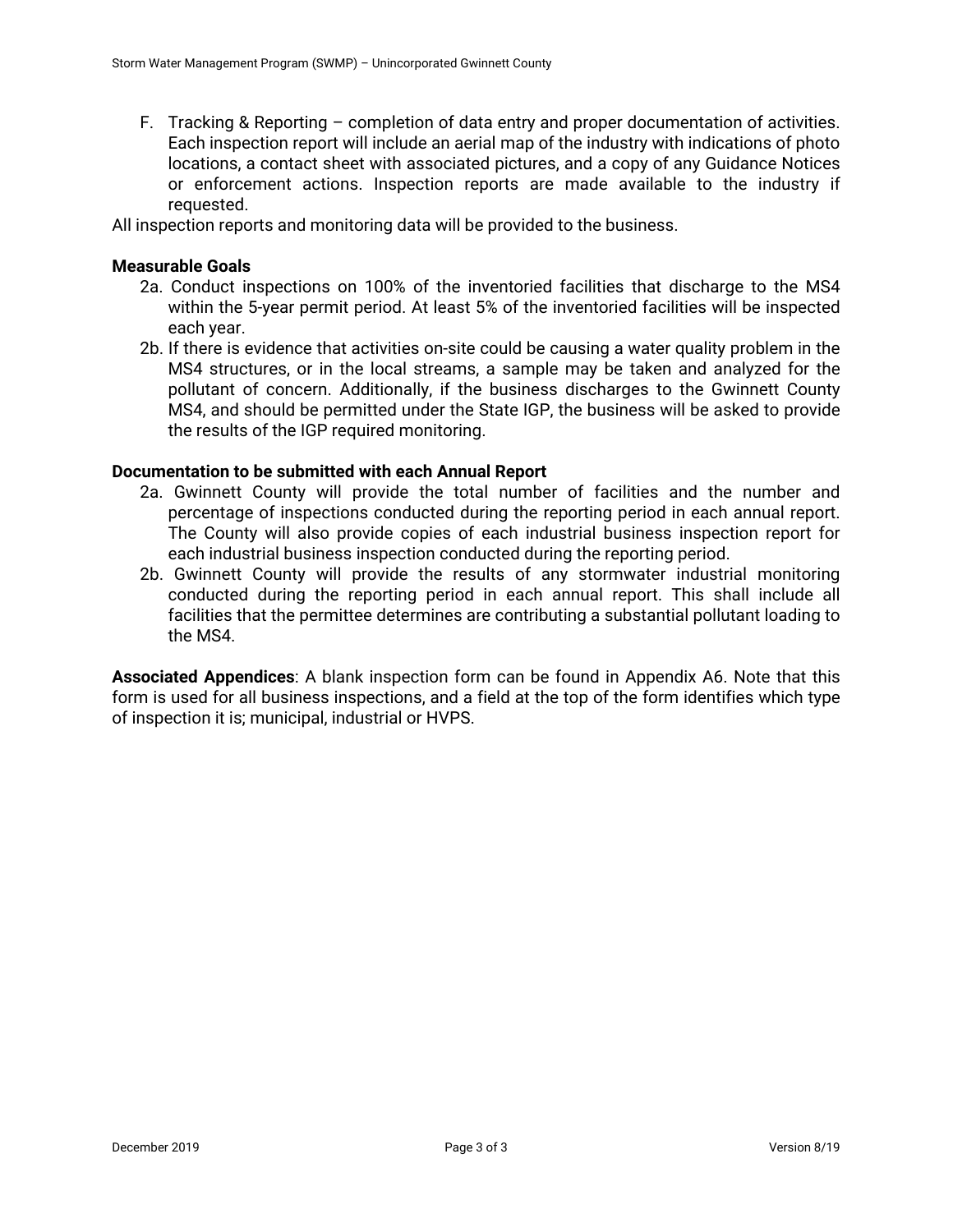F. Tracking & Reporting – completion of data entry and proper documentation of activities. Each inspection report will include an aerial map of the industry with indications of photo locations, a contact sheet with associated pictures, and a copy of any Guidance Notices or enforcement actions. Inspection reports are made available to the industry if requested.

All inspection reports and monitoring data will be provided to the business.

**Measurable Goals**

2a. Conduct inspections on 100% of the inventoried facilities that discharge to the MS4 within the 5-year permit period. At least 5% of the inventoried facilities will be inspected each year.

2b. If there is evidence that activities on-site could be causing a water quality problem in the MS4 structures, or in the local streams, a sample may be taken and analyzed for the pollutant of concern. Additionally, if the business discharges to the Gwinnett County MS4, and should be permitted under the State IGP, the business will be asked to provide the results of the IGP required monitoring.

**Documentation to be submitted with each Annual Report**

2a. Gwinnett County will provide the total number of facilities and the number and percentage of inspections conducted during the reporting period in each annual report. The County will also provide copies of each industrial business inspection report for each industrial business inspection conducted during the reporting period.

2b. Gwinnett County will provide the results of any stormwater industrial monitoring conducted during the reporting period in each annual report. This shall include all facilities that the permittee determines are contributing a substantial pollutant loading to the MS4.

**Associated Appendices**: A blank inspection form can be found in Appendix A6. Note that this form is used for all business inspections, and a field at the top of the form identifies which type of inspection it is; municipal, industrial or HVPS.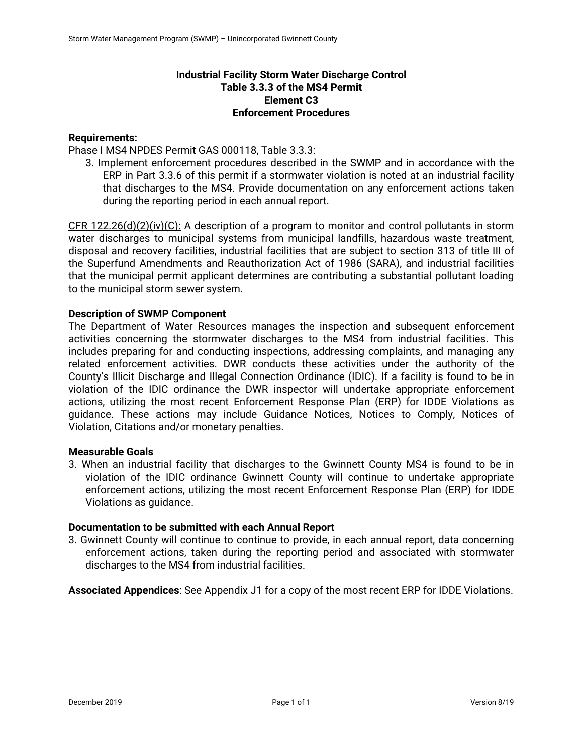# Industrial Facility Storm Water Discharge Control
## Table 3.3.3 of the MS4 Permit
## Element C3
## Enforcement Procedures

**Requirements:**

Phase I MS4 NPDES Permit GAS 000118, Table 3.3.3:

3. Implement enforcement procedures described in the SWMP and in accordance with the ERP in Part 3.3.6 of this permit if a stormwater violation is noted at an industrial facility that discharges to the MS4. Provide documentation on any enforcement actions taken during the reporting period in each annual report.

CFR 122.26(d)(2)(iv)(C): A description of a program to monitor and control pollutants in storm water discharges to municipal systems from municipal landfills, hazardous waste treatment, disposal and recovery facilities, industrial facilities that are subject to section 313 of title III of the Superfund Amendments and Reauthorization Act of 1986 (SARA), and industrial facilities that the municipal permit applicant determines are contributing a substantial pollutant loading to the municipal storm sewer system.

**Description of SWMP Component**

The Department of Water Resources manages the inspection and subsequent enforcement activities concerning the stormwater discharges to the MS4 from industrial facilities. This includes preparing for and conducting inspections, addressing complaints, and managing any related enforcement activities. DWR conducts these activities under the authority of the County's Illicit Discharge and Illegal Connection Ordinance (IDIC). If a facility is found to be in violation of the IDIC ordinance the DWR inspector will undertake appropriate enforcement actions, utilizing the most recent Enforcement Response Plan (ERP) for IDDE Violations as guidance. These actions may include Guidance Notices, Notices to Comply, Notices of Violation, Citations and/or monetary penalties.

**Measurable Goals**

3. When an industrial facility that discharges to the Gwinnett County MS4 is found to be in violation of the IDIC ordinance Gwinnett County will continue to undertake appropriate enforcement actions, utilizing the most recent Enforcement Response Plan (ERP) for IDDE Violations as guidance.

**Documentation to be submitted with each Annual Report**

3. Gwinnett County will continue to continue to provide, in each annual report, data concerning enforcement actions, taken during the reporting period and associated with stormwater discharges to the MS4 from industrial facilities.

**Associated Appendices**: See Appendix J1 for a copy of the most recent ERP for IDDE Violations.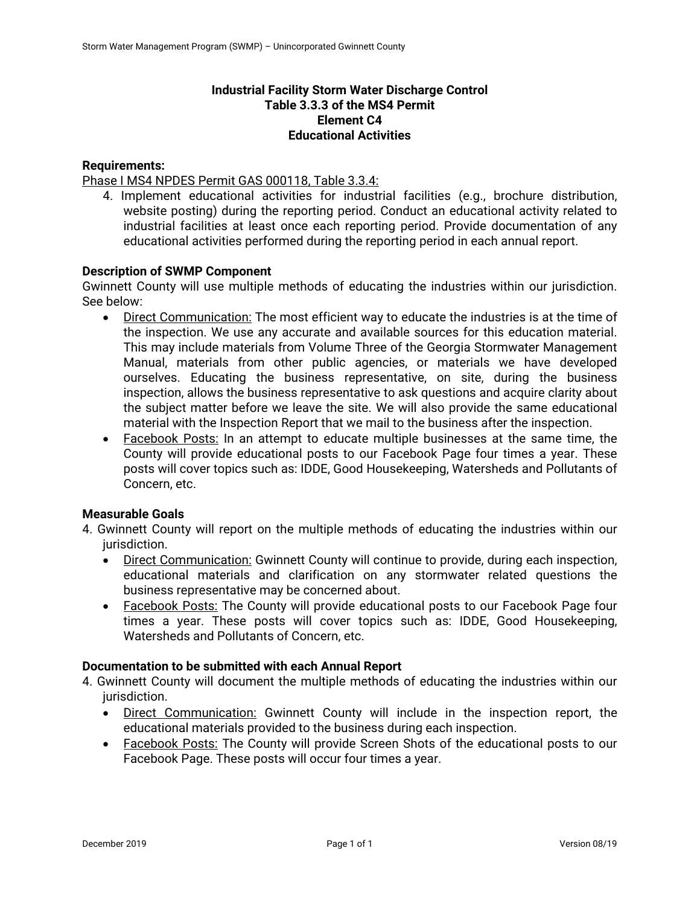## Industrial Facility Storm Water Discharge Control
## Table 3.3.3 of the MS4 Permit
## Element C4
## Educational Activities

**Requirements:**

Phase I MS4 NPDES Permit GAS 000118, Table 3.3.4:

4. Implement educational activities for industrial facilities (e.g., brochure distribution, website posting) during the reporting period. Conduct an educational activity related to industrial facilities at least once each reporting period. Provide documentation of any educational activities performed during the reporting period in each annual report.

**Description of SWMP Component**

Gwinnett County will use multiple methods of educating the industries within our jurisdiction. See below:

- Direct Communication: The most efficient way to educate the industries is at the time of the inspection. We use any accurate and available sources for this education material. This may include materials from Volume Three of the Georgia Stormwater Management Manual, materials from other public agencies, or materials we have developed ourselves. Educating the business representative, on site, during the business inspection, allows the business representative to ask questions and acquire clarity about the subject matter before we leave the site. We will also provide the same educational material with the Inspection Report that we mail to the business after the inspection.
- Facebook Posts: In an attempt to educate multiple businesses at the same time, the County will provide educational posts to our Facebook Page four times a year. These posts will cover topics such as: IDDE, Good Housekeeping, Watersheds and Pollutants of Concern, etc.

**Measurable Goals**

4. Gwinnett County will report on the multiple methods of educating the industries within our jurisdiction.
   - Direct Communication: Gwinnett County will continue to provide, during each inspection, educational materials and clarification on any stormwater related questions the business representative may be concerned about.
   - Facebook Posts: The County will provide educational posts to our Facebook Page four times a year. These posts will cover topics such as: IDDE, Good Housekeeping, Watersheds and Pollutants of Concern, etc.

**Documentation to be submitted with each Annual Report**

4. Gwinnett County will document the multiple methods of educating the industries within our jurisdiction.
   - Direct Communication: Gwinnett County will include in the inspection report, the educational materials provided to the business during each inspection.
   - Facebook Posts: The County will provide Screen Shots of the educational posts to our Facebook Page. These posts will occur four times a year.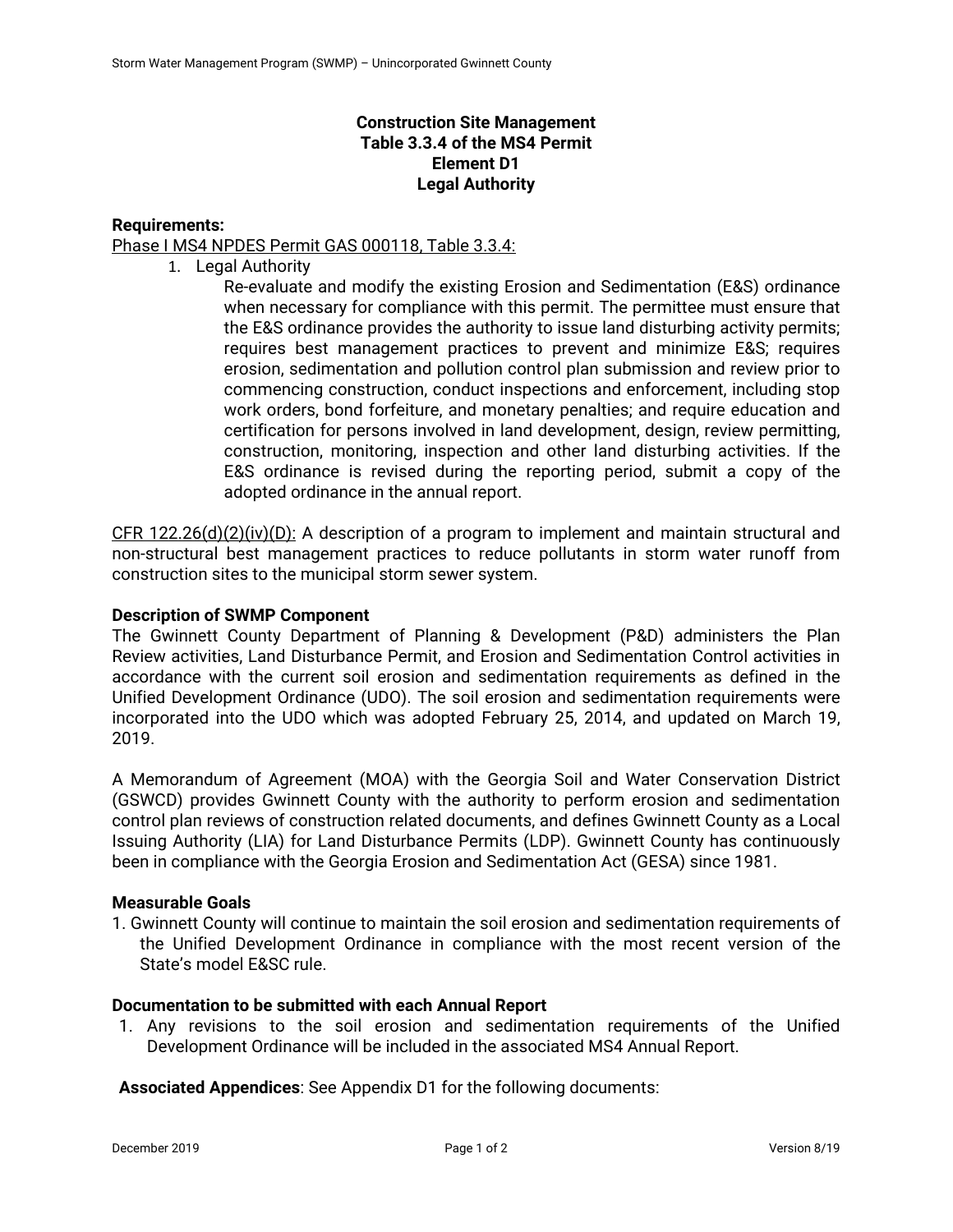**Construction Site Management**
**Table 3.3.4 of the MS4 Permit**
**Element D1**
**Legal Authority**

**Requirements:**

Phase I MS4 NPDES Permit GAS 000118, Table 3.3.4:

1. Legal Authority

   Re-evaluate and modify the existing Erosion and Sedimentation (E&S) ordinance when necessary for compliance with this permit. The permittee must ensure that the E&S ordinance provides the authority to issue land disturbing activity permits; requires best management practices to prevent and minimize E&S; requires erosion, sedimentation and pollution control plan submission and review prior to commencing construction, conduct inspections and enforcement, including stop work orders, bond forfeiture, and monetary penalties; and require education and certification for persons involved in land development, design, review permitting, construction, monitoring, inspection and other land disturbing activities. If the E&S ordinance is revised during the reporting period, submit a copy of the adopted ordinance in the annual report.

CFR 122.26(d)(2)(iv)(D): A description of a program to implement and maintain structural and non-structural best management practices to reduce pollutants in storm water runoff from construction sites to the municipal storm sewer system.

**Description of SWMP Component**

The Gwinnett County Department of Planning & Development (P&D) administers the Plan Review activities, Land Disturbance Permit, and Erosion and Sedimentation Control activities in accordance with the current soil erosion and sedimentation requirements as defined in the Unified Development Ordinance (UDO). The soil erosion and sedimentation requirements were incorporated into the UDO which was adopted February 25, 2014, and updated on March 19, 2019.

A Memorandum of Agreement (MOA) with the Georgia Soil and Water Conservation District (GSWCD) provides Gwinnett County with the authority to perform erosion and sedimentation control plan reviews of construction related documents, and defines Gwinnett County as a Local Issuing Authority (LIA) for Land Disturbance Permits (LDP). Gwinnett County has continuously been in compliance with the Georgia Erosion and Sedimentation Act (GESA) since 1981.

**Measurable Goals**

1. Gwinnett County will continue to maintain the soil erosion and sedimentation requirements of the Unified Development Ordinance in compliance with the most recent version of the State's model E&SC rule.

**Documentation to be submitted with each Annual Report**

1. Any revisions to the soil erosion and sedimentation requirements of the Unified Development Ordinance will be included in the associated MS4 Annual Report.

**Associated Appendices**: See Appendix D1 for the following documents: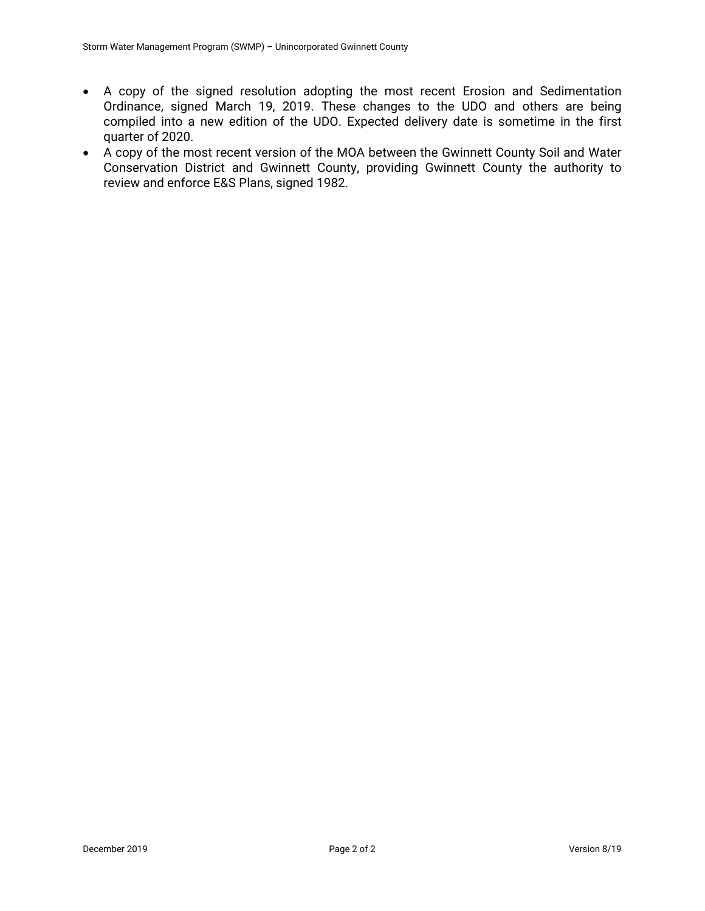- A copy of the signed resolution adopting the most recent Erosion and Sedimentation Ordinance, signed March 19, 2019. These changes to the UDO and others are being compiled into a new edition of the UDO. Expected delivery date is sometime in the first quarter of 2020.
- A copy of the most recent version of the MOA between the Gwinnett County Soil and Water Conservation District and Gwinnett County, providing Gwinnett County the authority to review and enforce E&S Plans, signed 1982.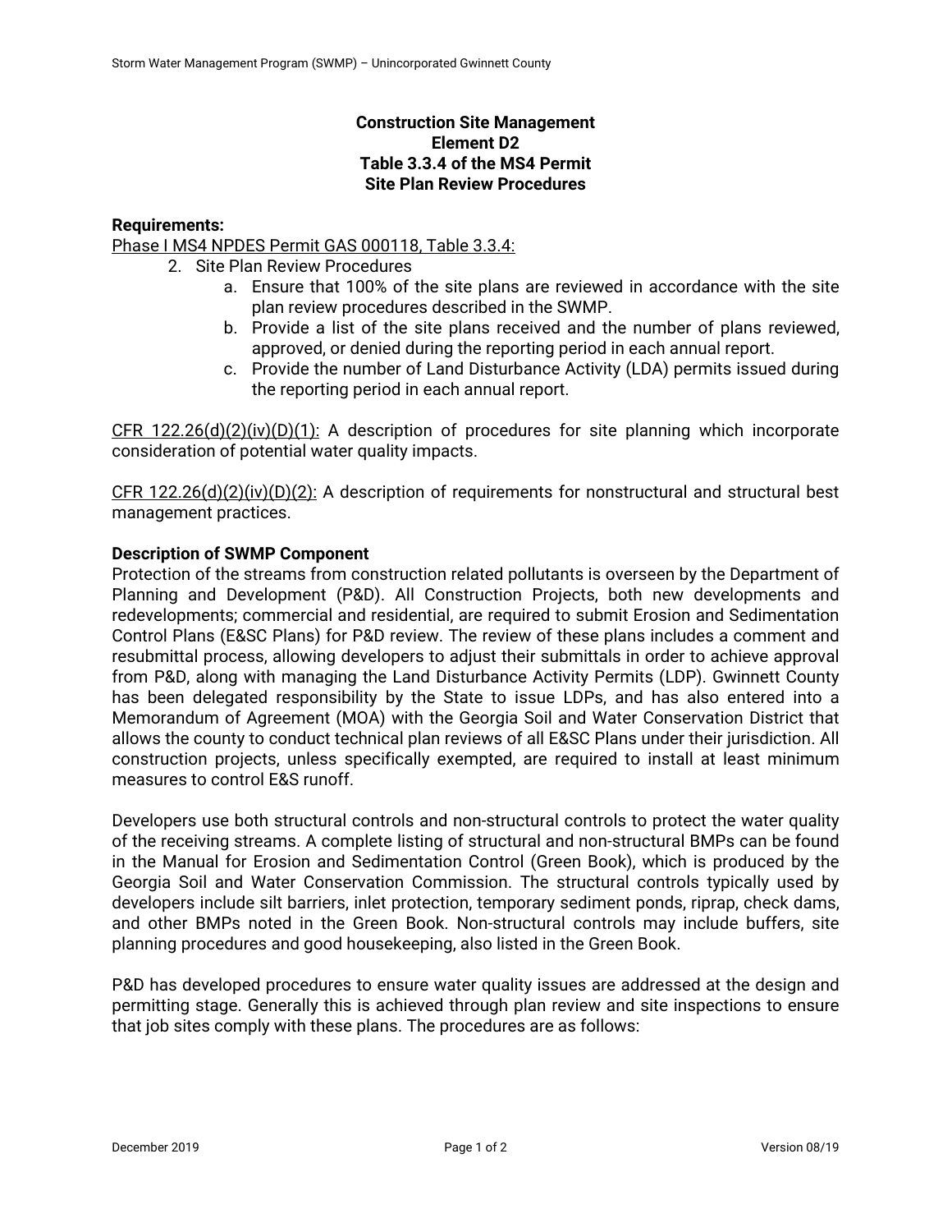# Construction Site Management
## Element D2
## Table 3.3.4 of the MS4 Permit
## Site Plan Review Procedures

**Requirements:**

Phase I MS4 NPDES Permit GAS 000118, Table 3.3.4:

2. Site Plan Review Procedures
    a. Ensure that 100% of the site plans are reviewed in accordance with the site plan review procedures described in the SWMP.
    b. Provide a list of the site plans received and the number of plans reviewed, approved, or denied during the reporting period in each annual report.
    c. Provide the number of Land Disturbance Activity (LDA) permits issued during the reporting period in each annual report.

CFR 122.26(d)(2)(iv)(D)(1): A description of procedures for site planning which incorporate consideration of potential water quality impacts.

CFR 122.26(d)(2)(iv)(D)(2): A description of requirements for nonstructural and structural best management practices.

**Description of SWMP Component**

Protection of the streams from construction related pollutants is overseen by the Department of Planning and Development (P&D). All Construction Projects, both new developments and redevelopments; commercial and residential, are required to submit Erosion and Sedimentation Control Plans (E&SC Plans) for P&D review. The review of these plans includes a comment and resubmittal process, allowing developers to adjust their submittals in order to achieve approval from P&D, along with managing the Land Disturbance Activity Permits (LDP). Gwinnett County has been delegated responsibility by the State to issue LDPs, and has also entered into a Memorandum of Agreement (MOA) with the Georgia Soil and Water Conservation District that allows the county to conduct technical plan reviews of all E&SC Plans under their jurisdiction. All construction projects, unless specifically exempted, are required to install at least minimum measures to control E&S runoff.

Developers use both structural controls and non-structural controls to protect the water quality of the receiving streams. A complete listing of structural and non-structural BMPs can be found in the Manual for Erosion and Sedimentation Control (Green Book), which is produced by the Georgia Soil and Water Conservation Commission. The structural controls typically used by developers include silt barriers, inlet protection, temporary sediment ponds, riprap, check dams, and other BMPs noted in the Green Book. Non-structural controls may include buffers, site planning procedures and good housekeeping, also listed in the Green Book.

P&D has developed procedures to ensure water quality issues are addressed at the design and permitting stage. Generally this is achieved through plan review and site inspections to ensure that job sites comply with these plans. The procedures are as follows: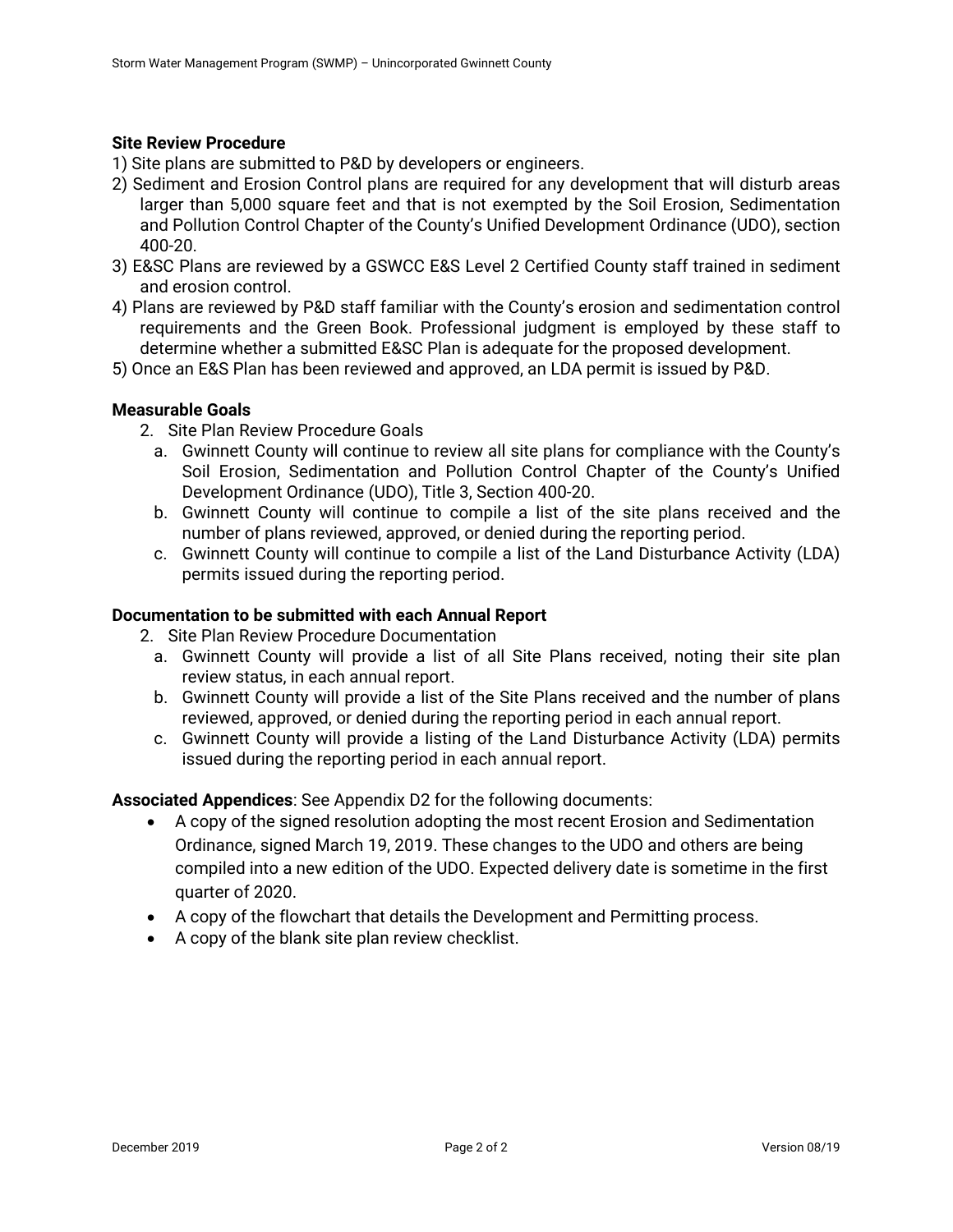**Site Review Procedure**

1) Site plans are submitted to P&D by developers or engineers.
2) Sediment and Erosion Control plans are required for any development that will disturb areas larger than 5,000 square feet and that is not exempted by the Soil Erosion, Sedimentation and Pollution Control Chapter of the County's Unified Development Ordinance (UDO), section 400-20.
3) E&SC Plans are reviewed by a GSWCC E&S Level 2 Certified County staff trained in sediment and erosion control.
4) Plans are reviewed by P&D staff familiar with the County's erosion and sedimentation control requirements and the Green Book. Professional judgment is employed by these staff to determine whether a submitted E&SC Plan is adequate for the proposed development.
5) Once an E&S Plan has been reviewed and approved, an LDA permit is issued by P&D.

**Measurable Goals**

2. Site Plan Review Procedure Goals
   a. Gwinnett County will continue to review all site plans for compliance with the County's Soil Erosion, Sedimentation and Pollution Control Chapter of the County's Unified Development Ordinance (UDO), Title 3, Section 400-20.
   b. Gwinnett County will continue to compile a list of the site plans received and the number of plans reviewed, approved, or denied during the reporting period.
   c. Gwinnett County will continue to compile a list of the Land Disturbance Activity (LDA) permits issued during the reporting period.

**Documentation to be submitted with each Annual Report**

2. Site Plan Review Procedure Documentation
   a. Gwinnett County will provide a list of all Site Plans received, noting their site plan review status, in each annual report.
   b. Gwinnett County will provide a list of the Site Plans received and the number of plans reviewed, approved, or denied during the reporting period in each annual report.
   c. Gwinnett County will provide a listing of the Land Disturbance Activity (LDA) permits issued during the reporting period in each annual report.

**Associated Appendices**: See Appendix D2 for the following documents:

- A copy of the signed resolution adopting the most recent Erosion and Sedimentation Ordinance, signed March 19, 2019. These changes to the UDO and others are being compiled into a new edition of the UDO. Expected delivery date is sometime in the first quarter of 2020.
- A copy of the flowchart that details the Development and Permitting process.
- A copy of the blank site plan review checklist.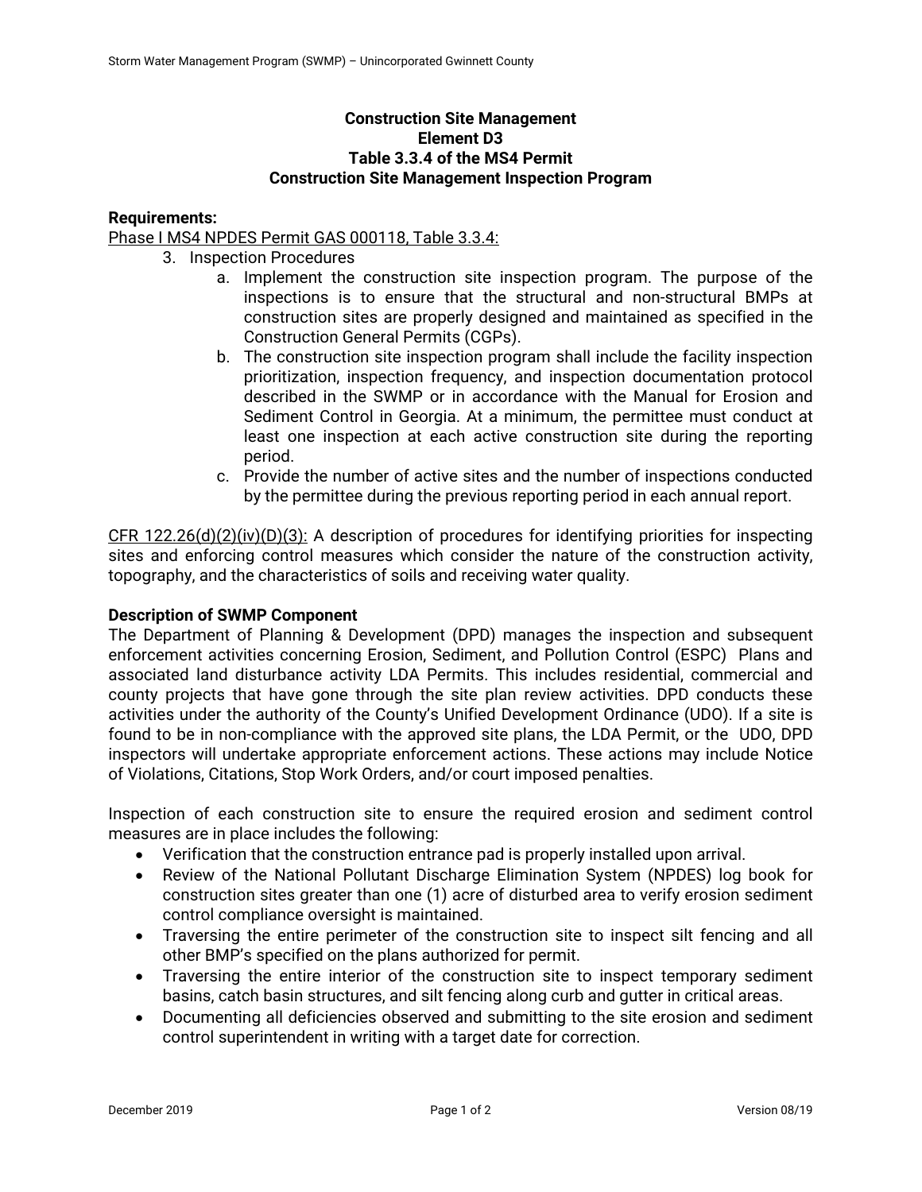## Construction Site Management
## Element D3
## Table 3.3.4 of the MS4 Permit
## Construction Site Management Inspection Program

**Requirements:**

Phase I MS4 NPDES Permit GAS 000118, Table 3.3.4:

3. Inspection Procedures
   a. Implement the construction site inspection program. The purpose of the inspections is to ensure that the structural and non-structural BMPs at construction sites are properly designed and maintained as specified in the Construction General Permits (CGPs).
   b. The construction site inspection program shall include the facility inspection prioritization, inspection frequency, and inspection documentation protocol described in the SWMP or in accordance with the Manual for Erosion and Sediment Control in Georgia. At a minimum, the permittee must conduct at least one inspection at each active construction site during the reporting period.
   c. Provide the number of active sites and the number of inspections conducted by the permittee during the previous reporting period in each annual report.

CFR 122.26(d)(2)(iv)(D)(3): A description of procedures for identifying priorities for inspecting sites and enforcing control measures which consider the nature of the construction activity, topography, and the characteristics of soils and receiving water quality.

**Description of SWMP Component**

The Department of Planning & Development (DPD) manages the inspection and subsequent enforcement activities concerning Erosion, Sediment, and Pollution Control (ESPC) Plans and associated land disturbance activity LDA Permits. This includes residential, commercial and county projects that have gone through the site plan review activities. DPD conducts these activities under the authority of the County's Unified Development Ordinance (UDO). If a site is found to be in non-compliance with the approved site plans, the LDA Permit, or the UDO, DPD inspectors will undertake appropriate enforcement actions. These actions may include Notice of Violations, Citations, Stop Work Orders, and/or court imposed penalties.

Inspection of each construction site to ensure the required erosion and sediment control measures are in place includes the following:

- Verification that the construction entrance pad is properly installed upon arrival.
- Review of the National Pollutant Discharge Elimination System (NPDES) log book for construction sites greater than one (1) acre of disturbed area to verify erosion sediment control compliance oversight is maintained.
- Traversing the entire perimeter of the construction site to inspect silt fencing and all other BMP's specified on the plans authorized for permit.
- Traversing the entire interior of the construction site to inspect temporary sediment basins, catch basin structures, and silt fencing along curb and gutter in critical areas.
- Documenting all deficiencies observed and submitting to the site erosion and sediment control superintendent in writing with a target date for correction.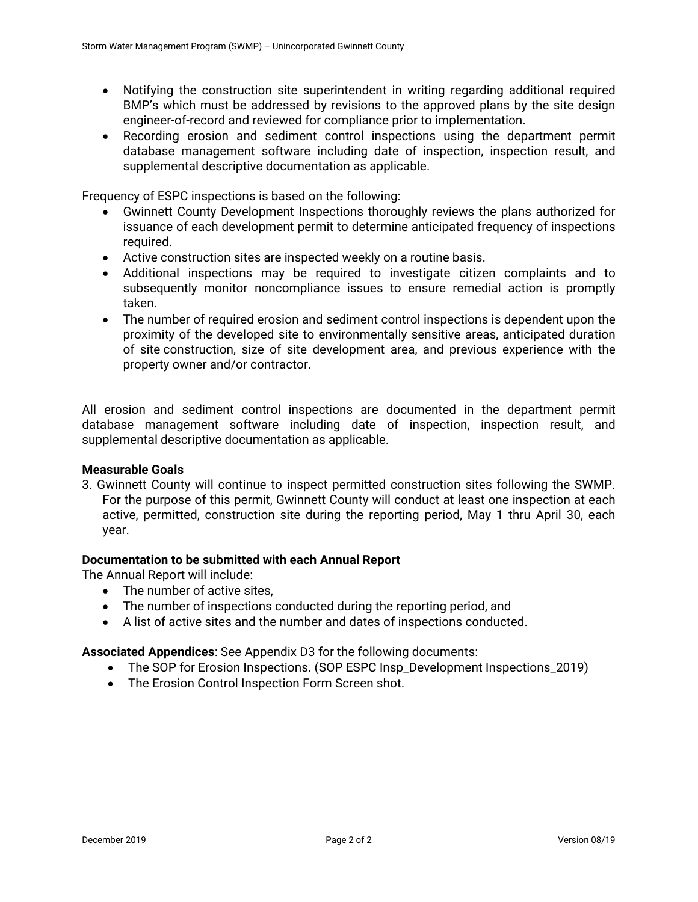- Notifying the construction site superintendent in writing regarding additional required BMP's which must be addressed by revisions to the approved plans by the site design engineer-of-record and reviewed for compliance prior to implementation.
- Recording erosion and sediment control inspections using the department permit database management software including date of inspection, inspection result, and supplemental descriptive documentation as applicable.

Frequency of ESPC inspections is based on the following:

- Gwinnett County Development Inspections thoroughly reviews the plans authorized for issuance of each development permit to determine anticipated frequency of inspections required.
- Active construction sites are inspected weekly on a routine basis.
- Additional inspections may be required to investigate citizen complaints and to subsequently monitor noncompliance issues to ensure remedial action is promptly taken.
- The number of required erosion and sediment control inspections is dependent upon the proximity of the developed site to environmentally sensitive areas, anticipated duration of site construction, size of site development area, and previous experience with the property owner and/or contractor.

All erosion and sediment control inspections are documented in the department permit database management software including date of inspection, inspection result, and supplemental descriptive documentation as applicable.

**Measurable Goals**

3. Gwinnett County will continue to inspect permitted construction sites following the SWMP. For the purpose of this permit, Gwinnett County will conduct at least one inspection at each active, permitted, construction site during the reporting period, May 1 thru April 30, each year.

**Documentation to be submitted with each Annual Report**

The Annual Report will include:

- The number of active sites,
- The number of inspections conducted during the reporting period, and
- A list of active sites and the number and dates of inspections conducted.

**Associated Appendices**: See Appendix D3 for the following documents:

- The SOP for Erosion Inspections. (SOP ESPC Insp_Development Inspections_2019)
- The Erosion Control Inspection Form Screen shot.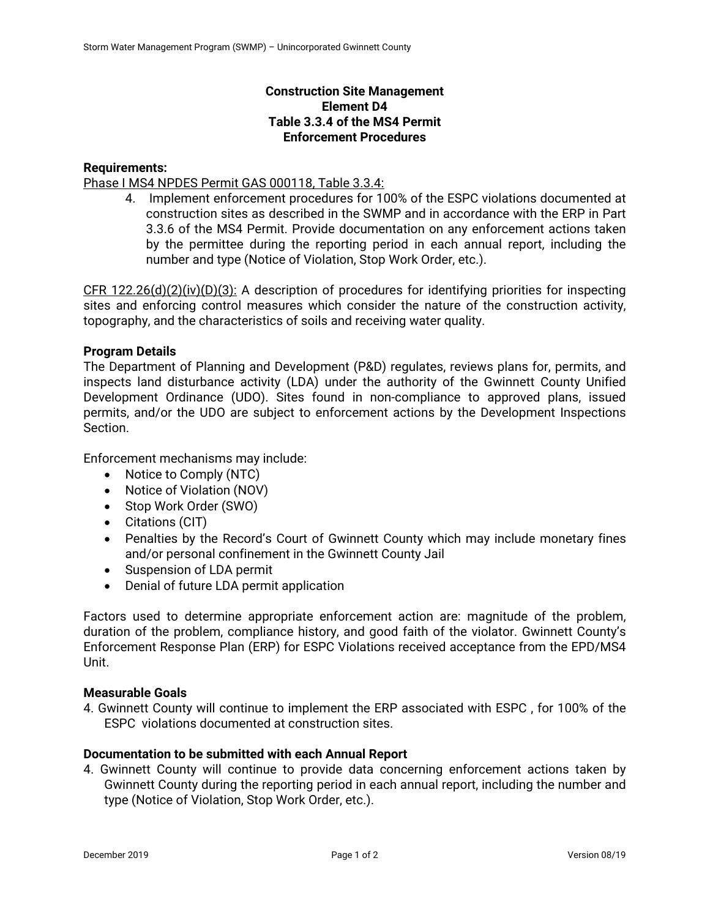**Construction Site Management**
**Element D4**
**Table 3.3.4 of the MS4 Permit**
**Enforcement Procedures**

**Requirements:**

Phase I MS4 NPDES Permit GAS 000118, Table 3.3.4:

4. Implement enforcement procedures for 100% of the ESPC violations documented at construction sites as described in the SWMP and in accordance with the ERP in Part 3.3.6 of the MS4 Permit. Provide documentation on any enforcement actions taken by the permittee during the reporting period in each annual report, including the number and type (Notice of Violation, Stop Work Order, etc.).

CFR 122.26(d)(2)(iv)(D)(3): A description of procedures for identifying priorities for inspecting sites and enforcing control measures which consider the nature of the construction activity, topography, and the characteristics of soils and receiving water quality.

**Program Details**

The Department of Planning and Development (P&D) regulates, reviews plans for, permits, and inspects land disturbance activity (LDA) under the authority of the Gwinnett County Unified Development Ordinance (UDO). Sites found in non-compliance to approved plans, issued permits, and/or the UDO are subject to enforcement actions by the Development Inspections Section.

Enforcement mechanisms may include:

- Notice to Comply (NTC)
- Notice of Violation (NOV)
- Stop Work Order (SWO)
- Citations (CIT)
- Penalties by the Record's Court of Gwinnett County which may include monetary fines and/or personal confinement in the Gwinnett County Jail
- Suspension of LDA permit
- Denial of future LDA permit application

Factors used to determine appropriate enforcement action are: magnitude of the problem, duration of the problem, compliance history, and good faith of the violator. Gwinnett County's Enforcement Response Plan (ERP) for ESPC Violations received acceptance from the EPD/MS4 Unit.

**Measurable Goals**

4. Gwinnett County will continue to implement the ERP associated with ESPC , for 100% of the ESPC violations documented at construction sites.

**Documentation to be submitted with each Annual Report**

4. Gwinnett County will continue to provide data concerning enforcement actions taken by Gwinnett County during the reporting period in each annual report, including the number and type (Notice of Violation, Stop Work Order, etc.).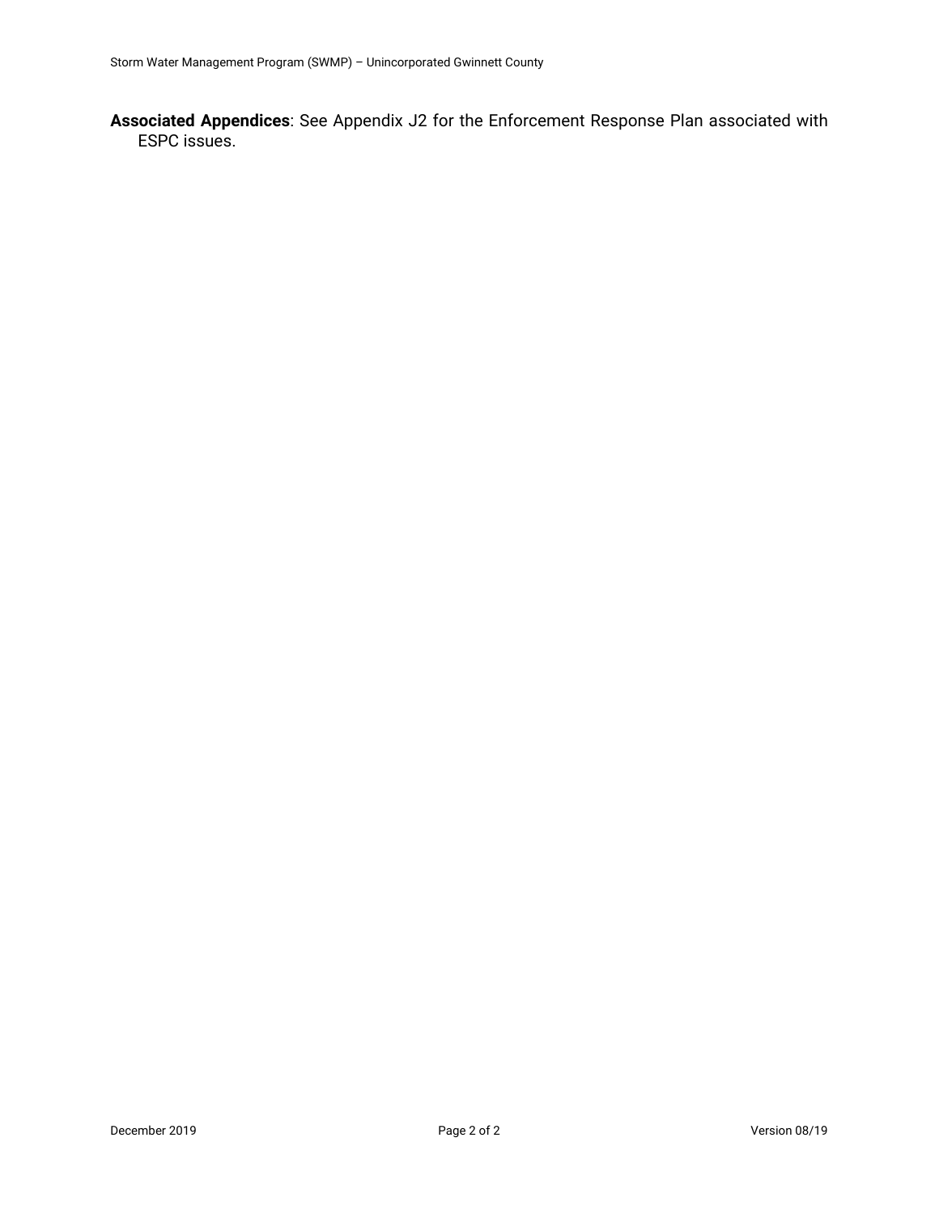**Associated Appendices**: See Appendix J2 for the Enforcement Response Plan associated with ESPC issues.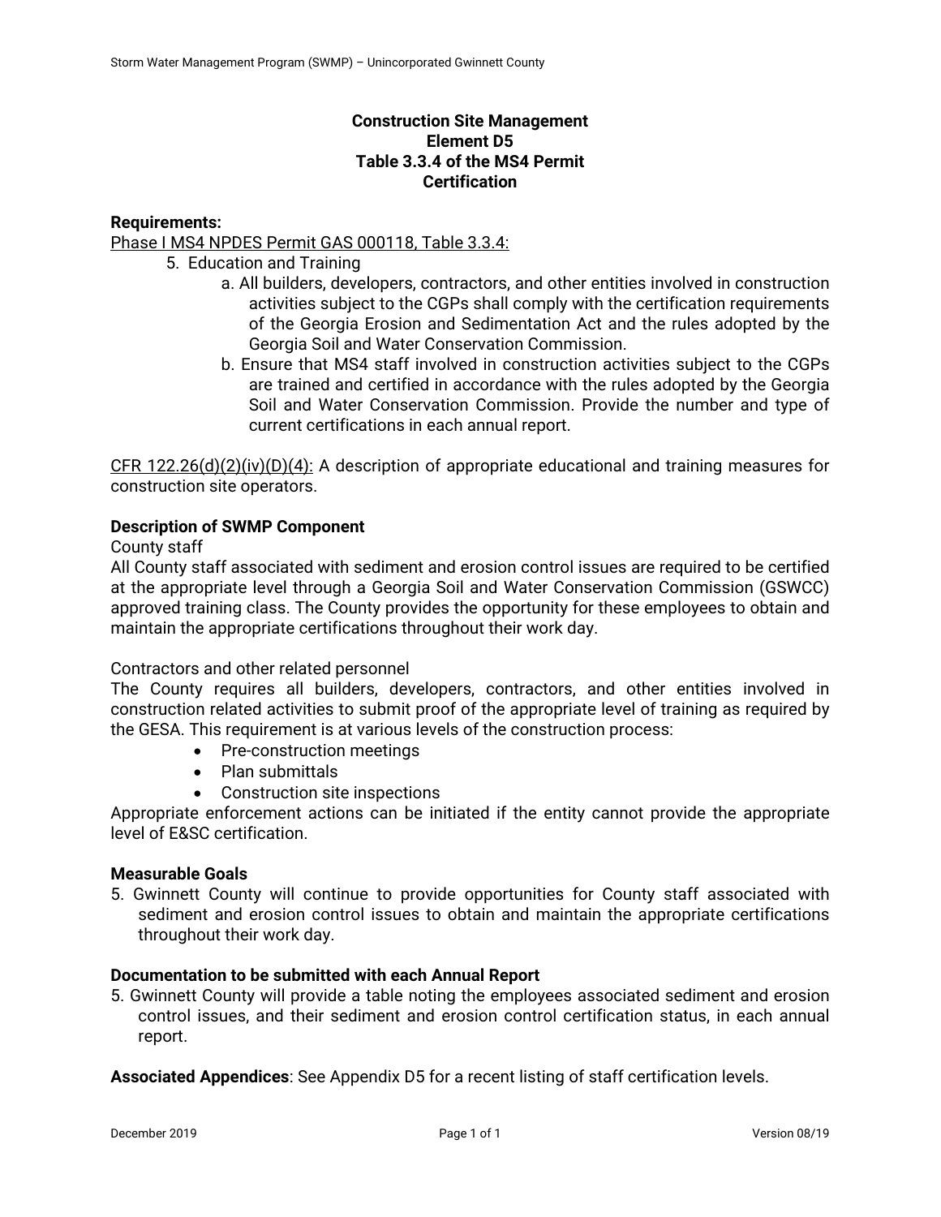**Construction Site Management**
**Element D5**
**Table 3.3.4 of the MS4 Permit**
**Certification**

**Requirements:**

Phase I MS4 NPDES Permit GAS 000118, Table 3.3.4:

5. Education and Training
    a. All builders, developers, contractors, and other entities involved in construction activities subject to the CGPs shall comply with the certification requirements of the Georgia Erosion and Sedimentation Act and the rules adopted by the Georgia Soil and Water Conservation Commission.
    b. Ensure that MS4 staff involved in construction activities subject to the CGPs are trained and certified in accordance with the rules adopted by the Georgia Soil and Water Conservation Commission. Provide the number and type of current certifications in each annual report.

CFR 122.26(d)(2)(iv)(D)(4): A description of appropriate educational and training measures for construction site operators.

**Description of SWMP Component**

County staff

All County staff associated with sediment and erosion control issues are required to be certified at the appropriate level through a Georgia Soil and Water Conservation Commission (GSWCC) approved training class. The County provides the opportunity for these employees to obtain and maintain the appropriate certifications throughout their work day.

Contractors and other related personnel

The County requires all builders, developers, contractors, and other entities involved in construction related activities to submit proof of the appropriate level of training as required by the GESA. This requirement is at various levels of the construction process:

- Pre-construction meetings
- Plan submittals
- Construction site inspections

Appropriate enforcement actions can be initiated if the entity cannot provide the appropriate level of E&SC certification.

**Measurable Goals**

5. Gwinnett County will continue to provide opportunities for County staff associated with sediment and erosion control issues to obtain and maintain the appropriate certifications throughout their work day.

**Documentation to be submitted with each Annual Report**

5. Gwinnett County will provide a table noting the employees associated sediment and erosion control issues, and their sediment and erosion control certification status, in each annual report.

**Associated Appendices**: See Appendix D5 for a recent listing of staff certification levels.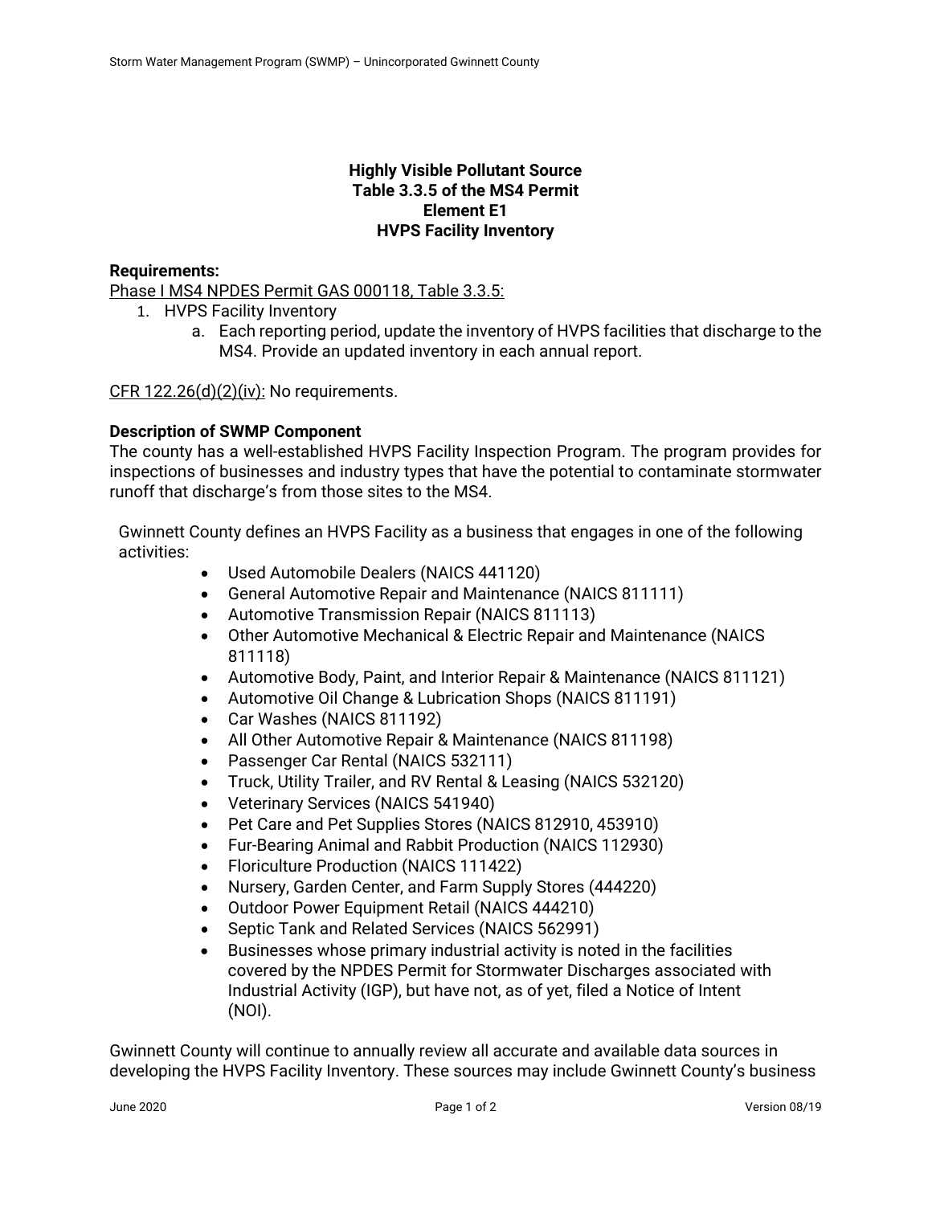**Highly Visible Pollutant Source**
**Table 3.3.5 of the MS4 Permit**
**Element E1**
**HVPS Facility Inventory**

**Requirements:**

Phase I MS4 NPDES Permit GAS 000118, Table 3.3.5:

1. HVPS Facility Inventory
   a. Each reporting period, update the inventory of HVPS facilities that discharge to the MS4. Provide an updated inventory in each annual report.

CFR 122.26(d)(2)(iv): No requirements.

**Description of SWMP Component**

The county has a well-established HVPS Facility Inspection Program. The program provides for inspections of businesses and industry types that have the potential to contaminate stormwater runoff that discharge's from those sites to the MS4.

Gwinnett County defines an HVPS Facility as a business that engages in one of the following activities:

- Used Automobile Dealers (NAICS 441120)
- General Automotive Repair and Maintenance (NAICS 811111)
- Automotive Transmission Repair (NAICS 811113)
- Other Automotive Mechanical & Electric Repair and Maintenance (NAICS 811118)
- Automotive Body, Paint, and Interior Repair & Maintenance (NAICS 811121)
- Automotive Oil Change & Lubrication Shops (NAICS 811191)
- Car Washes (NAICS 811192)
- All Other Automotive Repair & Maintenance (NAICS 811198)
- Passenger Car Rental (NAICS 532111)
- Truck, Utility Trailer, and RV Rental & Leasing (NAICS 532120)
- Veterinary Services (NAICS 541940)
- Pet Care and Pet Supplies Stores (NAICS 812910, 453910)
- Fur-Bearing Animal and Rabbit Production (NAICS 112930)
- Floriculture Production (NAICS 111422)
- Nursery, Garden Center, and Farm Supply Stores (444220)
- Outdoor Power Equipment Retail (NAICS 444210)
- Septic Tank and Related Services (NAICS 562991)
- Businesses whose primary industrial activity is noted in the facilities covered by the NPDES Permit for Stormwater Discharges associated with Industrial Activity (IGP), but have not, as of yet, filed a Notice of Intent (NOI).

Gwinnett County will continue to annually review all accurate and available data sources in developing the HVPS Facility Inventory. These sources may include Gwinnett County's business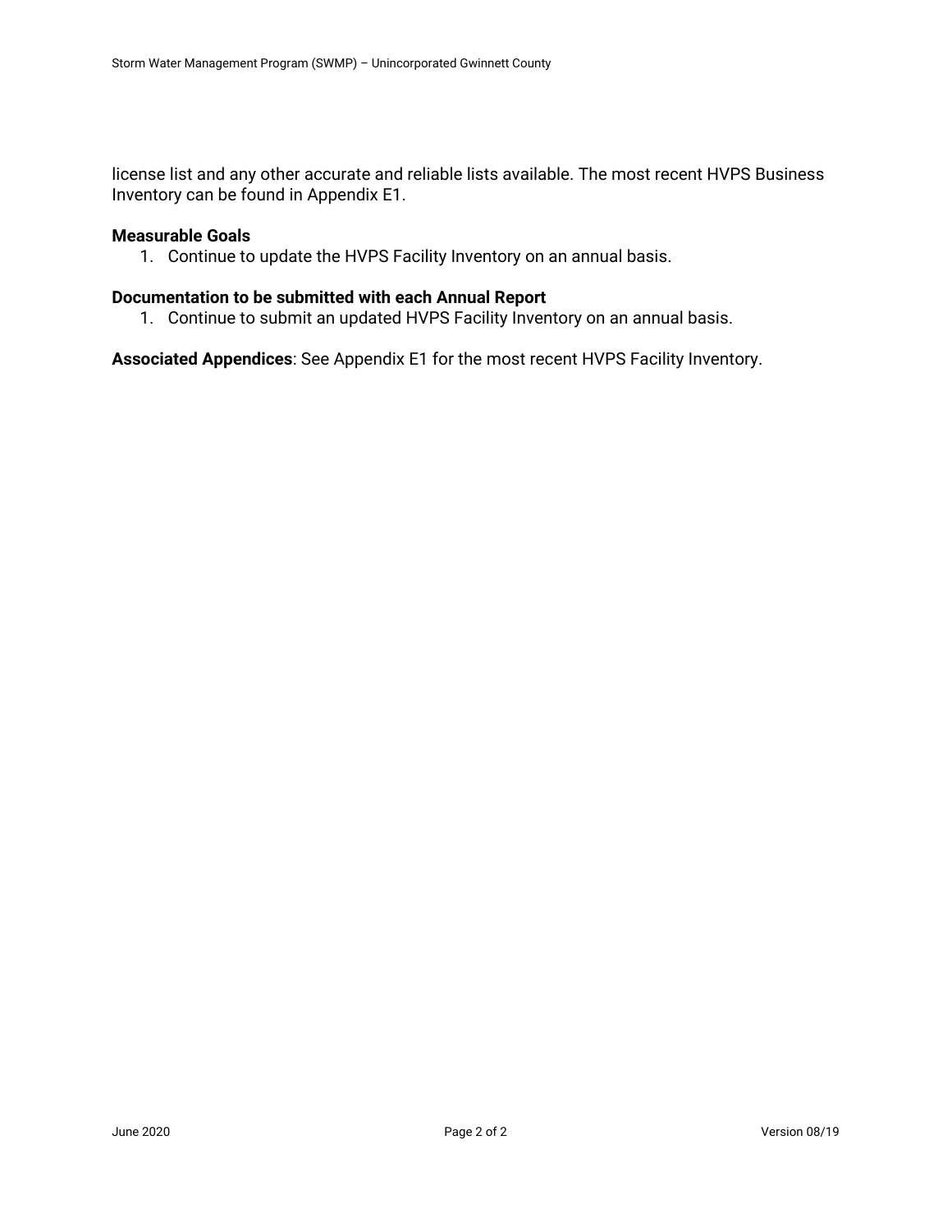license list and any other accurate and reliable lists available. The most recent HVPS Business Inventory can be found in Appendix E1.

**Measurable Goals**

1. Continue to update the HVPS Facility Inventory on an annual basis.

**Documentation to be submitted with each Annual Report**

1. Continue to submit an updated HVPS Facility Inventory on an annual basis.

**Associated Appendices**: See Appendix E1 for the most recent HVPS Facility Inventory.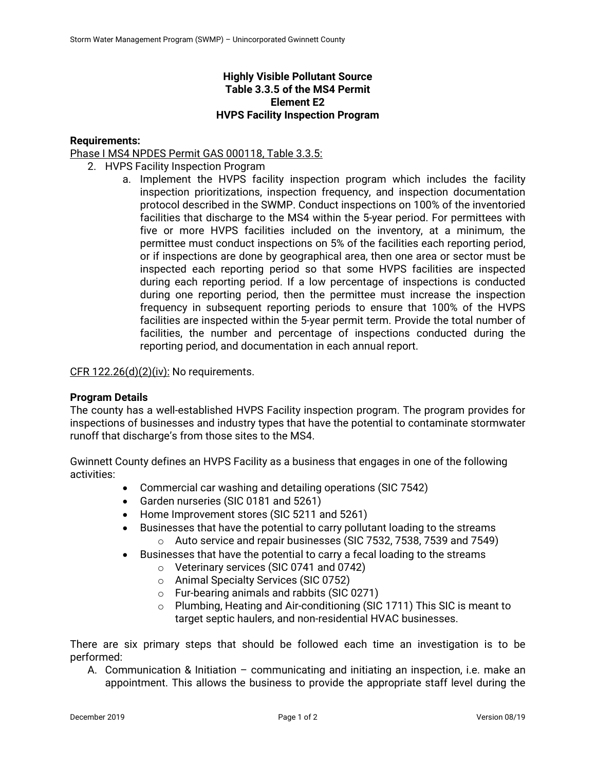**Highly Visible Pollutant Source**
**Table 3.3.5 of the MS4 Permit**
**Element E2**
**HVPS Facility Inspection Program**

**Requirements:**

Phase I MS4 NPDES Permit GAS 000118, Table 3.3.5:

2. HVPS Facility Inspection Program
   a. Implement the HVPS facility inspection program which includes the facility inspection prioritizations, inspection frequency, and inspection documentation protocol described in the SWMP. Conduct inspections on 100% of the inventoried facilities that discharge to the MS4 within the 5-year period. For permittees with five or more HVPS facilities included on the inventory, at a minimum, the permittee must conduct inspections on 5% of the facilities each reporting period, or if inspections are done by geographical area, then one area or sector must be inspected each reporting period so that some HVPS facilities are inspected during each reporting period. If a low percentage of inspections is conducted during one reporting period, then the permittee must increase the inspection frequency in subsequent reporting periods to ensure that 100% of the HVPS facilities are inspected within the 5-year permit term. Provide the total number of facilities, the number and percentage of inspections conducted during the reporting period, and documentation in each annual report.

CFR 122.26(d)(2)(iv): No requirements.

**Program Details**

The county has a well-established HVPS Facility inspection program. The program provides for inspections of businesses and industry types that have the potential to contaminate stormwater runoff that discharge's from those sites to the MS4.

Gwinnett County defines an HVPS Facility as a business that engages in one of the following activities:

- Commercial car washing and detailing operations (SIC 7542)
- Garden nurseries (SIC 0181 and 5261)
- Home Improvement stores (SIC 5211 and 5261)
- Businesses that have the potential to carry pollutant loading to the streams
  - Auto service and repair businesses (SIC 7532, 7538, 7539 and 7549)
- Businesses that have the potential to carry a fecal loading to the streams
  - Veterinary services (SIC 0741 and 0742)
  - Animal Specialty Services (SIC 0752)
  - Fur-bearing animals and rabbits (SIC 0271)
  - Plumbing, Heating and Air-conditioning (SIC 1711) This SIC is meant to target septic haulers, and non-residential HVAC businesses.

There are six primary steps that should be followed each time an investigation is to be performed:

A. Communication & Initiation – communicating and initiating an inspection, i.e. make an appointment. This allows the business to provide the appropriate staff level during the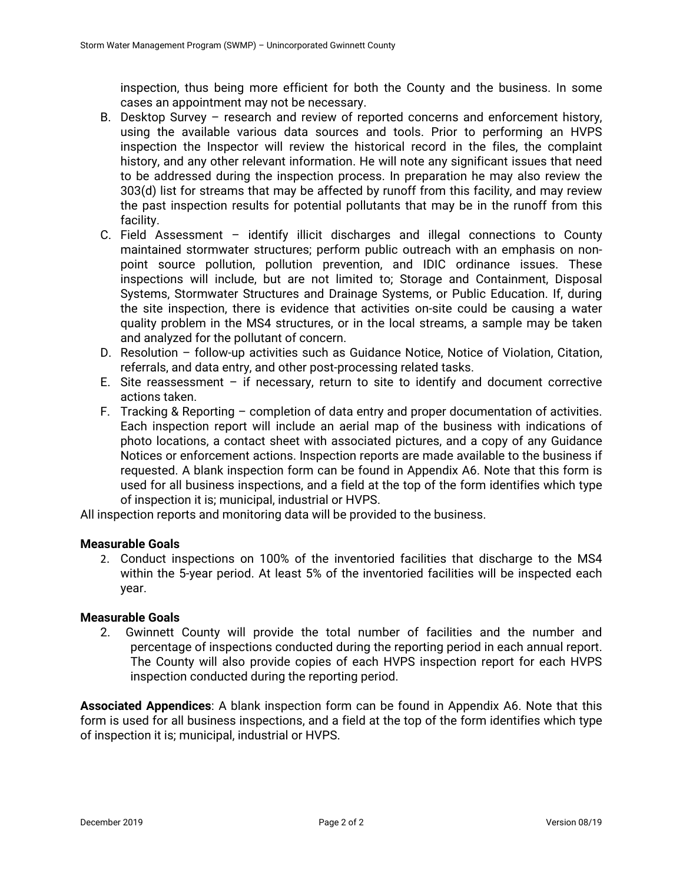inspection, thus being more efficient for both the County and the business. In some cases an appointment may not be necessary.

B. Desktop Survey – research and review of reported concerns and enforcement history, using the available various data sources and tools. Prior to performing an HVPS inspection the Inspector will review the historical record in the files, the complaint history, and any other relevant information. He will note any significant issues that need to be addressed during the inspection process. In preparation he may also review the 303(d) list for streams that may be affected by runoff from this facility, and may review the past inspection results for potential pollutants that may be in the runoff from this facility.
C. Field Assessment – identify illicit discharges and illegal connections to County maintained stormwater structures; perform public outreach with an emphasis on non-point source pollution, pollution prevention, and IDIC ordinance issues. These inspections will include, but are not limited to; Storage and Containment, Disposal Systems, Stormwater Structures and Drainage Systems, or Public Education. If, during the site inspection, there is evidence that activities on-site could be causing a water quality problem in the MS4 structures, or in the local streams, a sample may be taken and analyzed for the pollutant of concern.
D. Resolution – follow-up activities such as Guidance Notice, Notice of Violation, Citation, referrals, and data entry, and other post-processing related tasks.
E. Site reassessment – if necessary, return to site to identify and document corrective actions taken.
F. Tracking & Reporting – completion of data entry and proper documentation of activities. Each inspection report will include an aerial map of the business with indications of photo locations, a contact sheet with associated pictures, and a copy of any Guidance Notices or enforcement actions. Inspection reports are made available to the business if requested. A blank inspection form can be found in Appendix A6. Note that this form is used for all business inspections, and a field at the top of the form identifies which type of inspection it is; municipal, industrial or HVPS.

All inspection reports and monitoring data will be provided to the business.

**Measurable Goals**

2. Conduct inspections on 100% of the inventoried facilities that discharge to the MS4 within the 5-year period. At least 5% of the inventoried facilities will be inspected each year.

**Measurable Goals**

2. Gwinnett County will provide the total number of facilities and the number and percentage of inspections conducted during the reporting period in each annual report. The County will also provide copies of each HVPS inspection report for each HVPS inspection conducted during the reporting period.

**Associated Appendices**: A blank inspection form can be found in Appendix A6. Note that this form is used for all business inspections, and a field at the top of the form identifies which type of inspection it is; municipal, industrial or HVPS.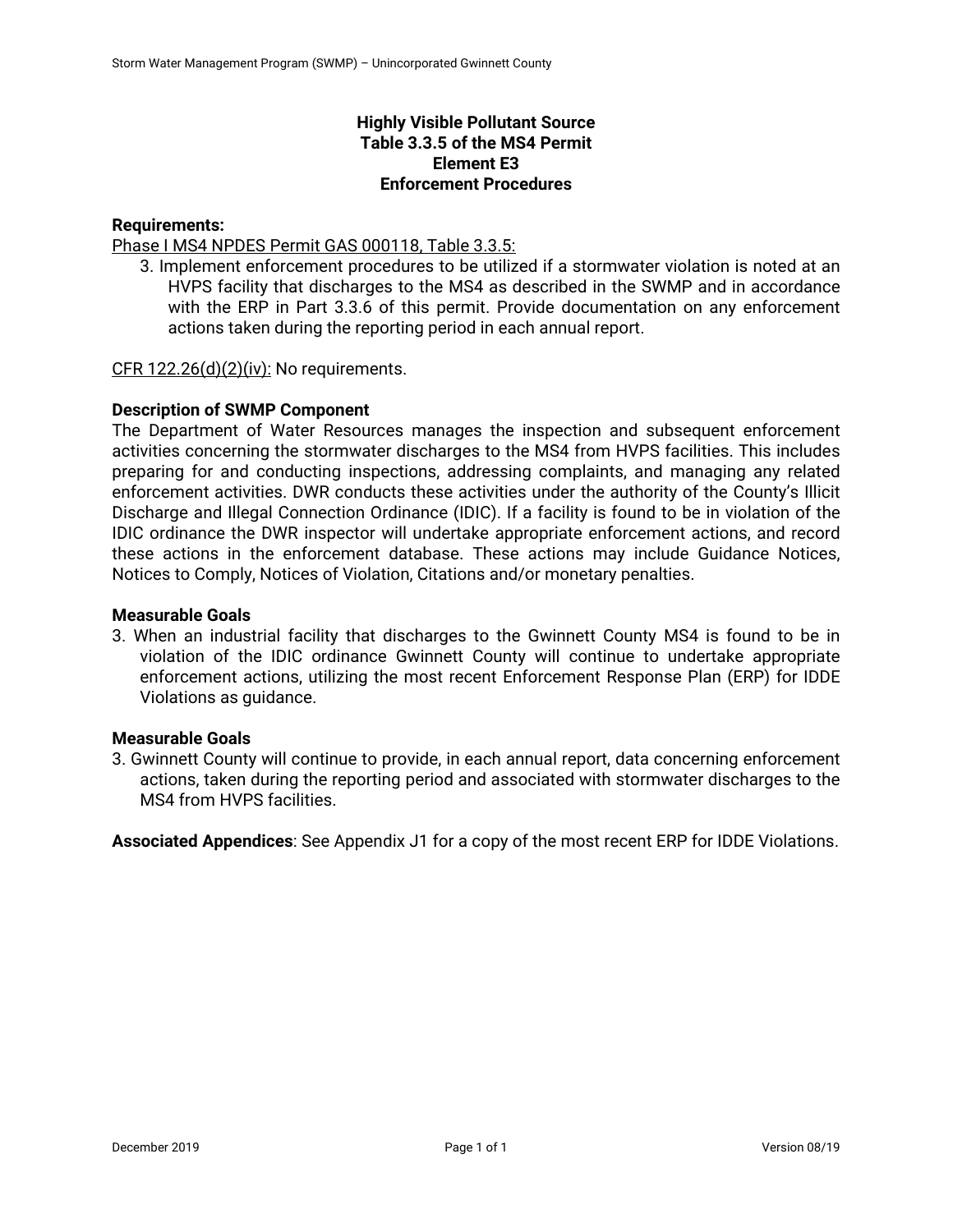**Highly Visible Pollutant Source**
**Table 3.3.5 of the MS4 Permit**
**Element E3**
**Enforcement Procedures**

**Requirements:**

Phase I MS4 NPDES Permit GAS 000118, Table 3.3.5:

3. Implement enforcement procedures to be utilized if a stormwater violation is noted at an HVPS facility that discharges to the MS4 as described in the SWMP and in accordance with the ERP in Part 3.3.6 of this permit. Provide documentation on any enforcement actions taken during the reporting period in each annual report.

CFR 122.26(d)(2)(iv): No requirements.

**Description of SWMP Component**

The Department of Water Resources manages the inspection and subsequent enforcement activities concerning the stormwater discharges to the MS4 from HVPS facilities. This includes preparing for and conducting inspections, addressing complaints, and managing any related enforcement activities. DWR conducts these activities under the authority of the County's Illicit Discharge and Illegal Connection Ordinance (IDIC). If a facility is found to be in violation of the IDIC ordinance the DWR inspector will undertake appropriate enforcement actions, and record these actions in the enforcement database. These actions may include Guidance Notices, Notices to Comply, Notices of Violation, Citations and/or monetary penalties.

**Measurable Goals**

3. When an industrial facility that discharges to the Gwinnett County MS4 is found to be in violation of the IDIC ordinance Gwinnett County will continue to undertake appropriate enforcement actions, utilizing the most recent Enforcement Response Plan (ERP) for IDDE Violations as guidance.

**Measurable Goals**

3. Gwinnett County will continue to provide, in each annual report, data concerning enforcement actions, taken during the reporting period and associated with stormwater discharges to the MS4 from HVPS facilities.

**Associated Appendices**: See Appendix J1 for a copy of the most recent ERP for IDDE Violations.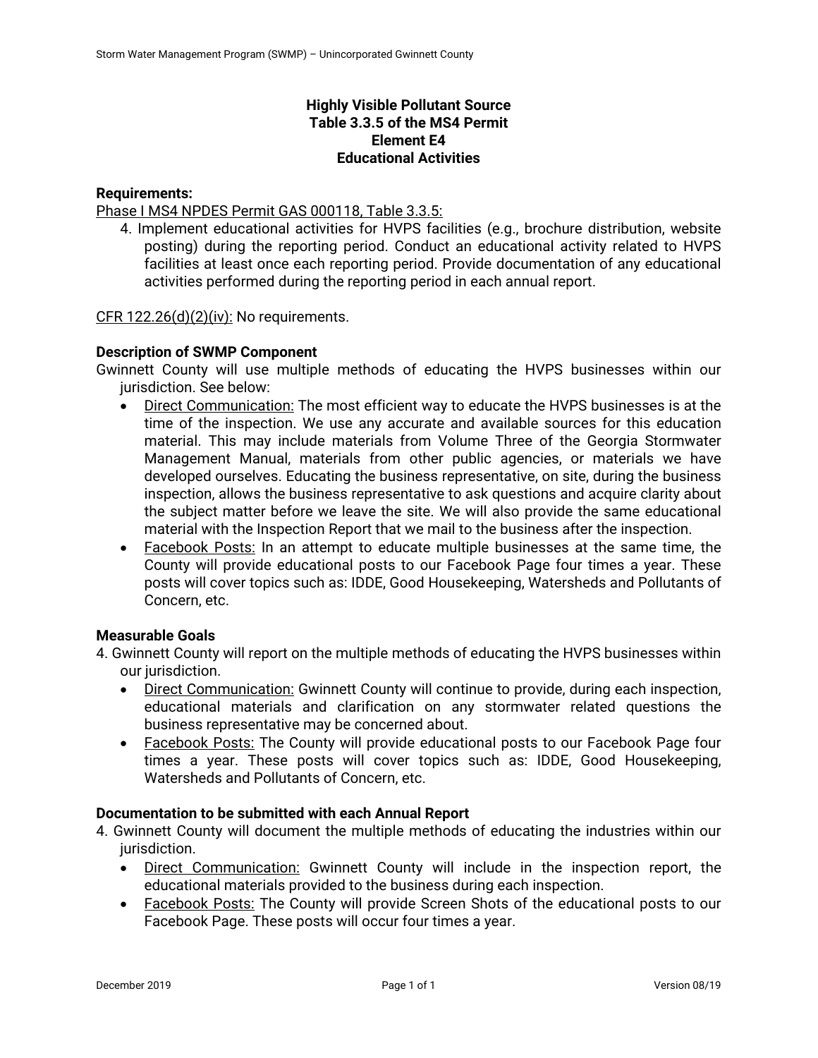**Highly Visible Pollutant Source**
**Table 3.3.5 of the MS4 Permit**
**Element E4**
**Educational Activities**

**Requirements:**

Phase I MS4 NPDES Permit GAS 000118, Table 3.3.5:

4. Implement educational activities for HVPS facilities (e.g., brochure distribution, website posting) during the reporting period. Conduct an educational activity related to HVPS facilities at least once each reporting period. Provide documentation of any educational activities performed during the reporting period in each annual report.

CFR 122.26(d)(2)(iv): No requirements.

**Description of SWMP Component**

Gwinnett County will use multiple methods of educating the HVPS businesses within our jurisdiction. See below:

- Direct Communication: The most efficient way to educate the HVPS businesses is at the time of the inspection. We use any accurate and available sources for this education material. This may include materials from Volume Three of the Georgia Stormwater Management Manual, materials from other public agencies, or materials we have developed ourselves. Educating the business representative, on site, during the business inspection, allows the business representative to ask questions and acquire clarity about the subject matter before we leave the site. We will also provide the same educational material with the Inspection Report that we mail to the business after the inspection.
- Facebook Posts: In an attempt to educate multiple businesses at the same time, the County will provide educational posts to our Facebook Page four times a year. These posts will cover topics such as: IDDE, Good Housekeeping, Watersheds and Pollutants of Concern, etc.

**Measurable Goals**

4. Gwinnett County will report on the multiple methods of educating the HVPS businesses within our jurisdiction.
   - Direct Communication: Gwinnett County will continue to provide, during each inspection, educational materials and clarification on any stormwater related questions the business representative may be concerned about.
   - Facebook Posts: The County will provide educational posts to our Facebook Page four times a year. These posts will cover topics such as: IDDE, Good Housekeeping, Watersheds and Pollutants of Concern, etc.

**Documentation to be submitted with each Annual Report**

4. Gwinnett County will document the multiple methods of educating the industries within our jurisdiction.
   - Direct Communication: Gwinnett County will include in the inspection report, the educational materials provided to the business during each inspection.
   - Facebook Posts: The County will provide Screen Shots of the educational posts to our Facebook Page. These posts will occur four times a year.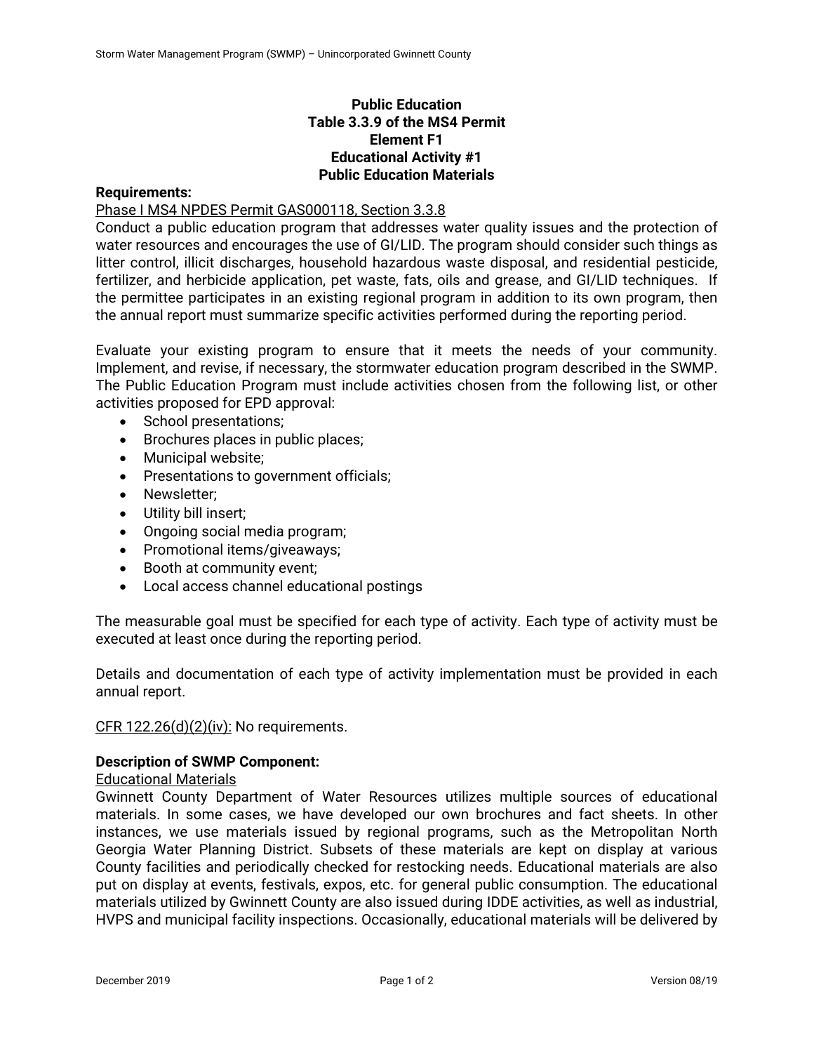**Public Education**
**Table 3.3.9 of the MS4 Permit**
**Element F1**
**Educational Activity #1**
**Public Education Materials**

**Requirements:**

Phase I MS4 NPDES Permit GAS000118, Section 3.3.8

Conduct a public education program that addresses water quality issues and the protection of water resources and encourages the use of GI/LID. The program should consider such things as litter control, illicit discharges, household hazardous waste disposal, and residential pesticide, fertilizer, and herbicide application, pet waste, fats, oils and grease, and GI/LID techniques. If the permittee participates in an existing regional program in addition to its own program, then the annual report must summarize specific activities performed during the reporting period.

Evaluate your existing program to ensure that it meets the needs of your community. Implement, and revise, if necessary, the stormwater education program described in the SWMP. The Public Education Program must include activities chosen from the following list, or other activities proposed for EPD approval:

- School presentations;
- Brochures places in public places;
- Municipal website;
- Presentations to government officials;
- Newsletter;
- Utility bill insert;
- Ongoing social media program;
- Promotional items/giveaways;
- Booth at community event;
- Local access channel educational postings

The measurable goal must be specified for each type of activity. Each type of activity must be executed at least once during the reporting period.

Details and documentation of each type of activity implementation must be provided in each annual report.

CFR 122.26(d)(2)(iv): No requirements.

**Description of SWMP Component:**

Educational Materials

Gwinnett County Department of Water Resources utilizes multiple sources of educational materials. In some cases, we have developed our own brochures and fact sheets. In other instances, we use materials issued by regional programs, such as the Metropolitan North Georgia Water Planning District. Subsets of these materials are kept on display at various County facilities and periodically checked for restocking needs. Educational materials are also put on display at events, festivals, expos, etc. for general public consumption. The educational materials utilized by Gwinnett County are also issued during IDDE activities, as well as industrial, HVPS and municipal facility inspections. Occasionally, educational materials will be delivered by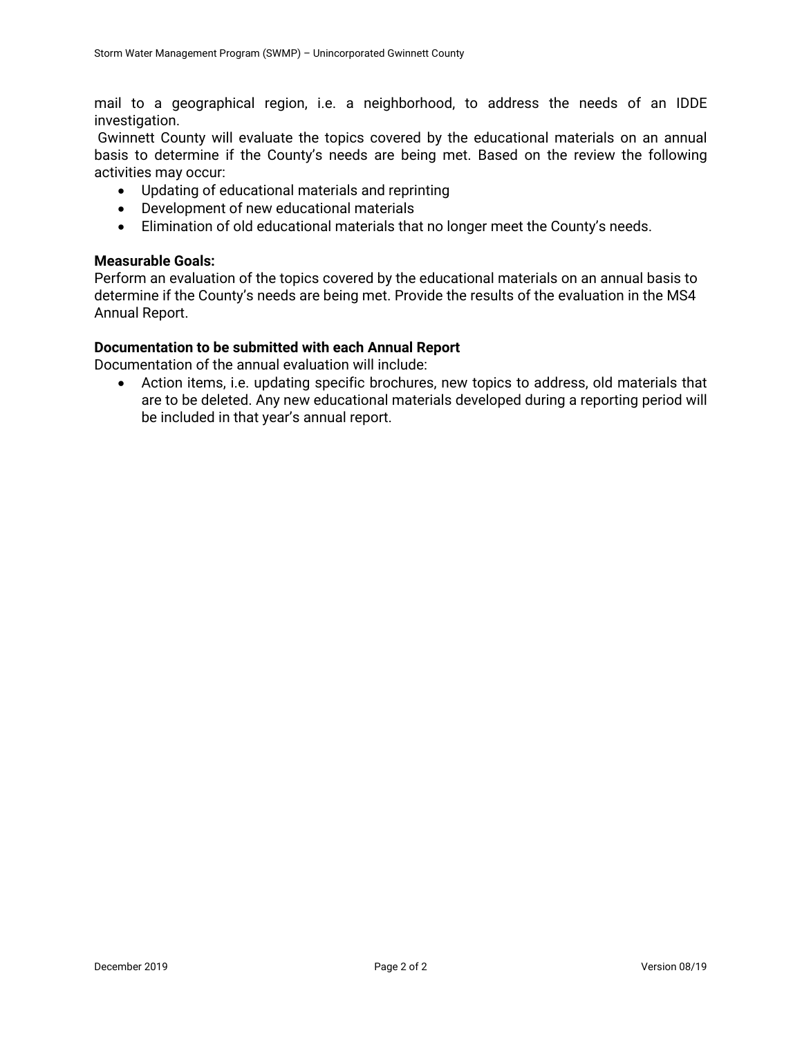mail to a geographical region, i.e. a neighborhood, to address the needs of an IDDE investigation.

Gwinnett County will evaluate the topics covered by the educational materials on an annual basis to determine if the County's needs are being met. Based on the review the following activities may occur:

- Updating of educational materials and reprinting
- Development of new educational materials
- Elimination of old educational materials that no longer meet the County's needs.

**Measurable Goals:**

Perform an evaluation of the topics covered by the educational materials on an annual basis to determine if the County's needs are being met. Provide the results of the evaluation in the MS4 Annual Report.

**Documentation to be submitted with each Annual Report**

Documentation of the annual evaluation will include:

- Action items, i.e. updating specific brochures, new topics to address, old materials that are to be deleted. Any new educational materials developed during a reporting period will be included in that year's annual report.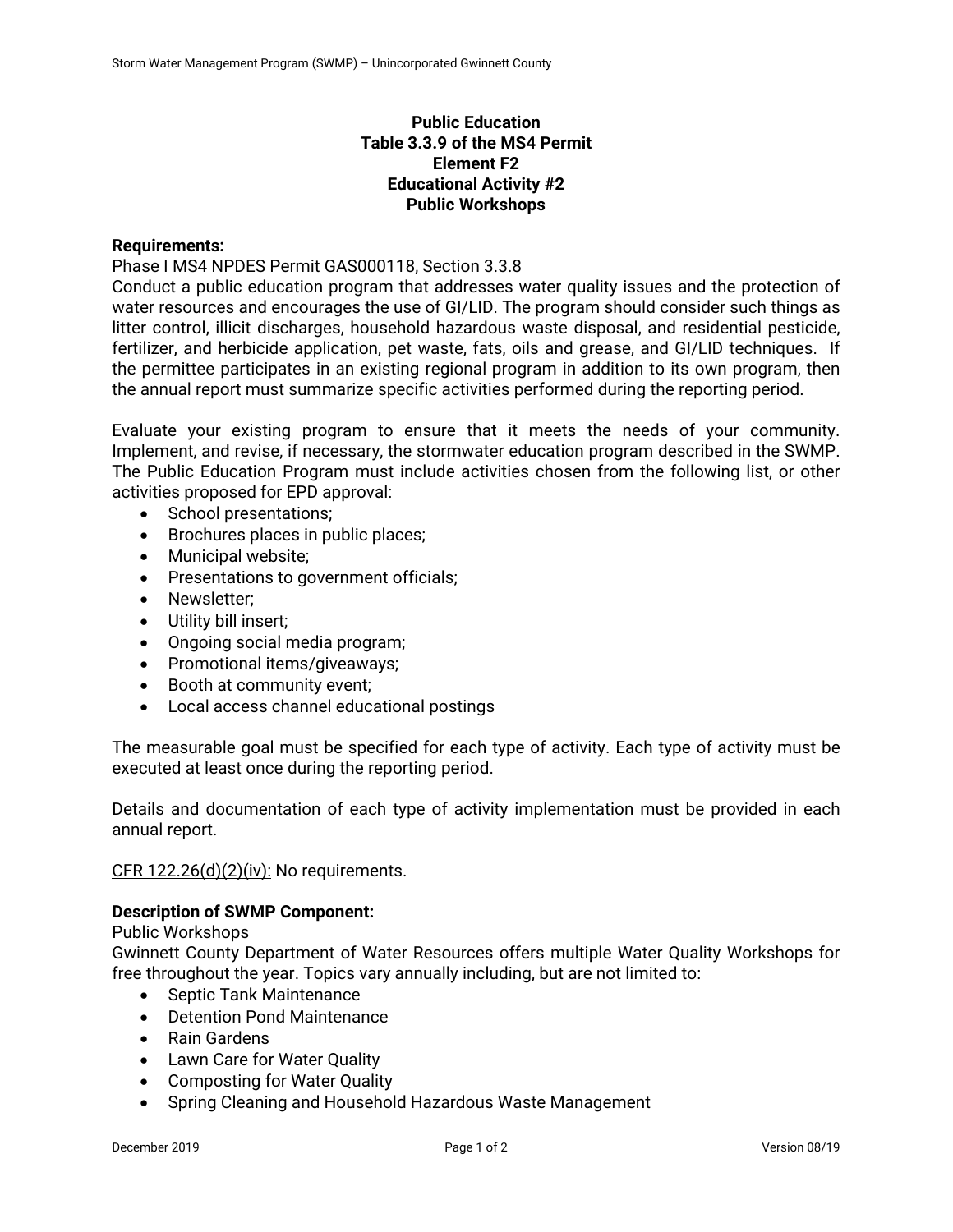**Public Education**
**Table 3.3.9 of the MS4 Permit**
**Element F2**
**Educational Activity #2**
**Public Workshops**

**Requirements:**

Phase I MS4 NPDES Permit GAS000118, Section 3.3.8

Conduct a public education program that addresses water quality issues and the protection of water resources and encourages the use of GI/LID. The program should consider such things as litter control, illicit discharges, household hazardous waste disposal, and residential pesticide, fertilizer, and herbicide application, pet waste, fats, oils and grease, and GI/LID techniques. If the permittee participates in an existing regional program in addition to its own program, then the annual report must summarize specific activities performed during the reporting period.

Evaluate your existing program to ensure that it meets the needs of your community. Implement, and revise, if necessary, the stormwater education program described in the SWMP. The Public Education Program must include activities chosen from the following list, or other activities proposed for EPD approval:

- School presentations;
- Brochures places in public places;
- Municipal website;
- Presentations to government officials;
- Newsletter;
- Utility bill insert;
- Ongoing social media program;
- Promotional items/giveaways;
- Booth at community event;
- Local access channel educational postings

The measurable goal must be specified for each type of activity. Each type of activity must be executed at least once during the reporting period.

Details and documentation of each type of activity implementation must be provided in each annual report.

CFR 122.26(d)(2)(iv): No requirements.

**Description of SWMP Component:**

Public Workshops

Gwinnett County Department of Water Resources offers multiple Water Quality Workshops for free throughout the year. Topics vary annually including, but are not limited to:

- Septic Tank Maintenance
- Detention Pond Maintenance
- Rain Gardens
- Lawn Care for Water Quality
- Composting for Water Quality
- Spring Cleaning and Household Hazardous Waste Management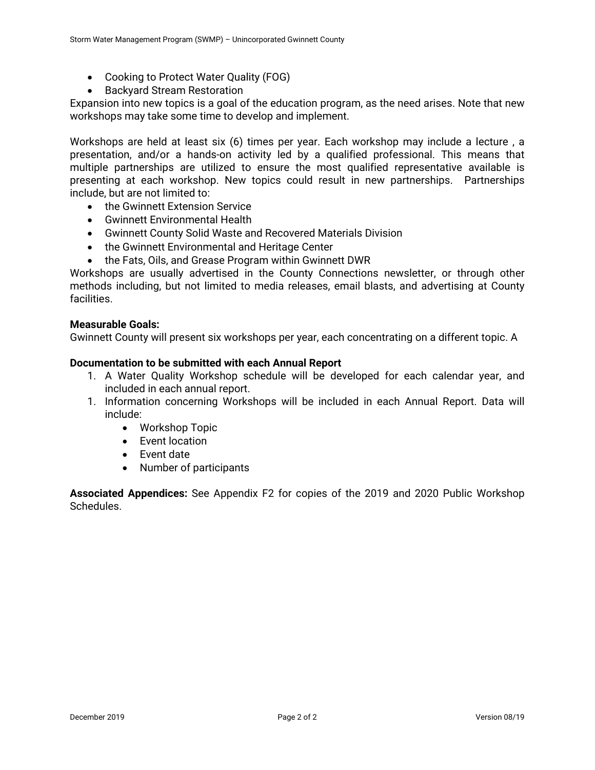- Cooking to Protect Water Quality (FOG)
- Backyard Stream Restoration

Expansion into new topics is a goal of the education program, as the need arises. Note that new workshops may take some time to develop and implement.

Workshops are held at least six (6) times per year. Each workshop may include a lecture , a presentation, and/or a hands-on activity led by a qualified professional. This means that multiple partnerships are utilized to ensure the most qualified representative available is presenting at each workshop. New topics could result in new partnerships. Partnerships include, but are not limited to:

- the Gwinnett Extension Service
- Gwinnett Environmental Health
- Gwinnett County Solid Waste and Recovered Materials Division
- the Gwinnett Environmental and Heritage Center
- the Fats, Oils, and Grease Program within Gwinnett DWR

Workshops are usually advertised in the County Connections newsletter, or through other methods including, but not limited to media releases, email blasts, and advertising at County facilities.

**Measurable Goals:**
Gwinnett County will present six workshops per year, each concentrating on a different topic. A

**Documentation to be submitted with each Annual Report**

1. A Water Quality Workshop schedule will be developed for each calendar year, and included in each annual report.
1. Information concerning Workshops will be included in each Annual Report. Data will include:
    - Workshop Topic
    - Event location
    - Event date
    - Number of participants

**Associated Appendices:** See Appendix F2 for copies of the 2019 and 2020 Public Workshop Schedules.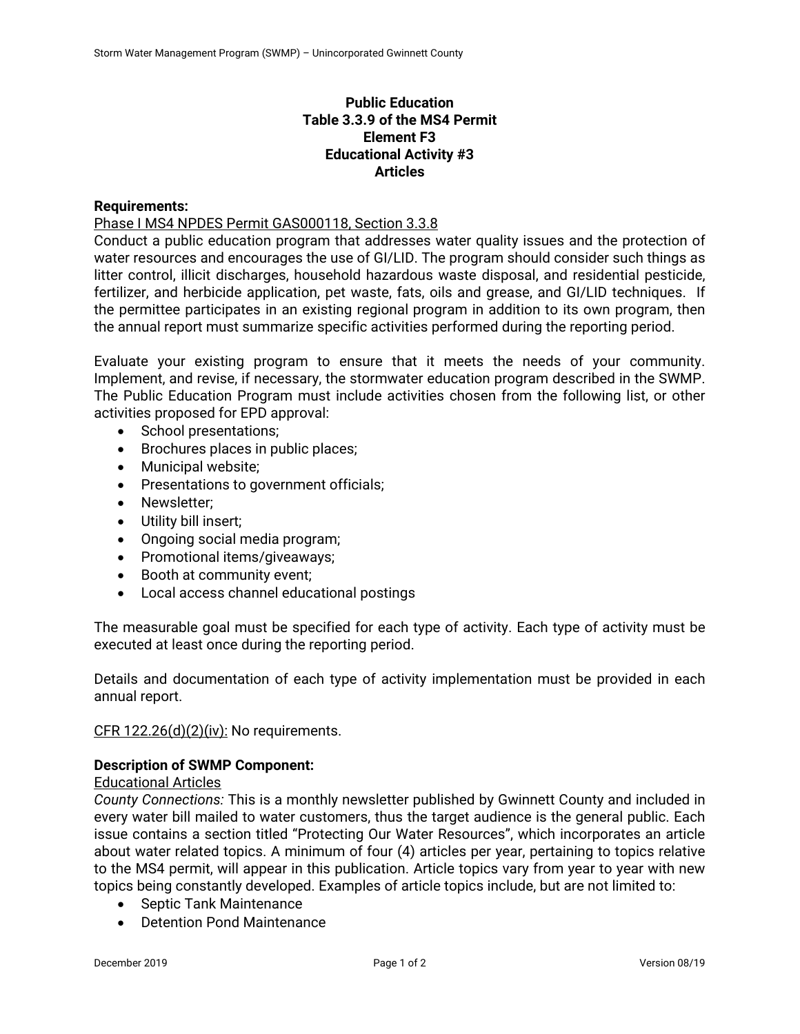**Public Education**
**Table 3.3.9 of the MS4 Permit**
**Element F3**
**Educational Activity #3**
**Articles**

**Requirements:**

Phase I MS4 NPDES Permit GAS000118, Section 3.3.8

Conduct a public education program that addresses water quality issues and the protection of water resources and encourages the use of GI/LID. The program should consider such things as litter control, illicit discharges, household hazardous waste disposal, and residential pesticide, fertilizer, and herbicide application, pet waste, fats, oils and grease, and GI/LID techniques. If the permittee participates in an existing regional program in addition to its own program, then the annual report must summarize specific activities performed during the reporting period.

Evaluate your existing program to ensure that it meets the needs of your community. Implement, and revise, if necessary, the stormwater education program described in the SWMP. The Public Education Program must include activities chosen from the following list, or other activities proposed for EPD approval:

- School presentations;
- Brochures places in public places;
- Municipal website;
- Presentations to government officials;
- Newsletter;
- Utility bill insert;
- Ongoing social media program;
- Promotional items/giveaways;
- Booth at community event;
- Local access channel educational postings

The measurable goal must be specified for each type of activity. Each type of activity must be executed at least once during the reporting period.

Details and documentation of each type of activity implementation must be provided in each annual report.

CFR 122.26(d)(2)(iv): No requirements.

**Description of SWMP Component:**

Educational Articles

*County Connections:* This is a monthly newsletter published by Gwinnett County and included in every water bill mailed to water customers, thus the target audience is the general public. Each issue contains a section titled "Protecting Our Water Resources", which incorporates an article about water related topics. A minimum of four (4) articles per year, pertaining to topics relative to the MS4 permit, will appear in this publication. Article topics vary from year to year with new topics being constantly developed. Examples of article topics include, but are not limited to:

- Septic Tank Maintenance
- Detention Pond Maintenance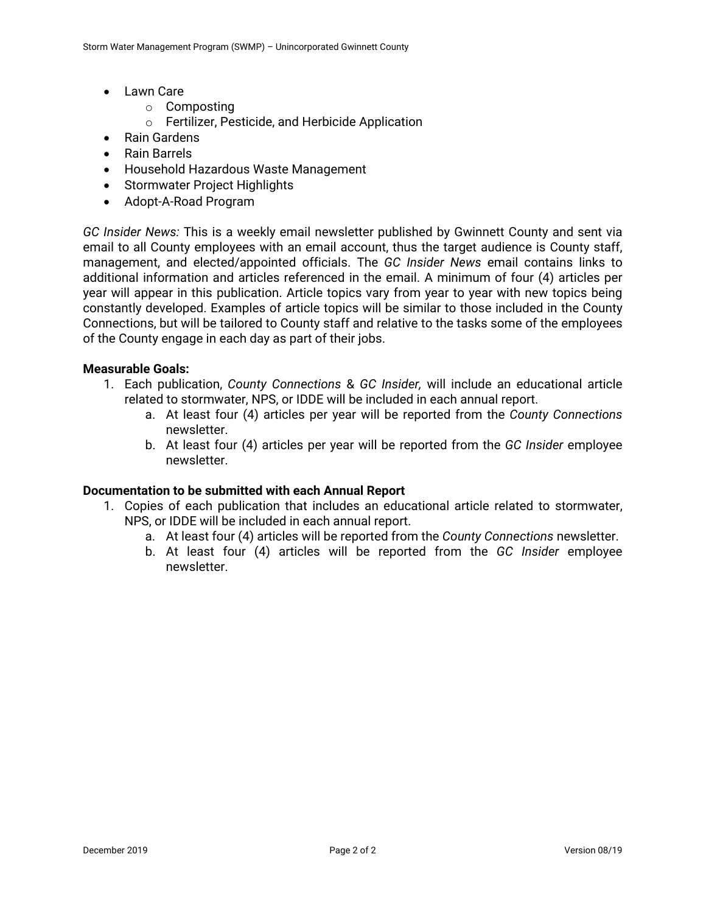- Lawn Care
    - Composting
    - Fertilizer, Pesticide, and Herbicide Application
- Rain Gardens
- Rain Barrels
- Household Hazardous Waste Management
- Stormwater Project Highlights
- Adopt-A-Road Program

*GC Insider News:* This is a weekly email newsletter published by Gwinnett County and sent via email to all County employees with an email account, thus the target audience is County staff, management, and elected/appointed officials. The *GC Insider News* email contains links to additional information and articles referenced in the email. A minimum of four (4) articles per year will appear in this publication. Article topics vary from year to year with new topics being constantly developed. Examples of article topics will be similar to those included in the County Connections, but will be tailored to County staff and relative to the tasks some of the employees of the County engage in each day as part of their jobs.

**Measurable Goals:**

1. Each publication, *County Connections* & *GC Insider,* will include an educational article related to stormwater, NPS, or IDDE will be included in each annual report.
    a. At least four (4) articles per year will be reported from the *County Connections* newsletter.
    b. At least four (4) articles per year will be reported from the *GC Insider* employee newsletter.

**Documentation to be submitted with each Annual Report**

1. Copies of each publication that includes an educational article related to stormwater, NPS, or IDDE will be included in each annual report.
    a. At least four (4) articles will be reported from the *County Connections* newsletter.
    b. At least four (4) articles will be reported from the *GC Insider* employee newsletter.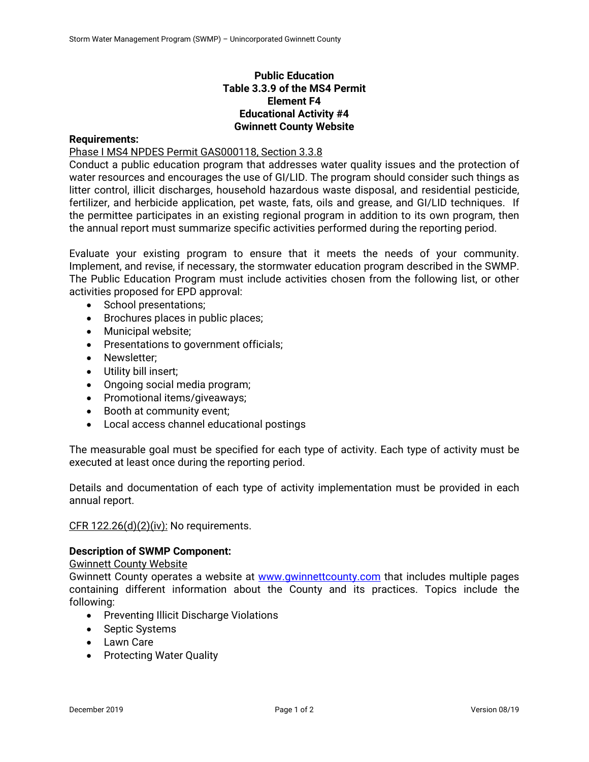**Public Education**
**Table 3.3.9 of the MS4 Permit**
**Element F4**
**Educational Activity #4**
**Gwinnett County Website**

**Requirements:**

Phase I MS4 NPDES Permit GAS000118, Section 3.3.8

Conduct a public education program that addresses water quality issues and the protection of water resources and encourages the use of GI/LID. The program should consider such things as litter control, illicit discharges, household hazardous waste disposal, and residential pesticide, fertilizer, and herbicide application, pet waste, fats, oils and grease, and GI/LID techniques. If the permittee participates in an existing regional program in addition to its own program, then the annual report must summarize specific activities performed during the reporting period.

Evaluate your existing program to ensure that it meets the needs of your community. Implement, and revise, if necessary, the stormwater education program described in the SWMP. The Public Education Program must include activities chosen from the following list, or other activities proposed for EPD approval:

- School presentations;
- Brochures places in public places;
- Municipal website;
- Presentations to government officials;
- Newsletter;
- Utility bill insert;
- Ongoing social media program;
- Promotional items/giveaways;
- Booth at community event;
- Local access channel educational postings

The measurable goal must be specified for each type of activity. Each type of activity must be executed at least once during the reporting period.

Details and documentation of each type of activity implementation must be provided in each annual report.

CFR 122.26(d)(2)(iv): No requirements.

**Description of SWMP Component:**

Gwinnett County Website

Gwinnett County operates a website at www.gwinnettcounty.com that includes multiple pages containing different information about the County and its practices. Topics include the following:

- Preventing Illicit Discharge Violations
- Septic Systems
- Lawn Care
- Protecting Water Quality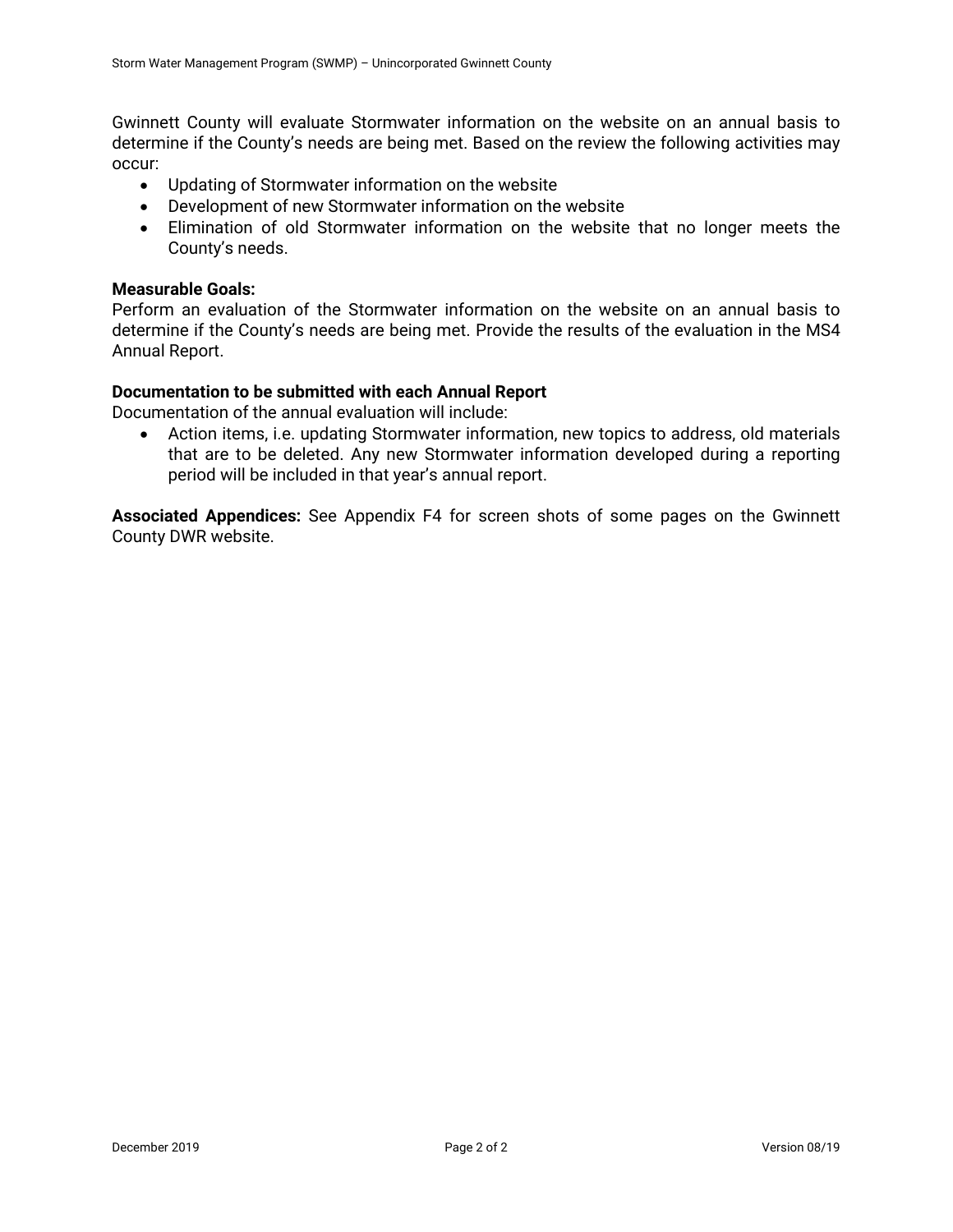Gwinnett County will evaluate Stormwater information on the website on an annual basis to determine if the County's needs are being met. Based on the review the following activities may occur:

- Updating of Stormwater information on the website
- Development of new Stormwater information on the website
- Elimination of old Stormwater information on the website that no longer meets the County's needs.

**Measurable Goals:**
Perform an evaluation of the Stormwater information on the website on an annual basis to determine if the County's needs are being met. Provide the results of the evaluation in the MS4 Annual Report.

**Documentation to be submitted with each Annual Report**
Documentation of the annual evaluation will include:

- Action items, i.e. updating Stormwater information, new topics to address, old materials that are to be deleted. Any new Stormwater information developed during a reporting period will be included in that year's annual report.

**Associated Appendices:** See Appendix F4 for screen shots of some pages on the Gwinnett County DWR website.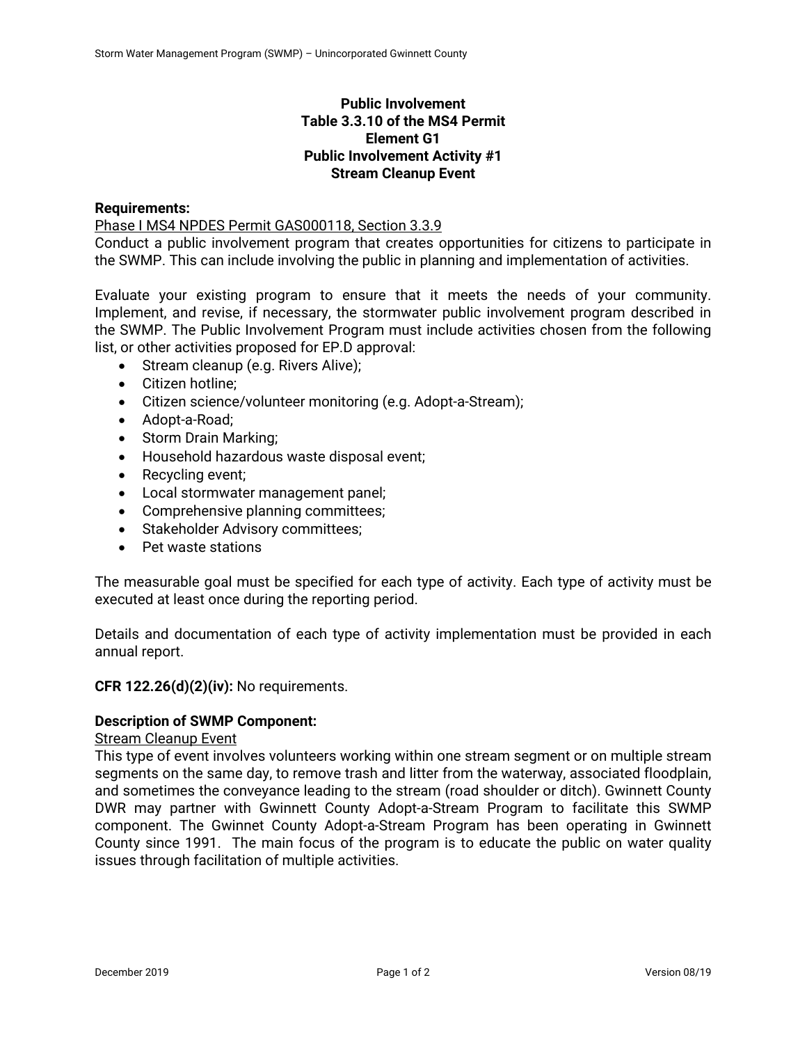**Public Involvement**
**Table 3.3.10 of the MS4 Permit**
**Element G1**
**Public Involvement Activity #1**
**Stream Cleanup Event**

**Requirements:**

Phase I MS4 NPDES Permit GAS000118, Section 3.3.9

Conduct a public involvement program that creates opportunities for citizens to participate in the SWMP. This can include involving the public in planning and implementation of activities.

Evaluate your existing program to ensure that it meets the needs of your community. Implement, and revise, if necessary, the stormwater public involvement program described in the SWMP. The Public Involvement Program must include activities chosen from the following list, or other activities proposed for EP.D approval:

- Stream cleanup (e.g. Rivers Alive);
- Citizen hotline;
- Citizen science/volunteer monitoring (e.g. Adopt-a-Stream);
- Adopt-a-Road;
- Storm Drain Marking;
- Household hazardous waste disposal event;
- Recycling event;
- Local stormwater management panel;
- Comprehensive planning committees;
- Stakeholder Advisory committees;
- Pet waste stations

The measurable goal must be specified for each type of activity. Each type of activity must be executed at least once during the reporting period.

Details and documentation of each type of activity implementation must be provided in each annual report.

**CFR 122.26(d)(2)(iv):** No requirements.

**Description of SWMP Component:**

Stream Cleanup Event

This type of event involves volunteers working within one stream segment or on multiple stream segments on the same day, to remove trash and litter from the waterway, associated floodplain, and sometimes the conveyance leading to the stream (road shoulder or ditch). Gwinnett County DWR may partner with Gwinnett County Adopt-a-Stream Program to facilitate this SWMP component. The Gwinnet County Adopt-a-Stream Program has been operating in Gwinnett County since 1991. The main focus of the program is to educate the public on water quality issues through facilitation of multiple activities.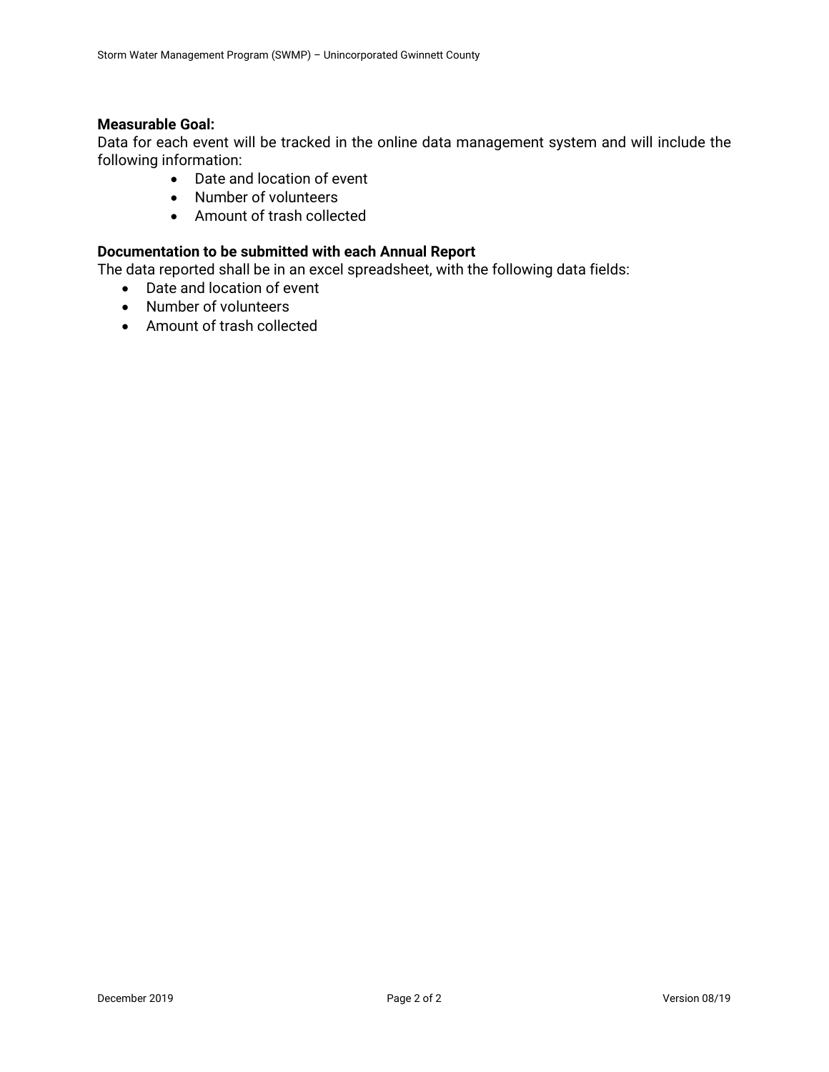**Measurable Goal:**
Data for each event will be tracked in the online data management system and will include the following information:

- Date and location of event
- Number of volunteers
- Amount of trash collected

**Documentation to be submitted with each Annual Report**
The data reported shall be in an excel spreadsheet, with the following data fields:

- Date and location of event
- Number of volunteers
- Amount of trash collected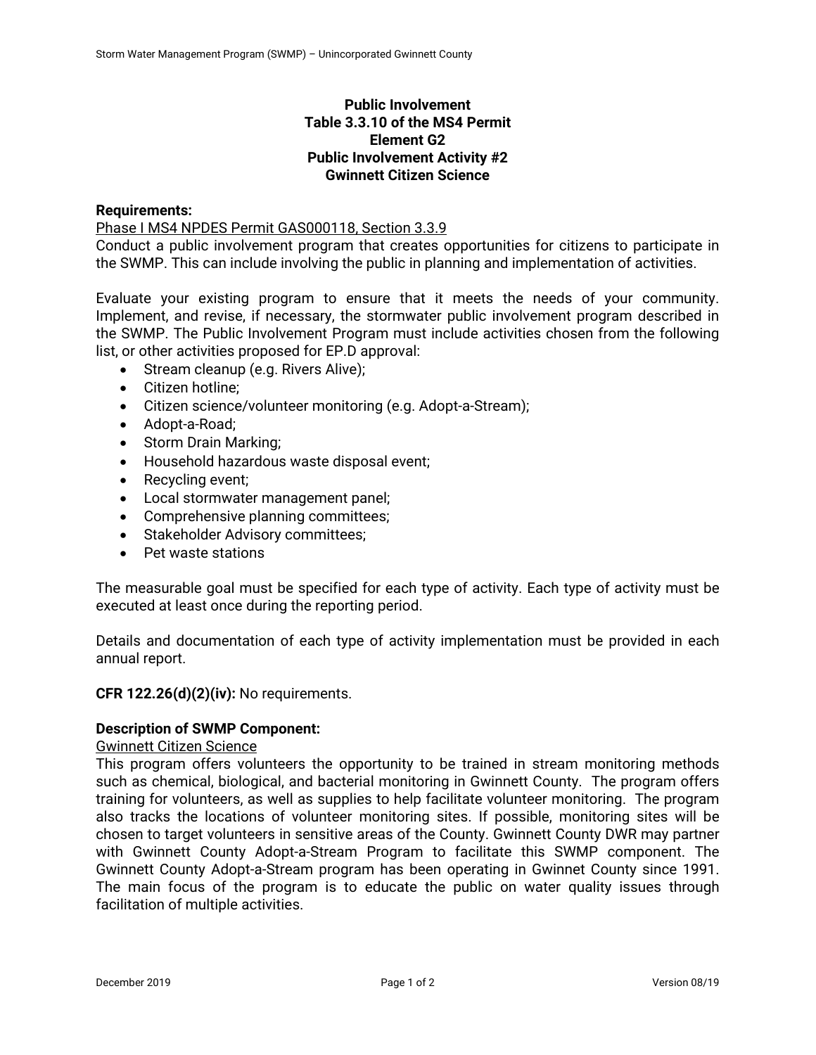**Public Involvement**
**Table 3.3.10 of the MS4 Permit**
**Element G2**
**Public Involvement Activity #2**
**Gwinnett Citizen Science**

**Requirements:**

Phase I MS4 NPDES Permit GAS000118, Section 3.3.9

Conduct a public involvement program that creates opportunities for citizens to participate in the SWMP. This can include involving the public in planning and implementation of activities.

Evaluate your existing program to ensure that it meets the needs of your community. Implement, and revise, if necessary, the stormwater public involvement program described in the SWMP. The Public Involvement Program must include activities chosen from the following list, or other activities proposed for EP.D approval:

- Stream cleanup (e.g. Rivers Alive);
- Citizen hotline;
- Citizen science/volunteer monitoring (e.g. Adopt-a-Stream);
- Adopt-a-Road;
- Storm Drain Marking;
- Household hazardous waste disposal event;
- Recycling event;
- Local stormwater management panel;
- Comprehensive planning committees;
- Stakeholder Advisory committees;
- Pet waste stations

The measurable goal must be specified for each type of activity. Each type of activity must be executed at least once during the reporting period.

Details and documentation of each type of activity implementation must be provided in each annual report.

**CFR 122.26(d)(2)(iv):** No requirements.

**Description of SWMP Component:**

Gwinnett Citizen Science

This program offers volunteers the opportunity to be trained in stream monitoring methods such as chemical, biological, and bacterial monitoring in Gwinnett County. The program offers training for volunteers, as well as supplies to help facilitate volunteer monitoring. The program also tracks the locations of volunteer monitoring sites. If possible, monitoring sites will be chosen to target volunteers in sensitive areas of the County. Gwinnett County DWR may partner with Gwinnett County Adopt-a-Stream Program to facilitate this SWMP component. The Gwinnett County Adopt-a-Stream program has been operating in Gwinnet County since 1991. The main focus of the program is to educate the public on water quality issues through facilitation of multiple activities.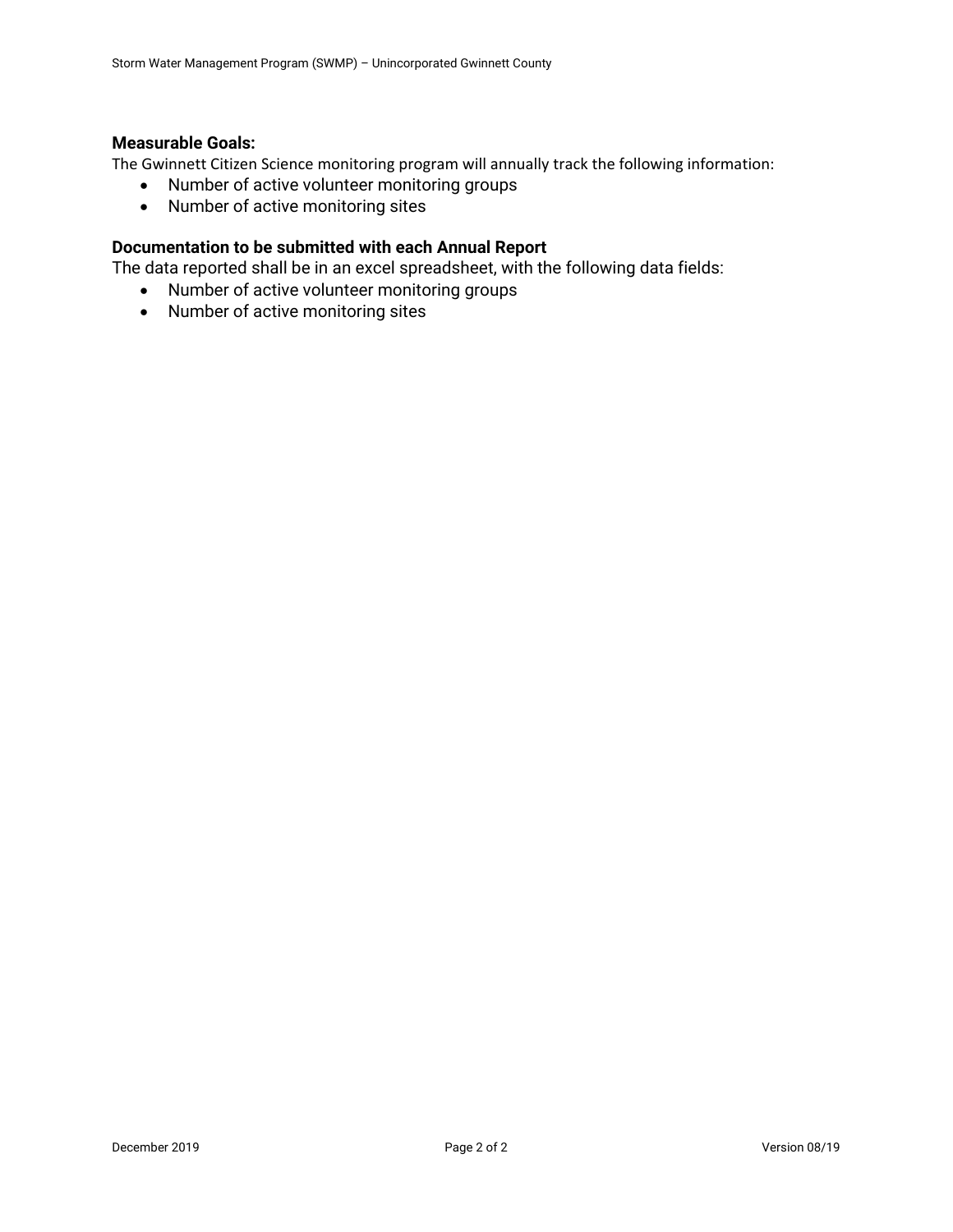**Measurable Goals:**

The Gwinnett Citizen Science monitoring program will annually track the following information:

- Number of active volunteer monitoring groups
- Number of active monitoring sites

**Documentation to be submitted with each Annual Report**

The data reported shall be in an excel spreadsheet, with the following data fields:

- Number of active volunteer monitoring groups
- Number of active monitoring sites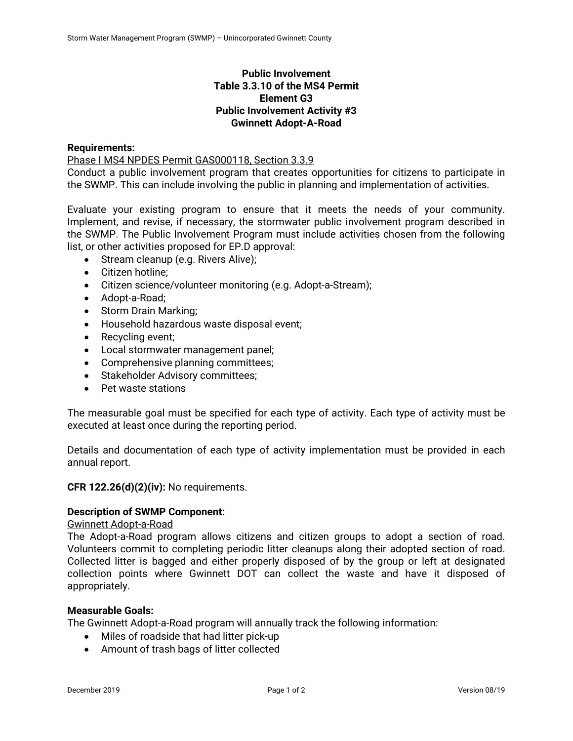**Public Involvement**
**Table 3.3.10 of the MS4 Permit**
**Element G3**
**Public Involvement Activity #3**
**Gwinnett Adopt-A-Road**

**Requirements:**

Phase I MS4 NPDES Permit GAS000118, Section 3.3.9

Conduct a public involvement program that creates opportunities for citizens to participate in the SWMP. This can include involving the public in planning and implementation of activities.

Evaluate your existing program to ensure that it meets the needs of your community. Implement, and revise, if necessary, the stormwater public involvement program described in the SWMP. The Public Involvement Program must include activities chosen from the following list, or other activities proposed for EP.D approval:

- Stream cleanup (e.g. Rivers Alive);
- Citizen hotline;
- Citizen science/volunteer monitoring (e.g. Adopt-a-Stream);
- Adopt-a-Road;
- Storm Drain Marking;
- Household hazardous waste disposal event;
- Recycling event;
- Local stormwater management panel;
- Comprehensive planning committees;
- Stakeholder Advisory committees;
- Pet waste stations

The measurable goal must be specified for each type of activity. Each type of activity must be executed at least once during the reporting period.

Details and documentation of each type of activity implementation must be provided in each annual report.

**CFR 122.26(d)(2)(iv):** No requirements.

**Description of SWMP Component:**

Gwinnett Adopt-a-Road

The Adopt-a-Road program allows citizens and citizen groups to adopt a section of road. Volunteers commit to completing periodic litter cleanups along their adopted section of road. Collected litter is bagged and either properly disposed of by the group or left at designated collection points where Gwinnett DOT can collect the waste and have it disposed of appropriately.

**Measurable Goals:**

The Gwinnett Adopt-a-Road program will annually track the following information:

- Miles of roadside that had litter pick-up
- Amount of trash bags of litter collected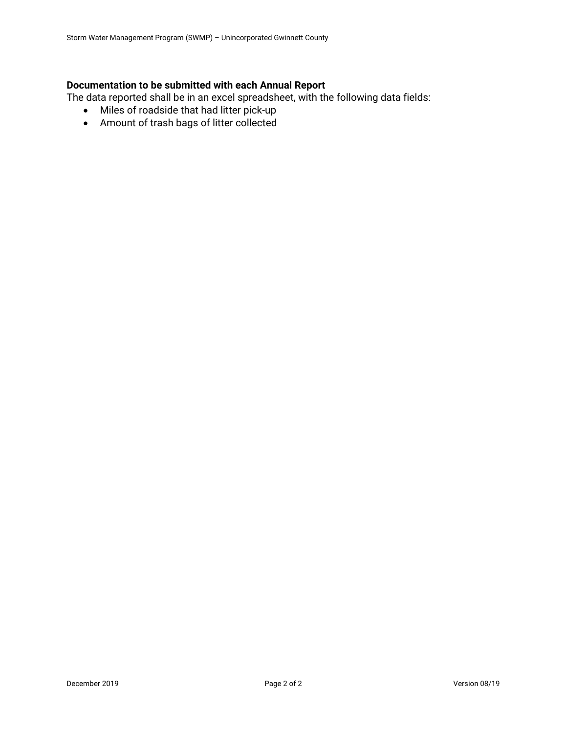**Documentation to be submitted with each Annual Report**

The data reported shall be in an excel spreadsheet, with the following data fields:

- Miles of roadside that had litter pick-up
- Amount of trash bags of litter collected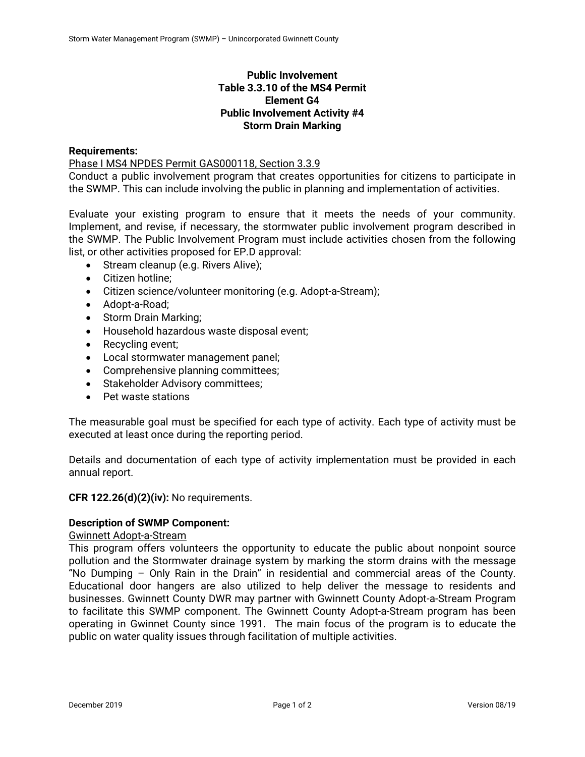**Public Involvement**
**Table 3.3.10 of the MS4 Permit**
**Element G4**
**Public Involvement Activity #4**
**Storm Drain Marking**

**Requirements:**

Phase I MS4 NPDES Permit GAS000118, Section 3.3.9

Conduct a public involvement program that creates opportunities for citizens to participate in the SWMP. This can include involving the public in planning and implementation of activities.

Evaluate your existing program to ensure that it meets the needs of your community. Implement, and revise, if necessary, the stormwater public involvement program described in the SWMP. The Public Involvement Program must include activities chosen from the following list, or other activities proposed for EP.D approval:

- Stream cleanup (e.g. Rivers Alive);
- Citizen hotline;
- Citizen science/volunteer monitoring (e.g. Adopt-a-Stream);
- Adopt-a-Road;
- Storm Drain Marking;
- Household hazardous waste disposal event;
- Recycling event;
- Local stormwater management panel;
- Comprehensive planning committees;
- Stakeholder Advisory committees;
- Pet waste stations

The measurable goal must be specified for each type of activity. Each type of activity must be executed at least once during the reporting period.

Details and documentation of each type of activity implementation must be provided in each annual report.

**CFR 122.26(d)(2)(iv):** No requirements.

**Description of SWMP Component:**

Gwinnett Adopt-a-Stream

This program offers volunteers the opportunity to educate the public about nonpoint source pollution and the Stormwater drainage system by marking the storm drains with the message "No Dumping – Only Rain in the Drain" in residential and commercial areas of the County. Educational door hangers are also utilized to help deliver the message to residents and businesses. Gwinnett County DWR may partner with Gwinnett County Adopt-a-Stream Program to facilitate this SWMP component. The Gwinnett County Adopt-a-Stream program has been operating in Gwinnet County since 1991. The main focus of the program is to educate the public on water quality issues through facilitation of multiple activities.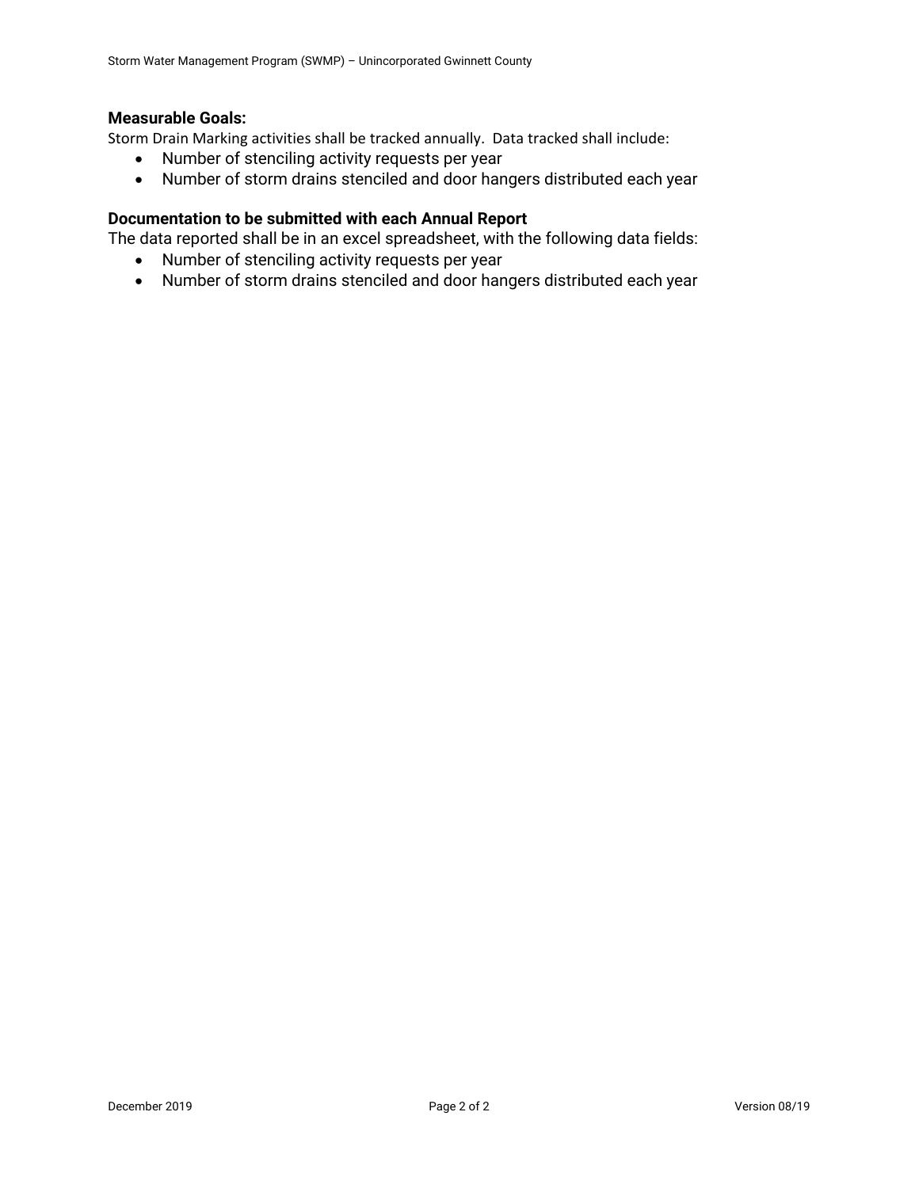**Measurable Goals:**

Storm Drain Marking activities shall be tracked annually. Data tracked shall include:

- Number of stenciling activity requests per year
- Number of storm drains stenciled and door hangers distributed each year

**Documentation to be submitted with each Annual Report**

The data reported shall be in an excel spreadsheet, with the following data fields:

- Number of stenciling activity requests per year
- Number of storm drains stenciled and door hangers distributed each year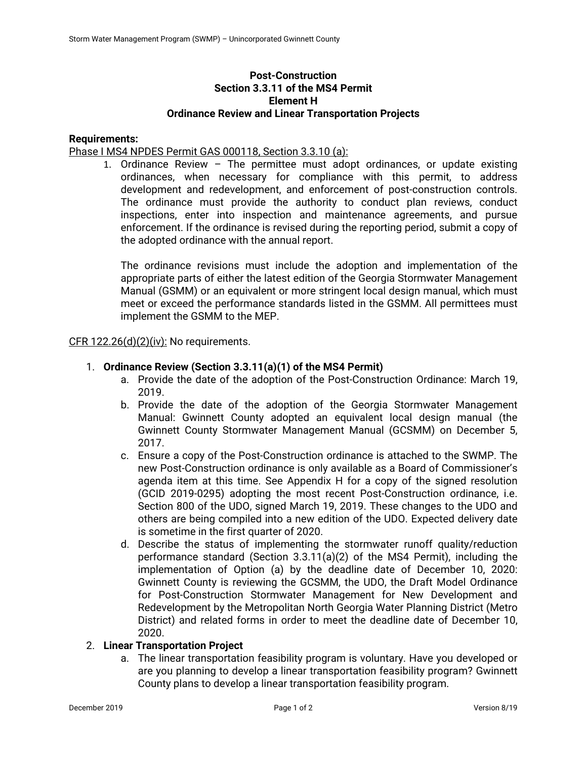**Post-Construction**
**Section 3.3.11 of the MS4 Permit**
**Element H**
**Ordinance Review and Linear Transportation Projects**

**Requirements:**

Phase I MS4 NPDES Permit GAS 000118, Section 3.3.10 (a):

1. Ordinance Review – The permittee must adopt ordinances, or update existing ordinances, when necessary for compliance with this permit, to address development and redevelopment, and enforcement of post-construction controls. The ordinance must provide the authority to conduct plan reviews, conduct inspections, enter into inspection and maintenance agreements, and pursue enforcement. If the ordinance is revised during the reporting period, submit a copy of the adopted ordinance with the annual report.

   The ordinance revisions must include the adoption and implementation of the appropriate parts of either the latest edition of the Georgia Stormwater Management Manual (GSMM) or an equivalent or more stringent local design manual, which must meet or exceed the performance standards listed in the GSMM. All permittees must implement the GSMM to the MEP.

CFR 122.26(d)(2)(iv): No requirements.

1. **Ordinance Review (Section 3.3.11(a)(1) of the MS4 Permit)**
   a. Provide the date of the adoption of the Post-Construction Ordinance: March 19, 2019.
   b. Provide the date of the adoption of the Georgia Stormwater Management Manual: Gwinnett County adopted an equivalent local design manual (the Gwinnett County Stormwater Management Manual (GCSMM) on December 5, 2017.
   c. Ensure a copy of the Post-Construction ordinance is attached to the SWMP. The new Post-Construction ordinance is only available as a Board of Commissioner's agenda item at this time. See Appendix H for a copy of the signed resolution (GCID 2019-0295) adopting the most recent Post-Construction ordinance, i.e. Section 800 of the UDO, signed March 19, 2019. These changes to the UDO and others are being compiled into a new edition of the UDO. Expected delivery date is sometime in the first quarter of 2020.
   d. Describe the status of implementing the stormwater runoff quality/reduction performance standard (Section 3.3.11(a)(2) of the MS4 Permit), including the implementation of Option (a) by the deadline date of December 10, 2020: Gwinnett County is reviewing the GCSMM, the UDO, the Draft Model Ordinance for Post-Construction Stormwater Management for New Development and Redevelopment by the Metropolitan North Georgia Water Planning District (Metro District) and related forms in order to meet the deadline date of December 10, 2020.
2. **Linear Transportation Project**
   a. The linear transportation feasibility program is voluntary. Have you developed or are you planning to develop a linear transportation feasibility program? Gwinnett County plans to develop a linear transportation feasibility program.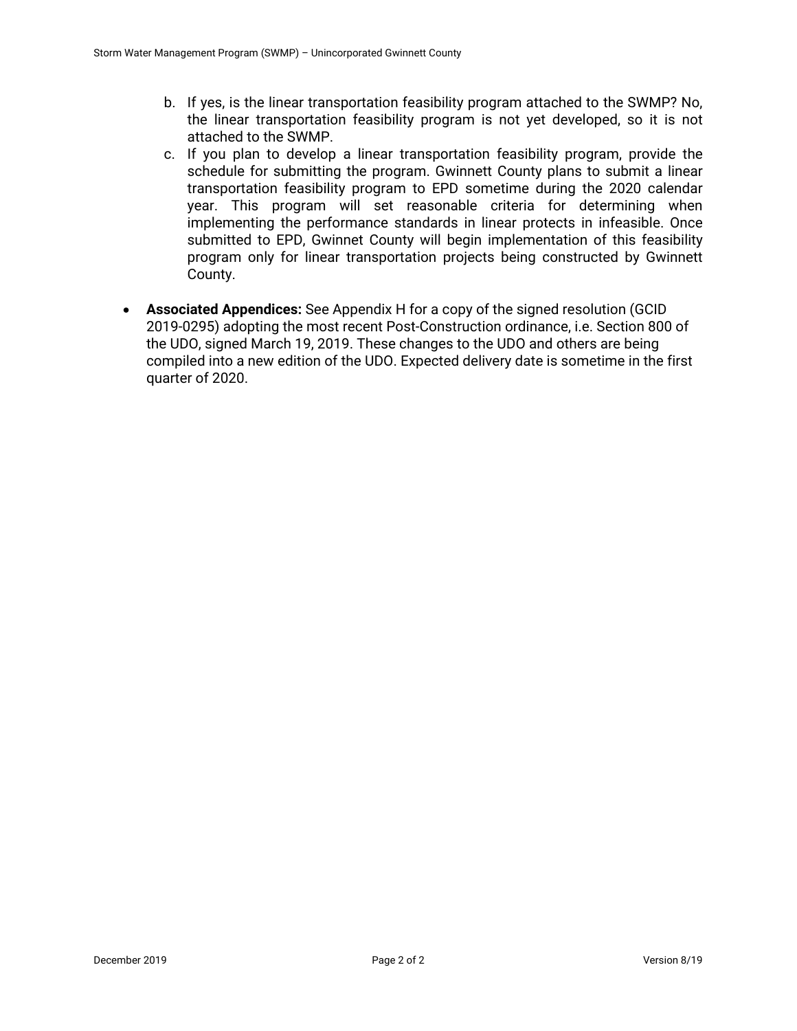b. If yes, is the linear transportation feasibility program attached to the SWMP? No, the linear transportation feasibility program is not yet developed, so it is not attached to the SWMP.

c. If you plan to develop a linear transportation feasibility program, provide the schedule for submitting the program. Gwinnett County plans to submit a linear transportation feasibility program to EPD sometime during the 2020 calendar year. This program will set reasonable criteria for determining when implementing the performance standards in linear protects in infeasible. Once submitted to EPD, Gwinnet County will begin implementation of this feasibility program only for linear transportation projects being constructed by Gwinnett County.

- **Associated Appendices:** See Appendix H for a copy of the signed resolution (GCID 2019-0295) adopting the most recent Post-Construction ordinance, i.e. Section 800 of the UDO, signed March 19, 2019. These changes to the UDO and others are being compiled into a new edition of the UDO. Expected delivery date is sometime in the first quarter of 2020.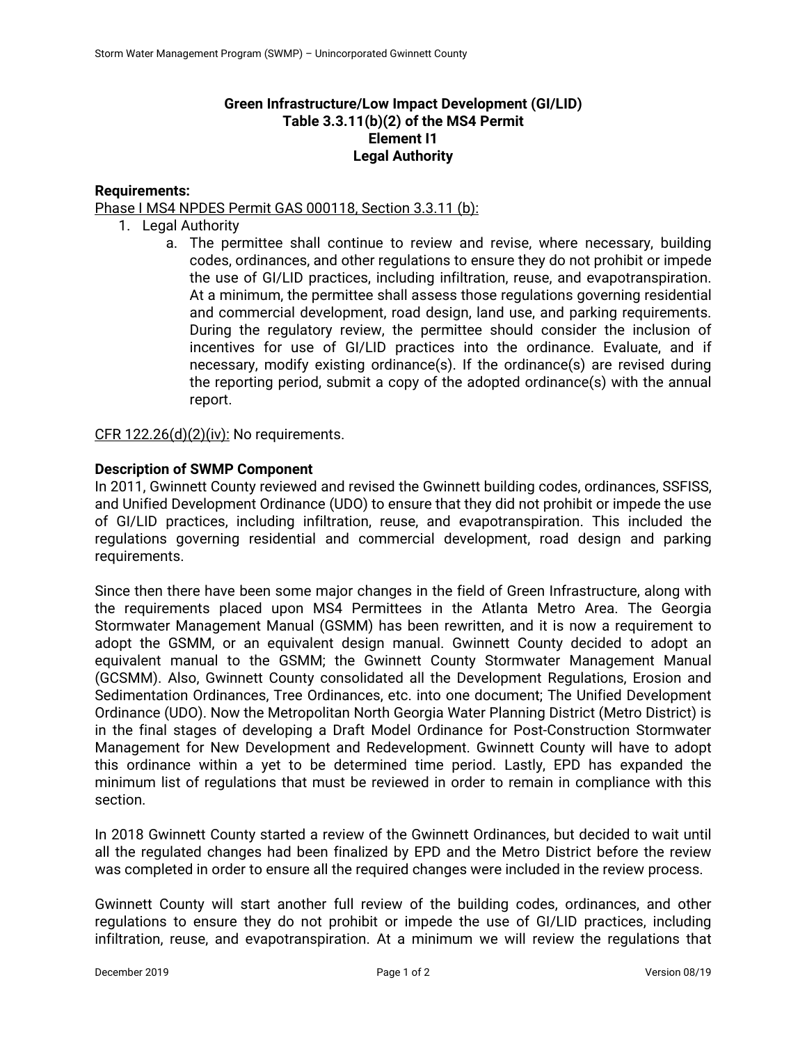**Green Infrastructure/Low Impact Development (GI/LID)**
**Table 3.3.11(b)(2) of the MS4 Permit**
**Element I1**
**Legal Authority**

**Requirements:**

Phase I MS4 NPDES Permit GAS 000118, Section 3.3.11 (b):

1. Legal Authority
   a. The permittee shall continue to review and revise, where necessary, building codes, ordinances, and other regulations to ensure they do not prohibit or impede the use of GI/LID practices, including infiltration, reuse, and evapotranspiration. At a minimum, the permittee shall assess those regulations governing residential and commercial development, road design, land use, and parking requirements. During the regulatory review, the permittee should consider the inclusion of incentives for use of GI/LID practices into the ordinance. Evaluate, and if necessary, modify existing ordinance(s). If the ordinance(s) are revised during the reporting period, submit a copy of the adopted ordinance(s) with the annual report.

CFR 122.26(d)(2)(iv): No requirements.

**Description of SWMP Component**

In 2011, Gwinnett County reviewed and revised the Gwinnett building codes, ordinances, SSFISS, and Unified Development Ordinance (UDO) to ensure that they did not prohibit or impede the use of GI/LID practices, including infiltration, reuse, and evapotranspiration. This included the regulations governing residential and commercial development, road design and parking requirements.

Since then there have been some major changes in the field of Green Infrastructure, along with the requirements placed upon MS4 Permittees in the Atlanta Metro Area. The Georgia Stormwater Management Manual (GSMM) has been rewritten, and it is now a requirement to adopt the GSMM, or an equivalent design manual. Gwinnett County decided to adopt an equivalent manual to the GSMM; the Gwinnett County Stormwater Management Manual (GCSMM). Also, Gwinnett County consolidated all the Development Regulations, Erosion and Sedimentation Ordinances, Tree Ordinances, etc. into one document; The Unified Development Ordinance (UDO). Now the Metropolitan North Georgia Water Planning District (Metro District) is in the final stages of developing a Draft Model Ordinance for Post-Construction Stormwater Management for New Development and Redevelopment. Gwinnett County will have to adopt this ordinance within a yet to be determined time period. Lastly, EPD has expanded the minimum list of regulations that must be reviewed in order to remain in compliance with this section.

In 2018 Gwinnett County started a review of the Gwinnett Ordinances, but decided to wait until all the regulated changes had been finalized by EPD and the Metro District before the review was completed in order to ensure all the required changes were included in the review process.

Gwinnett County will start another full review of the building codes, ordinances, and other regulations to ensure they do not prohibit or impede the use of GI/LID practices, including infiltration, reuse, and evapotranspiration. At a minimum we will review the regulations that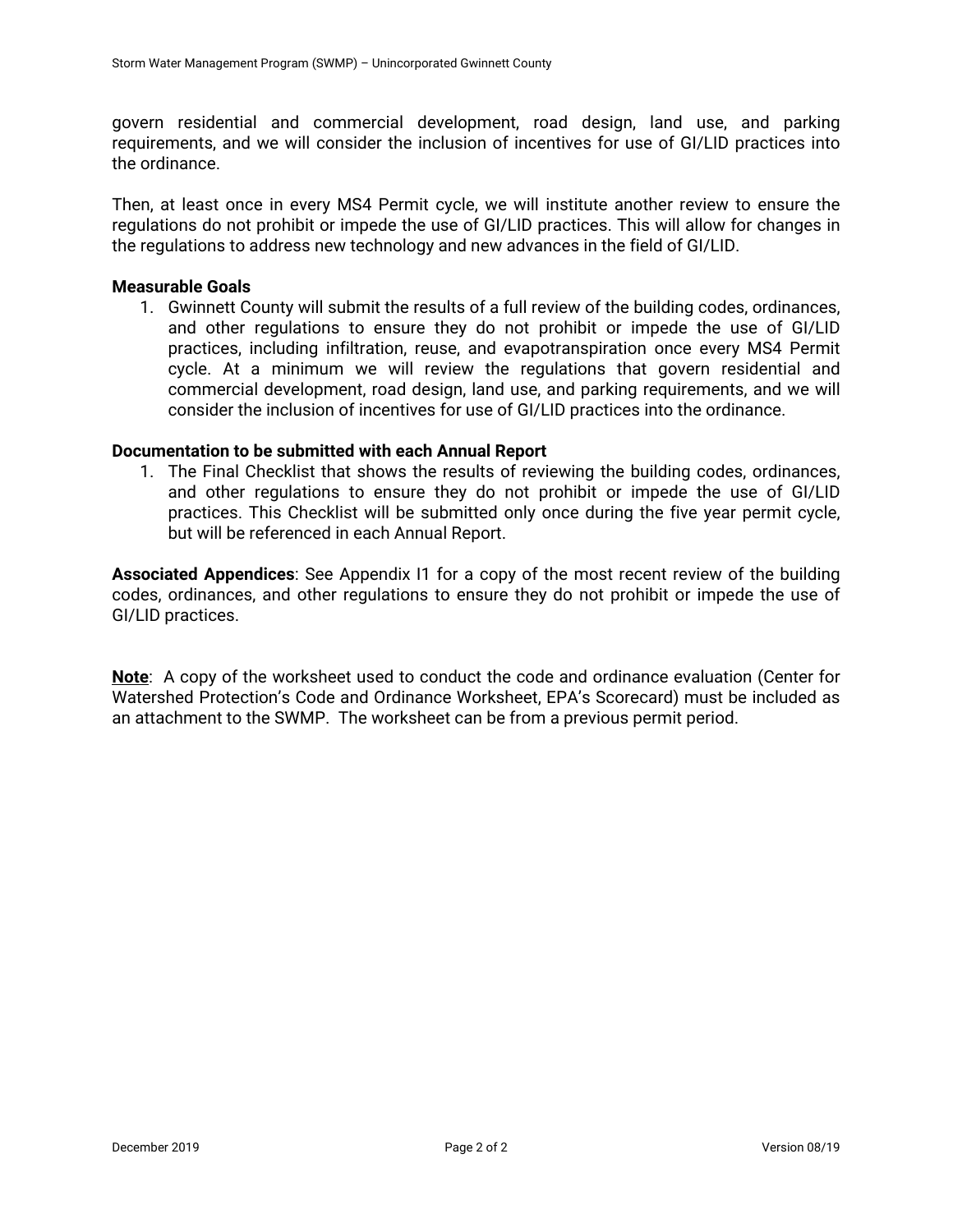govern residential and commercial development, road design, land use, and parking requirements, and we will consider the inclusion of incentives for use of GI/LID practices into the ordinance.

Then, at least once in every MS4 Permit cycle, we will institute another review to ensure the regulations do not prohibit or impede the use of GI/LID practices. This will allow for changes in the regulations to address new technology and new advances in the field of GI/LID.

**Measurable Goals**

1. Gwinnett County will submit the results of a full review of the building codes, ordinances, and other regulations to ensure they do not prohibit or impede the use of GI/LID practices, including infiltration, reuse, and evapotranspiration once every MS4 Permit cycle. At a minimum we will review the regulations that govern residential and commercial development, road design, land use, and parking requirements, and we will consider the inclusion of incentives for use of GI/LID practices into the ordinance.

**Documentation to be submitted with each Annual Report**

1. The Final Checklist that shows the results of reviewing the building codes, ordinances, and other regulations to ensure they do not prohibit or impede the use of GI/LID practices. This Checklist will be submitted only once during the five year permit cycle, but will be referenced in each Annual Report.

**Associated Appendices**: See Appendix I1 for a copy of the most recent review of the building codes, ordinances, and other regulations to ensure they do not prohibit or impede the use of GI/LID practices.

**Note**: A copy of the worksheet used to conduct the code and ordinance evaluation (Center for Watershed Protection's Code and Ordinance Worksheet, EPA's Scorecard) must be included as an attachment to the SWMP. The worksheet can be from a previous permit period.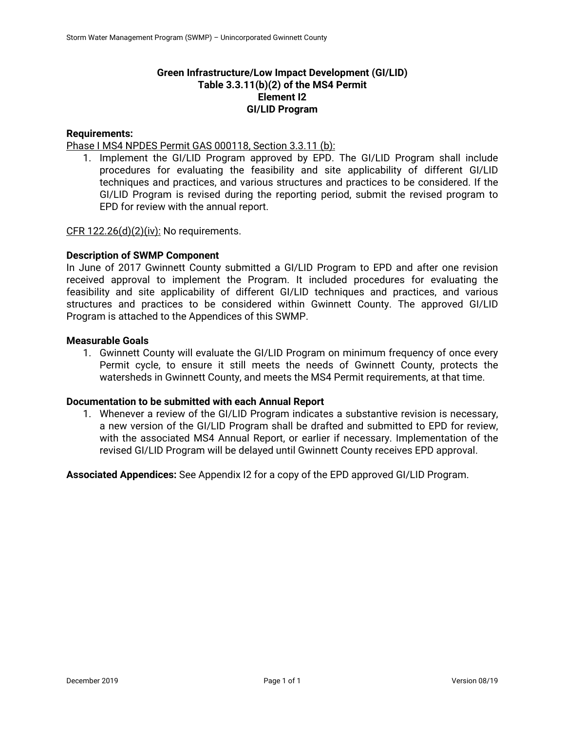## Green Infrastructure/Low Impact Development (GI/LID)
## Table 3.3.11(b)(2) of the MS4 Permit
## Element I2
## GI/LID Program

**Requirements:**

Phase I MS4 NPDES Permit GAS 000118, Section 3.3.11 (b):

1. Implement the GI/LID Program approved by EPD. The GI/LID Program shall include procedures for evaluating the feasibility and site applicability of different GI/LID techniques and practices, and various structures and practices to be considered. If the GI/LID Program is revised during the reporting period, submit the revised program to EPD for review with the annual report.

CFR 122.26(d)(2)(iv): No requirements.

**Description of SWMP Component**

In June of 2017 Gwinnett County submitted a GI/LID Program to EPD and after one revision received approval to implement the Program. It included procedures for evaluating the feasibility and site applicability of different GI/LID techniques and practices, and various structures and practices to be considered within Gwinnett County. The approved GI/LID Program is attached to the Appendices of this SWMP.

**Measurable Goals**

1. Gwinnett County will evaluate the GI/LID Program on minimum frequency of once every Permit cycle, to ensure it still meets the needs of Gwinnett County, protects the watersheds in Gwinnett County, and meets the MS4 Permit requirements, at that time.

**Documentation to be submitted with each Annual Report**

1. Whenever a review of the GI/LID Program indicates a substantive revision is necessary, a new version of the GI/LID Program shall be drafted and submitted to EPD for review, with the associated MS4 Annual Report, or earlier if necessary. Implementation of the revised GI/LID Program will be delayed until Gwinnett County receives EPD approval.

**Associated Appendices:** See Appendix I2 for a copy of the EPD approved GI/LID Program.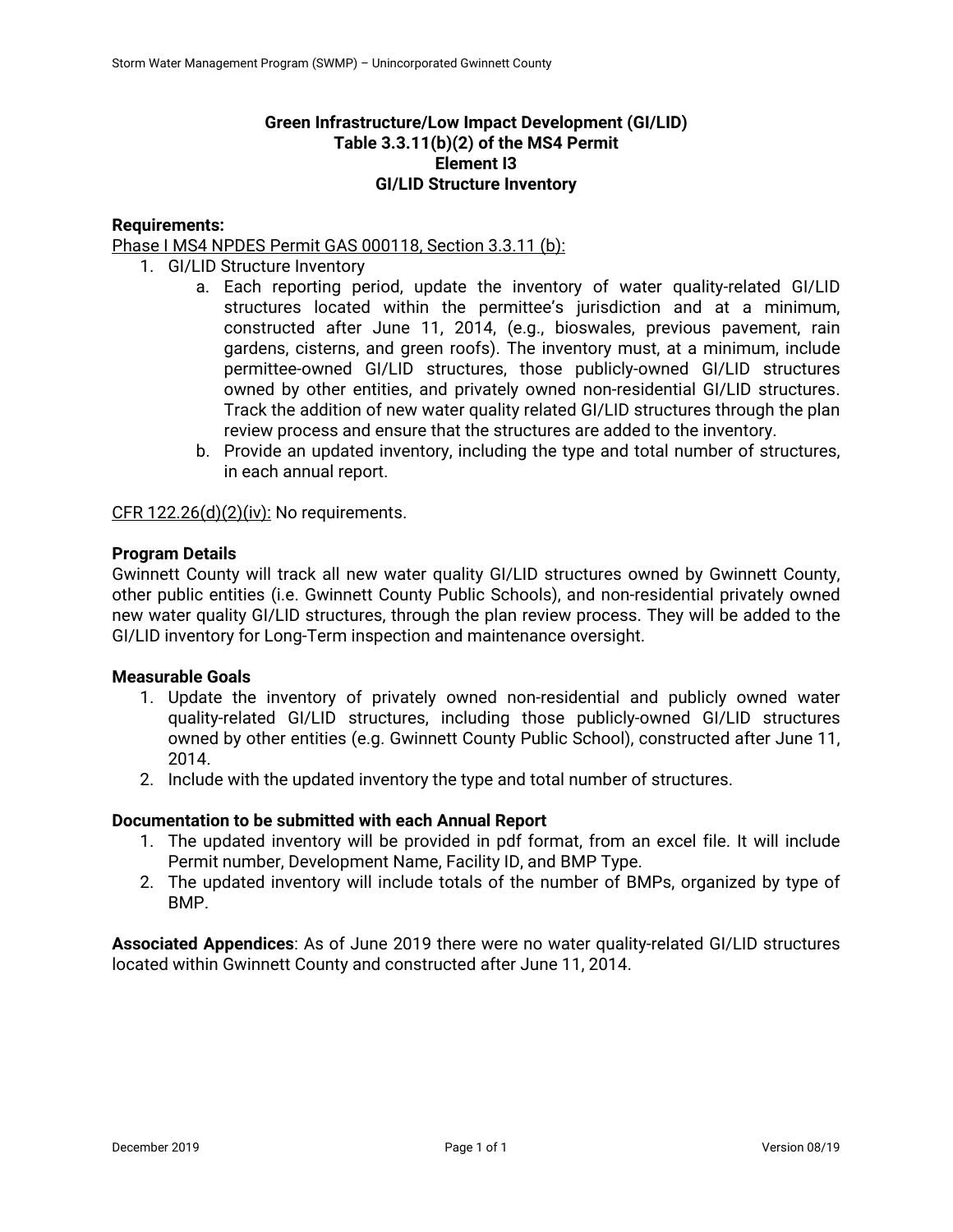**Green Infrastructure/Low Impact Development (GI/LID)**
**Table 3.3.11(b)(2) of the MS4 Permit**
**Element I3**
**GI/LID Structure Inventory**

**Requirements:**

Phase I MS4 NPDES Permit GAS 000118, Section 3.3.11 (b):

1. GI/LID Structure Inventory
    a. Each reporting period, update the inventory of water quality-related GI/LID structures located within the permittee's jurisdiction and at a minimum, constructed after June 11, 2014, (e.g., bioswales, previous pavement, rain gardens, cisterns, and green roofs). The inventory must, at a minimum, include permittee-owned GI/LID structures, those publicly-owned GI/LID structures owned by other entities, and privately owned non-residential GI/LID structures. Track the addition of new water quality related GI/LID structures through the plan review process and ensure that the structures are added to the inventory.
    b. Provide an updated inventory, including the type and total number of structures, in each annual report.

CFR 122.26(d)(2)(iv): No requirements.

**Program Details**

Gwinnett County will track all new water quality GI/LID structures owned by Gwinnett County, other public entities (i.e. Gwinnett County Public Schools), and non-residential privately owned new water quality GI/LID structures, through the plan review process. They will be added to the GI/LID inventory for Long-Term inspection and maintenance oversight.

**Measurable Goals**

1. Update the inventory of privately owned non-residential and publicly owned water quality-related GI/LID structures, including those publicly-owned GI/LID structures owned by other entities (e.g. Gwinnett County Public School), constructed after June 11, 2014.
2. Include with the updated inventory the type and total number of structures.

**Documentation to be submitted with each Annual Report**

1. The updated inventory will be provided in pdf format, from an excel file. It will include Permit number, Development Name, Facility ID, and BMP Type.
2. The updated inventory will include totals of the number of BMPs, organized by type of BMP.

**Associated Appendices**: As of June 2019 there were no water quality-related GI/LID structures located within Gwinnett County and constructed after June 11, 2014.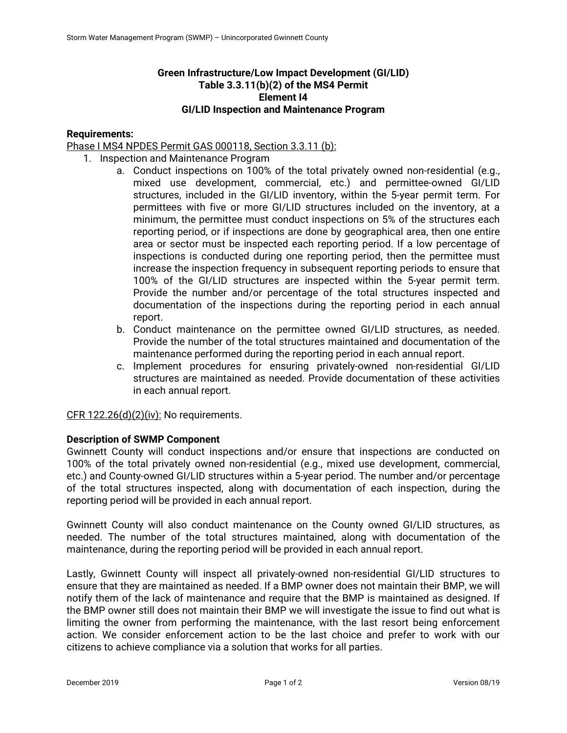**Green Infrastructure/Low Impact Development (GI/LID)**
**Table 3.3.11(b)(2) of the MS4 Permit**
**Element I4**
**GI/LID Inspection and Maintenance Program**

**Requirements:**

Phase I MS4 NPDES Permit GAS 000118, Section 3.3.11 (b):

1. Inspection and Maintenance Program
   a. Conduct inspections on 100% of the total privately owned non-residential (e.g., mixed use development, commercial, etc.) and permittee-owned GI/LID structures, included in the GI/LID inventory, within the 5-year permit term. For permittees with five or more GI/LID structures included on the inventory, at a minimum, the permittee must conduct inspections on 5% of the structures each reporting period, or if inspections are done by geographical area, then one entire area or sector must be inspected each reporting period. If a low percentage of inspections is conducted during one reporting period, then the permittee must increase the inspection frequency in subsequent reporting periods to ensure that 100% of the GI/LID structures are inspected within the 5-year permit term. Provide the number and/or percentage of the total structures inspected and documentation of the inspections during the reporting period in each annual report.
   b. Conduct maintenance on the permittee owned GI/LID structures, as needed. Provide the number of the total structures maintained and documentation of the maintenance performed during the reporting period in each annual report.
   c. Implement procedures for ensuring privately-owned non-residential GI/LID structures are maintained as needed. Provide documentation of these activities in each annual report.

CFR 122.26(d)(2)(iv): No requirements.

**Description of SWMP Component**

Gwinnett County will conduct inspections and/or ensure that inspections are conducted on 100% of the total privately owned non-residential (e.g., mixed use development, commercial, etc.) and County-owned GI/LID structures within a 5-year period. The number and/or percentage of the total structures inspected, along with documentation of each inspection, during the reporting period will be provided in each annual report.

Gwinnett County will also conduct maintenance on the County owned GI/LID structures, as needed. The number of the total structures maintained, along with documentation of the maintenance, during the reporting period will be provided in each annual report.

Lastly, Gwinnett County will inspect all privately-owned non-residential GI/LID structures to ensure that they are maintained as needed. If a BMP owner does not maintain their BMP, we will notify them of the lack of maintenance and require that the BMP is maintained as designed. If the BMP owner still does not maintain their BMP we will investigate the issue to find out what is limiting the owner from performing the maintenance, with the last resort being enforcement action. We consider enforcement action to be the last choice and prefer to work with our citizens to achieve compliance via a solution that works for all parties.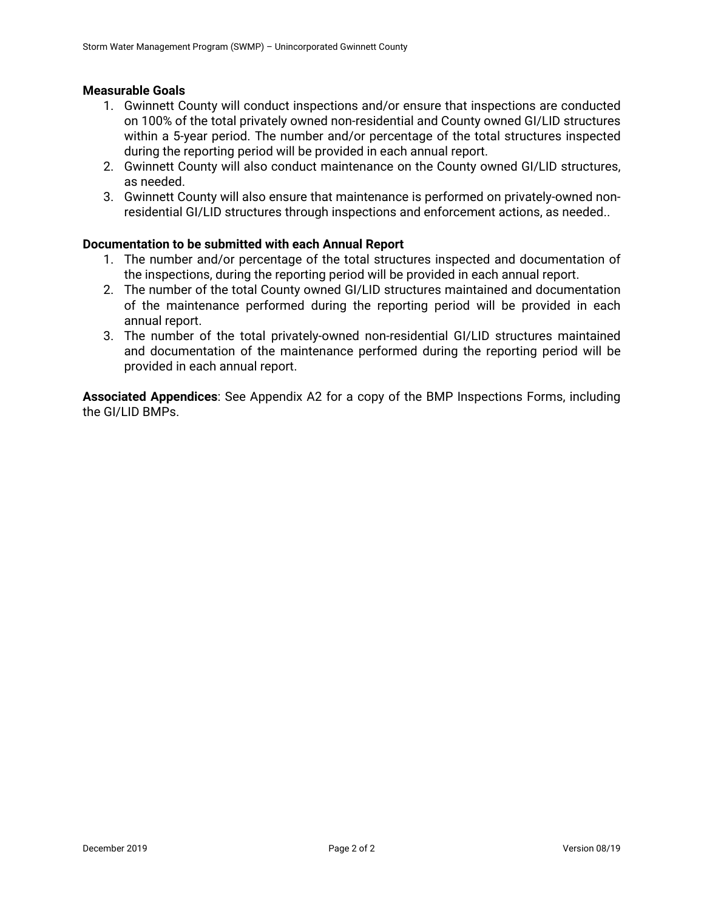**Measurable Goals**

1. Gwinnett County will conduct inspections and/or ensure that inspections are conducted on 100% of the total privately owned non-residential and County owned GI/LID structures within a 5-year period. The number and/or percentage of the total structures inspected during the reporting period will be provided in each annual report.
2. Gwinnett County will also conduct maintenance on the County owned GI/LID structures, as needed.
3. Gwinnett County will also ensure that maintenance is performed on privately-owned non-residential GI/LID structures through inspections and enforcement actions, as needed..

**Documentation to be submitted with each Annual Report**

1. The number and/or percentage of the total structures inspected and documentation of the inspections, during the reporting period will be provided in each annual report.
2. The number of the total County owned GI/LID structures maintained and documentation of the maintenance performed during the reporting period will be provided in each annual report.
3. The number of the total privately-owned non-residential GI/LID structures maintained and documentation of the maintenance performed during the reporting period will be provided in each annual report.

**Associated Appendices**: See Appendix A2 for a copy of the BMP Inspections Forms, including the GI/LID BMPs.